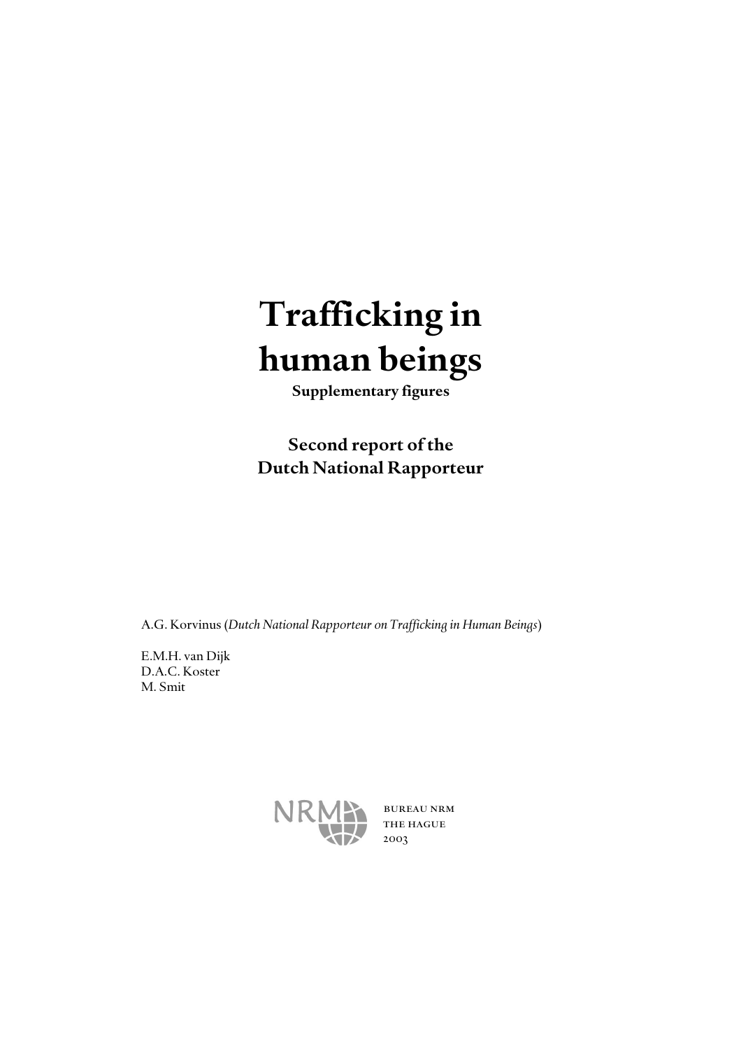# Trafficking in human beings

**Supplementary figures**

## Second report of the Dutch National Rapporteur

A.G. Korvinus (*Dutch National Rapporteur on Trafficking in Human Beings*)

E.M.H. van Dijk
D.A.C. Koster
M. Smit

NRM

BUREAU NRM
THE HAGUE
2003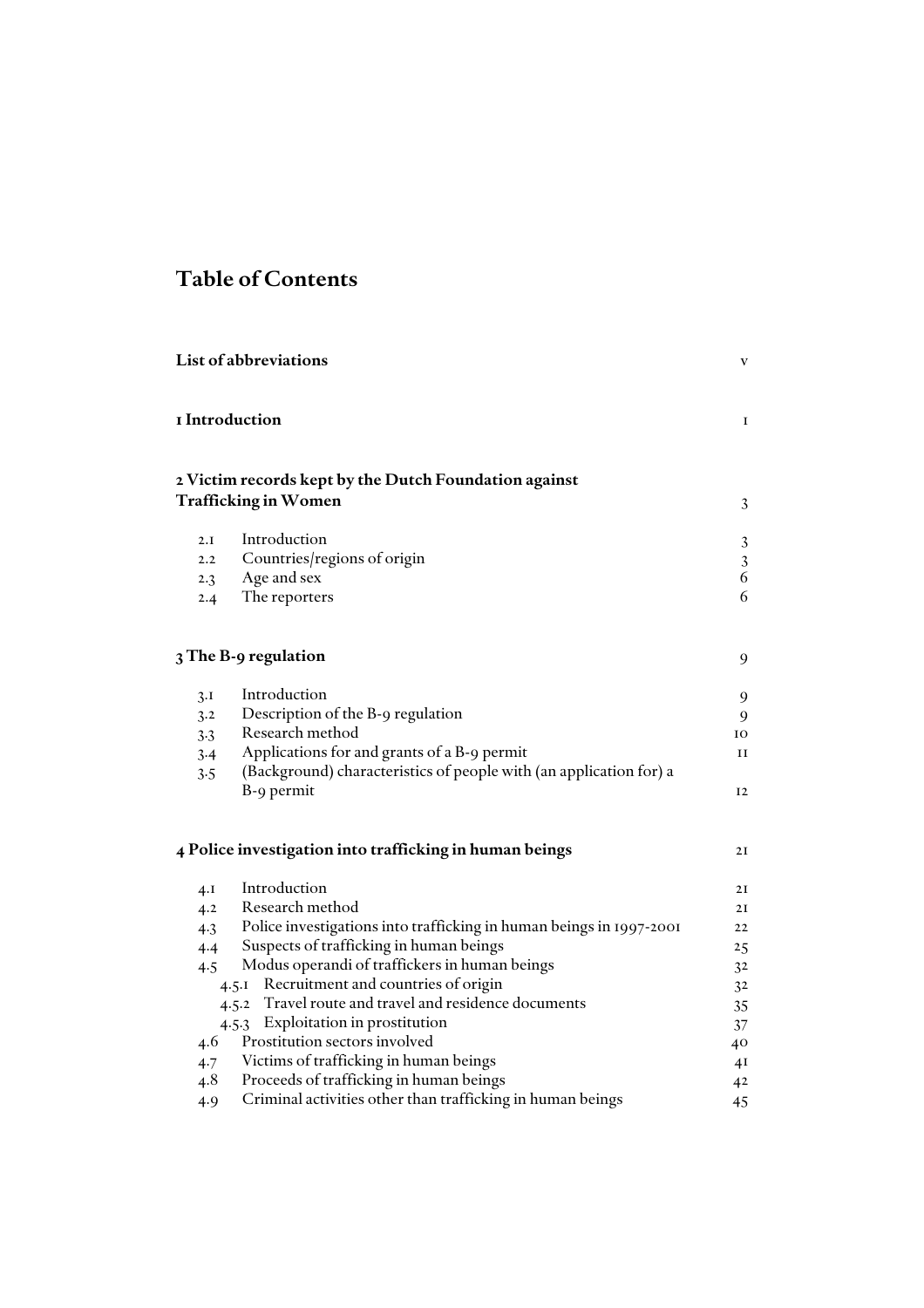# Table of Contents

| | |
|---|---|
| **List of abbreviations** | v |
| **1 Introduction** | 1 |
| **2 Victim records kept by the Dutch Foundation against Trafficking in Women** | 3 |
| 2.1 Introduction | 3 |
| 2.2 Countries/regions of origin | 3 |
| 2.3 Age and sex | 6 |
| 2.4 The reporters | 6 |
| **3 The B-9 regulation** | 9 |
| 3.1 Introduction | 9 |
| 3.2 Description of the B-9 regulation | 9 |
| 3.3 Research method | 10 |
| 3.4 Applications for and grants of a B-9 permit | 11 |
| 3.5 (Background) characteristics of people with (an application for) a B-9 permit | 12 |
| **4 Police investigation into trafficking in human beings** | 21 |
| 4.1 Introduction | 21 |
| 4.2 Research method | 21 |
| 4.3 Police investigations into trafficking in human beings in 1997-2001 | 22 |
| 4.4 Suspects of trafficking in human beings | 25 |
| 4.5 Modus operandi of traffickers in human beings | 32 |
| 4.5.1 Recruitment and countries of origin | 32 |
| 4.5.2 Travel route and travel and residence documents | 35 |
| 4.5.3 Exploitation in prostitution | 37 |
| 4.6 Prostitution sectors involved | 40 |
| 4.7 Victims of trafficking in human beings | 41 |
| 4.8 Proceeds of trafficking in human beings | 42 |
| 4.9 Criminal activities other than trafficking in human beings | 45 |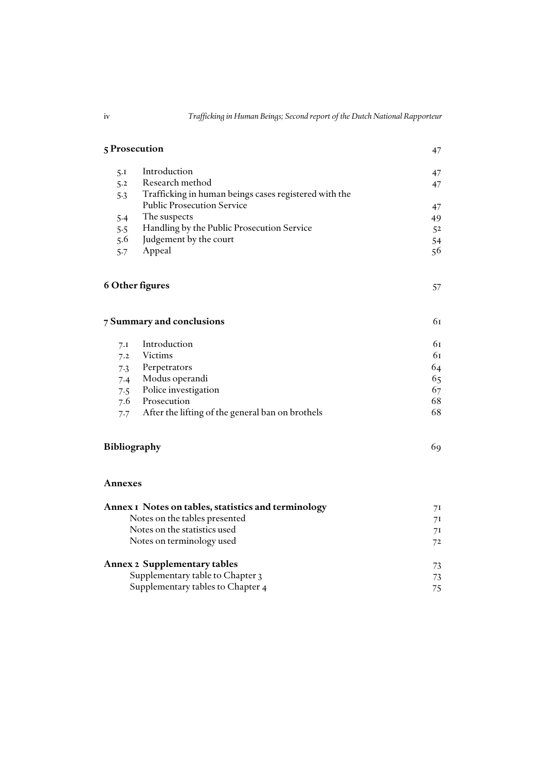| | | |
|---|---|---|
| **5 Prosecution** | | 47 |
| 5.1 | Introduction | 47 |
| 5.2 | Research method | 47 |
| 5.3 | Trafficking in human beings cases registered with the Public Prosecution Service | 47 |
| 5.4 | The suspects | 49 |
| 5.5 | Handling by the Public Prosecution Service | 52 |
| 5.6 | Judgement by the court | 54 |
| 5.7 | Appeal | 56 |
| **6 Other figures** | | 57 |
| **7 Summary and conclusions** | | 61 |
| 7.1 | Introduction | 61 |
| 7.2 | Victims | 61 |
| 7.3 | Perpetrators | 64 |
| 7.4 | Modus operandi | 65 |
| 7.5 | Police investigation | 67 |
| 7.6 | Prosecution | 68 |
| 7.7 | After the lifting of the general ban on brothels | 68 |
| **Bibliography** | | 69 |
| **Annexes** | | |
| **Annex 1 Notes on tables, statistics and terminology** | | 71 |
| | Notes on the tables presented | 71 |
| | Notes on the statistics used | 71 |
| | Notes on terminology used | 72 |
| **Annex 2 Supplementary tables** | | 73 |
| | Supplementary table to Chapter 3 | 73 |
| | Supplementary tables to Chapter 4 | 75 |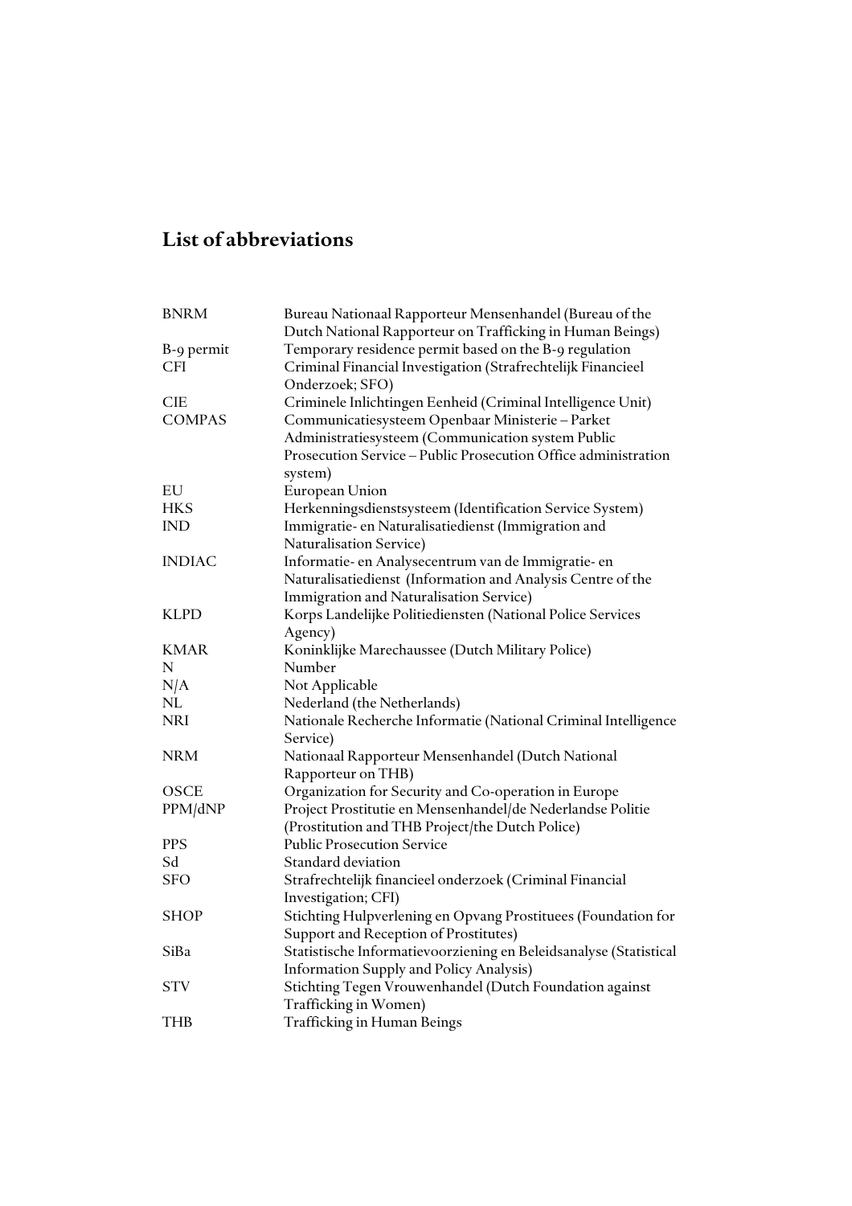# List of abbreviations

| | |
|---|---|
| BNRM | Bureau Nationaal Rapporteur Mensenhandel (Bureau of the Dutch National Rapporteur on Trafficking in Human Beings) |
| B-9 permit | Temporary residence permit based on the B-9 regulation |
| CFI | Criminal Financial Investigation (Strafrechtelijk Financieel Onderzoek; SFO) |
| CIE | Criminele Inlichtingen Eenheid (Criminal Intelligence Unit) |
| COMPAS | Communicatiesysteem Openbaar Ministerie – Parket Administratiesysteem (Communication system Public Prosecution Service – Public Prosecution Office administration system) |
| EU | European Union |
| HKS | Herkenningsdienstsysteem (Identification Service System) |
| IND | Immigratie- en Naturalisatiedienst (Immigration and Naturalisation Service) |
| INDIAC | Informatie- en Analysecentrum van de Immigratie- en Naturalisatiedienst (Information and Analysis Centre of the Immigration and Naturalisation Service) |
| KLPD | Korps Landelijke Politiediensten (National Police Services Agency) |
| KMAR | Koninklijke Marechaussee (Dutch Military Police) |
| N | Number |
| N/A | Not Applicable |
| NL | Nederland (the Netherlands) |
| NRI | Nationale Recherche Informatie (National Criminal Intelligence Service) |
| NRM | Nationaal Rapporteur Mensenhandel (Dutch National Rapporteur on THB) |
| OSCE | Organization for Security and Co-operation in Europe |
| PPM/dNP | Project Prostitutie en Mensenhandel/de Nederlandse Politie (Prostitution and THB Project/the Dutch Police) |
| PPS | Public Prosecution Service |
| Sd | Standard deviation |
| SFO | Strafrechtelijk financieel onderzoek (Criminal Financial Investigation; CFI) |
| SHOP | Stichting Hulpverlening en Opvang Prostituees (Foundation for Support and Reception of Prostitutes) |
| SiBa | Statistische Informatievoorziening en Beleidsanalyse (Statistical Information Supply and Policy Analysis) |
| STV | Stichting Tegen Vrouwenhandel (Dutch Foundation against Trafficking in Women) |
| THB | Trafficking in Human Beings |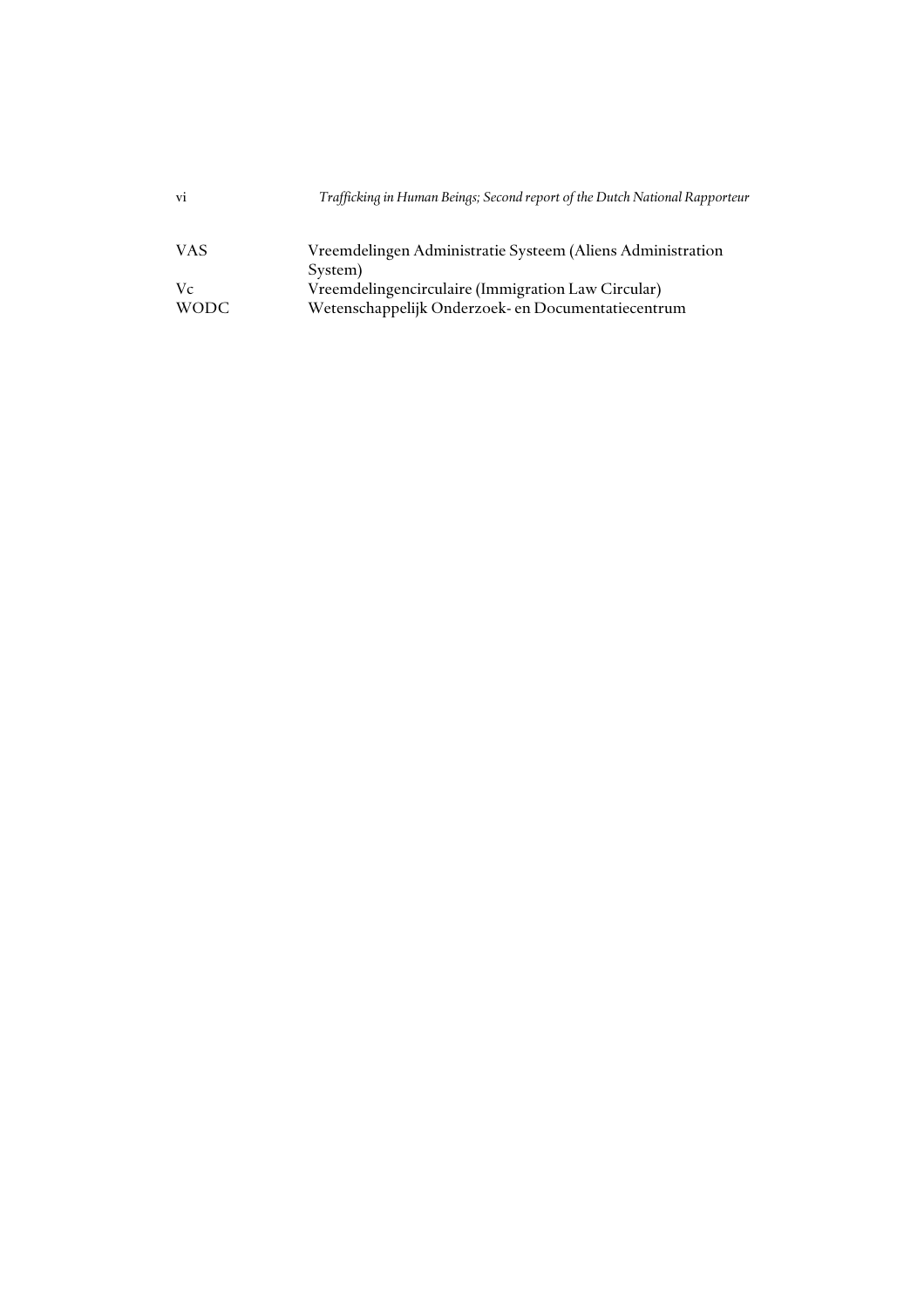| | |
|---|---|
| VAS | Vreemdelingen Administratie Systeem (Aliens Administration System) |
| Vc | Vreemdelingencirculaire (Immigration Law Circular) |
| WODC | Wetenschappelijk Onderzoek- en Documentatiecentrum |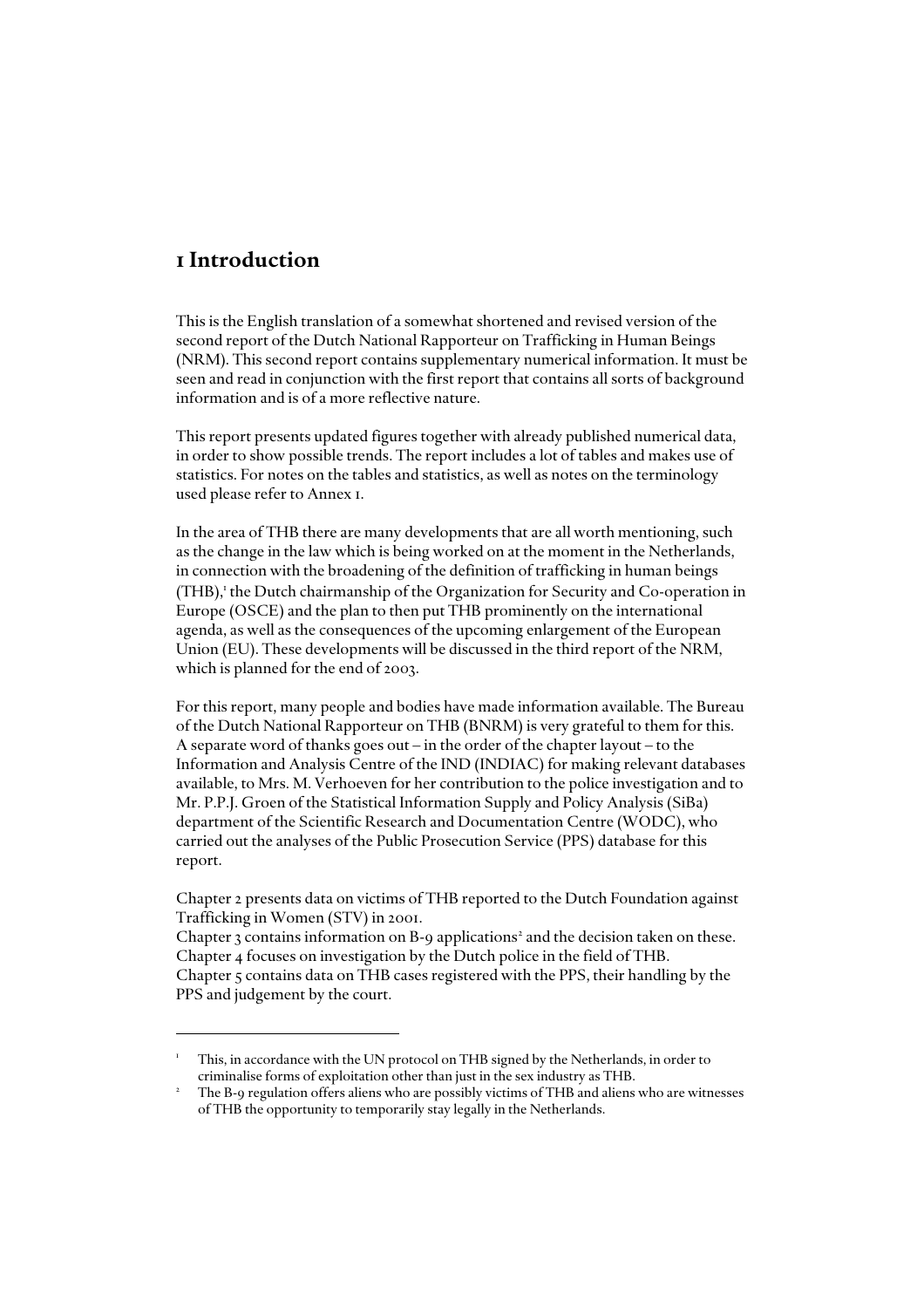# 1 Introduction

This is the English translation of a somewhat shortened and revised version of the second report of the Dutch National Rapporteur on Trafficking in Human Beings (NRM). This second report contains supplementary numerical information. It must be seen and read in conjunction with the first report that contains all sorts of background information and is of a more reflective nature.

This report presents updated figures together with already published numerical data, in order to show possible trends. The report includes a lot of tables and makes use of statistics. For notes on the tables and statistics, as well as notes on the terminology used please refer to Annex 1.

In the area of THB there are many developments that are all worth mentioning, such as the change in the law which is being worked on at the moment in the Netherlands, in connection with the broadening of the definition of trafficking in human beings (THB),[1] the Dutch chairmanship of the Organization for Security and Co-operation in Europe (OSCE) and the plan to then put THB prominently on the international agenda, as well as the consequences of the upcoming enlargement of the European Union (EU). These developments will be discussed in the third report of the NRM, which is planned for the end of 2003.

For this report, many people and bodies have made information available. The Bureau of the Dutch National Rapporteur on THB (BNRM) is very grateful to them for this. A separate word of thanks goes out – in the order of the chapter layout – to the Information and Analysis Centre of the IND (INDIAC) for making relevant databases available, to Mrs. M. Verhoeven for her contribution to the police investigation and to Mr. P.P.J. Groen of the Statistical Information Supply and Policy Analysis (SiBa) department of the Scientific Research and Documentation Centre (WODC), who carried out the analyses of the Public Prosecution Service (PPS) database for this report.

Chapter 2 presents data on victims of THB reported to the Dutch Foundation against Trafficking in Women (STV) in 2001.
Chapter 3 contains information on B-9 applications[2] and the decision taken on these.
Chapter 4 focuses on investigation by the Dutch police in the field of THB.
Chapter 5 contains data on THB cases registered with the PPS, their handling by the PPS and judgement by the court.

---

[1] This, in accordance with the UN protocol on THB signed by the Netherlands, in order to criminalise forms of exploitation other than just in the sex industry as THB.

[2] The B-9 regulation offers aliens who are possibly victims of THB and aliens who are witnesses of THB the opportunity to temporarily stay legally in the Netherlands.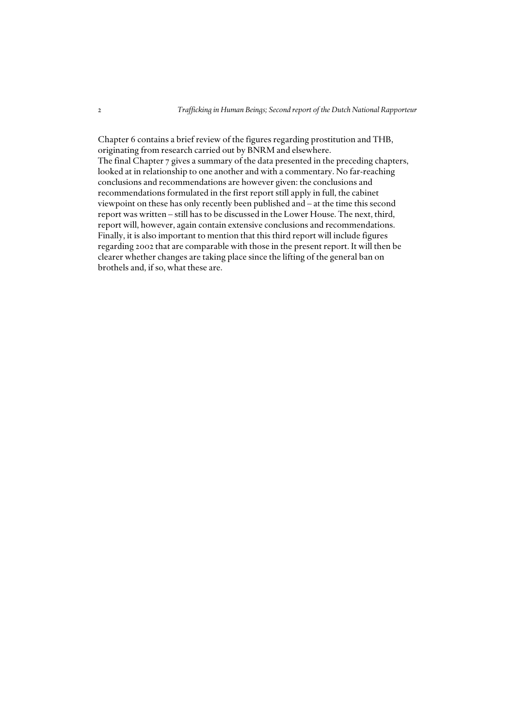Chapter 6 contains a brief review of the figures regarding prostitution and THB, originating from research carried out by BNRM and elsewhere.
The final Chapter 7 gives a summary of the data presented in the preceding chapters, looked at in relationship to one another and with a commentary. No far-reaching conclusions and recommendations are however given: the conclusions and recommendations formulated in the first report still apply in full, the cabinet viewpoint on these has only recently been published and – at the time this second report was written – still has to be discussed in the Lower House. The next, third, report will, however, again contain extensive conclusions and recommendations. Finally, it is also important to mention that this third report will include figures regarding 2002 that are comparable with those in the present report. It will then be clearer whether changes are taking place since the lifting of the general ban on brothels and, if so, what these are.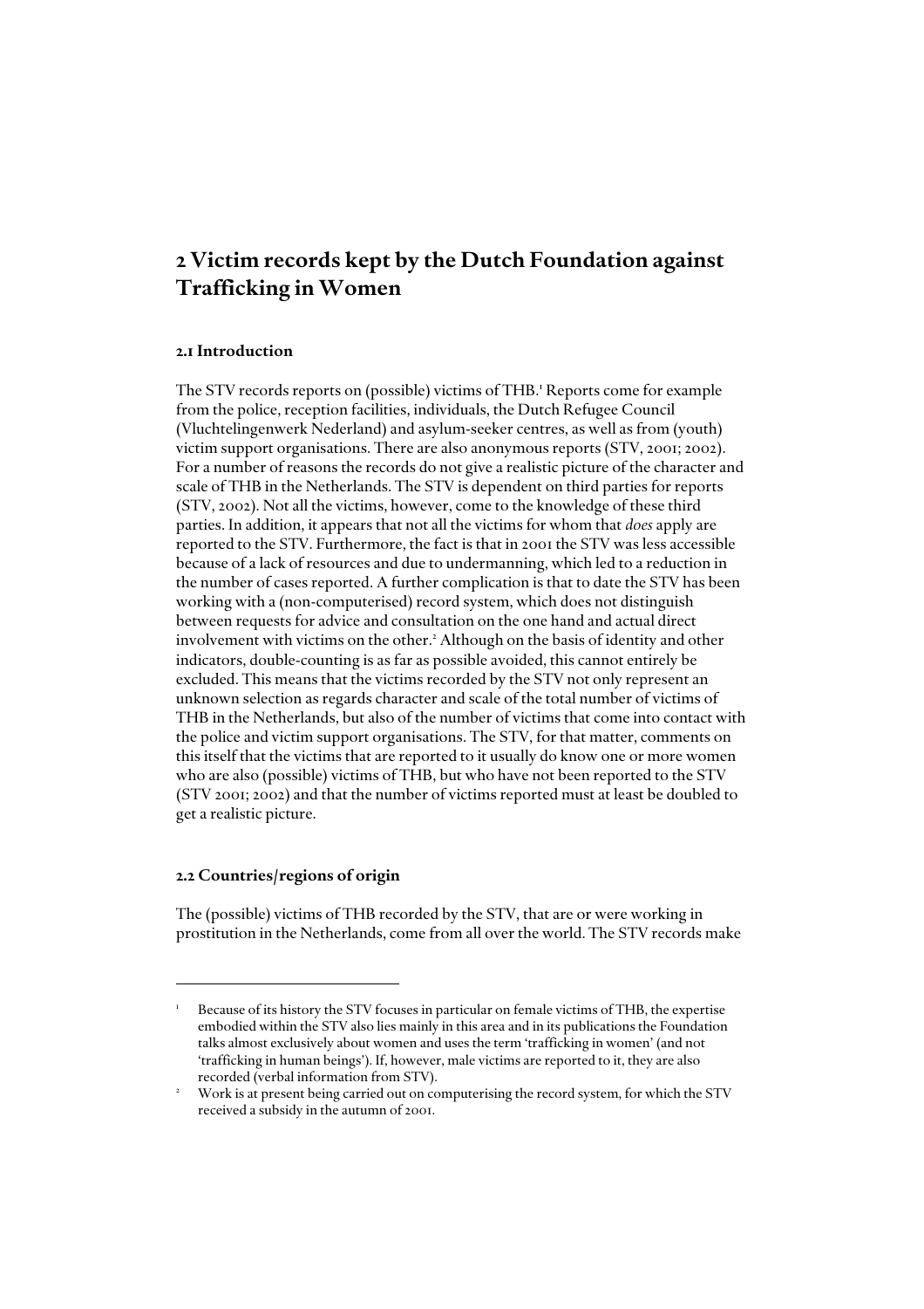# 2 Victim records kept by the Dutch Foundation against Trafficking in Women

## 2.1 Introduction

The STV records reports on (possible) victims of THB.[1] Reports come for example from the police, reception facilities, individuals, the Dutch Refugee Council (Vluchtelingenwerk Nederland) and asylum-seeker centres, as well as from (youth) victim support organisations. There are also anonymous reports (STV, 2001; 2002). For a number of reasons the records do not give a realistic picture of the character and scale of THB in the Netherlands. The STV is dependent on third parties for reports (STV, 2002). Not all the victims, however, come to the knowledge of these third parties. In addition, it appears that not all the victims for whom that *does* apply are reported to the STV. Furthermore, the fact is that in 2001 the STV was less accessible because of a lack of resources and due to undermanning, which led to a reduction in the number of cases reported. A further complication is that to date the STV has been working with a (non-computerised) record system, which does not distinguish between requests for advice and consultation on the one hand and actual direct involvement with victims on the other.[2] Although on the basis of identity and other indicators, double-counting is as far as possible avoided, this cannot entirely be excluded. This means that the victims recorded by the STV not only represent an unknown selection as regards character and scale of the total number of victims of THB in the Netherlands, but also of the number of victims that come into contact with the police and victim support organisations. The STV, for that matter, comments on this itself that the victims that are reported to it usually do know one or more women who are also (possible) victims of THB, but who have not been reported to the STV (STV 2001; 2002) and that the number of victims reported must at least be doubled to get a realistic picture.

## 2.2 Countries/regions of origin

The (possible) victims of THB recorded by the STV, that are or were working in prostitution in the Netherlands, come from all over the world. The STV records make

---

[1] Because of its history the STV focuses in particular on female victims of THB, the expertise embodied within the STV also lies mainly in this area and in its publications the Foundation talks almost exclusively about women and uses the term 'trafficking in women' (and not 'trafficking in human beings'). If, however, male victims are reported to it, they are also recorded (verbal information from STV).

[2] Work is at present being carried out on computerising the record system, for which the STV received a subsidy in the autumn of 2001.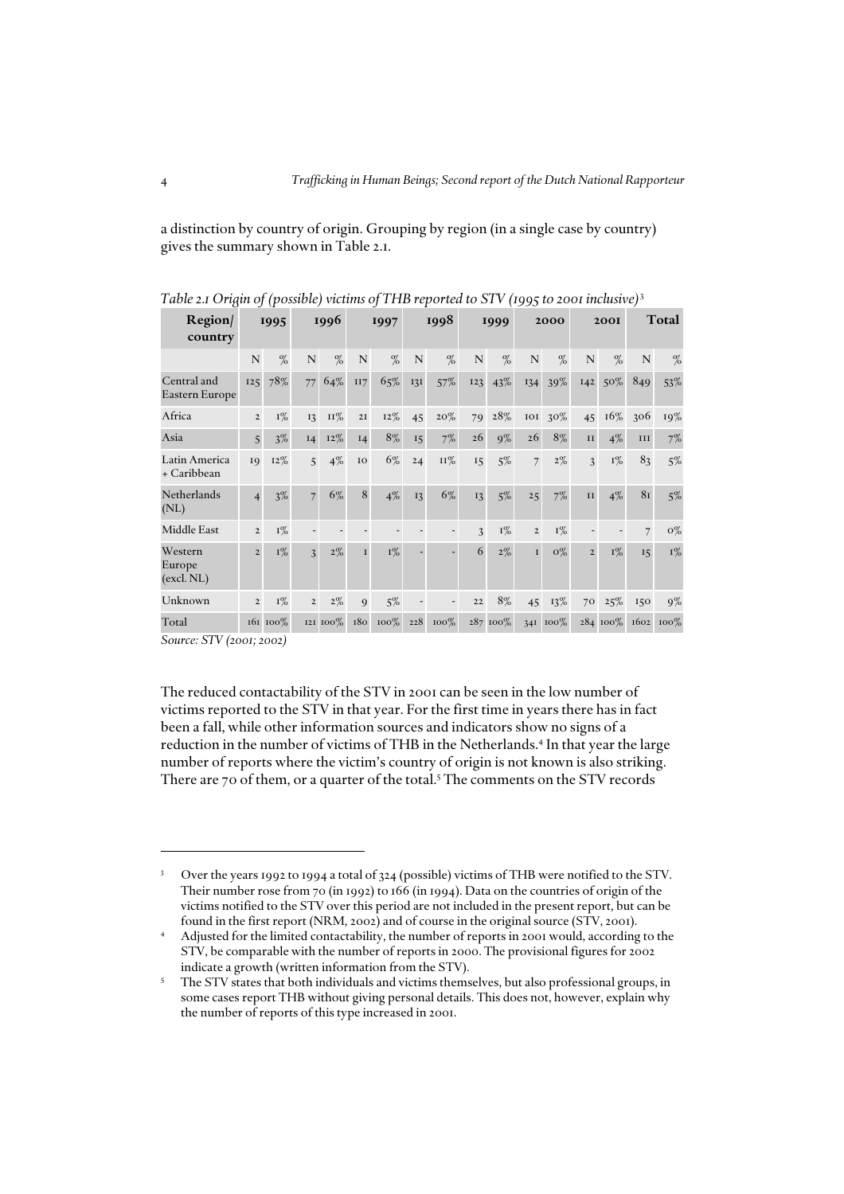a distinction by country of origin. Grouping by region (in a single case by country) gives the summary shown in Table 2.1.

*Table 2.1 Origin of (possible) victims of THB reported to STV (1995 to 2001 inclusive)*[3]

| Region/ country | 1995 | | 1996 | | 1997 | | 1998 | | 1999 | | 2000 | | 2001 | | Total | |
|---|---|---|---|---|---|---|---|---|---|---|---|---|---|---|---|---|
| | N | % | N | % | N | % | N | % | N | % | N | % | N | % | N | % |
| Central and Eastern Europe | 125 | 78% | 77 | 64% | 117 | 65% | 131 | 57% | 123 | 43% | 134 | 39% | 142 | 50% | 849 | 53% |
| Africa | 2 | 1% | 13 | 11% | 21 | 12% | 45 | 20% | 79 | 28% | 101 | 30% | 45 | 16% | 306 | 19% |
| Asia | 5 | 3% | 14 | 12% | 14 | 8% | 15 | 7% | 26 | 9% | 26 | 8% | 11 | 4% | 111 | 7% |
| Latin America + Caribbean | 19 | 12% | 5 | 4% | 10 | 6% | 24 | 11% | 15 | 5% | 7 | 2% | 3 | 1% | 83 | 5% |
| Netherlands (NL) | 4 | 3% | 7 | 6% | 8 | 4% | 13 | 6% | 13 | 5% | 25 | 7% | 11 | 4% | 81 | 5% |
| Middle East | 2 | 1% | - | - | - | - | - | - | 3 | 1% | 2 | 1% | - | - | 7 | 0% |
| Western Europe (excl. NL) | 2 | 1% | 3 | 2% | 1 | 1% | - | - | 6 | 2% | 1 | 0% | 2 | 1% | 15 | 1% |
| Unknown | 2 | 1% | 2 | 2% | 9 | 5% | - | - | 22 | 8% | 45 | 13% | 70 | 25% | 150 | 9% |
| Total | 161 | 100% | 121 | 100% | 180 | 100% | 228 | 100% | 287 | 100% | 341 | 100% | 284 | 100% | 1602 | 100% |

*Source: STV (2001; 2002)*

The reduced contactability of the STV in 2001 can be seen in the low number of victims reported to the STV in that year. For the first time in years there has in fact been a fall, while other information sources and indicators show no signs of a reduction in the number of victims of THB in the Netherlands.[4] In that year the large number of reports where the victim's country of origin is not known is also striking. There are 70 of them, or a quarter of the total.[5] The comments on the STV records

---

[3] Over the years 1992 to 1994 a total of 324 (possible) victims of THB were notified to the STV. Their number rose from 70 (in 1992) to 166 (in 1994). Data on the countries of origin of the victims notified to the STV over this period are not included in the present report, but can be found in the first report (NRM, 2002) and of course in the original source (STV, 2001).

[4] Adjusted for the limited contactability, the number of reports in 2001 would, according to the STV, be comparable with the number of reports in 2000. The provisional figures for 2002 indicate a growth (written information from the STV).

[5] The STV states that both individuals and victims themselves, but also professional groups, in some cases report THB without giving personal details. This does not, however, explain why the number of reports of this type increased in 2001.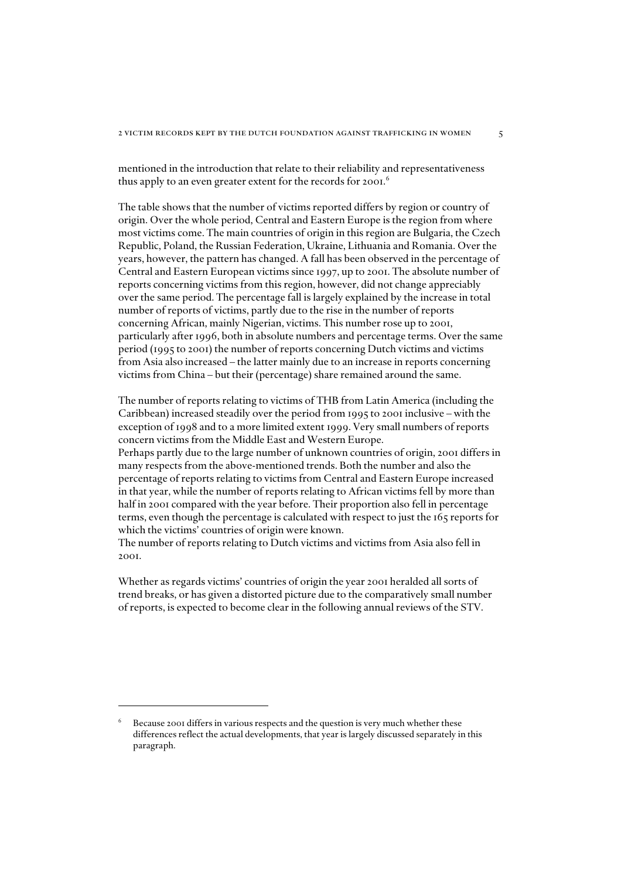mentioned in the introduction that relate to their reliability and representativeness thus apply to an even greater extent for the records for 2001.[6]

The table shows that the number of victims reported differs by region or country of origin. Over the whole period, Central and Eastern Europe is the region from where most victims come. The main countries of origin in this region are Bulgaria, the Czech Republic, Poland, the Russian Federation, Ukraine, Lithuania and Romania. Over the years, however, the pattern has changed. A fall has been observed in the percentage of Central and Eastern European victims since 1997, up to 2001. The absolute number of reports concerning victims from this region, however, did not change appreciably over the same period. The percentage fall is largely explained by the increase in total number of reports of victims, partly due to the rise in the number of reports concerning African, mainly Nigerian, victims. This number rose up to 2001, particularly after 1996, both in absolute numbers and percentage terms. Over the same period (1995 to 2001) the number of reports concerning Dutch victims and victims from Asia also increased – the latter mainly due to an increase in reports concerning victims from China – but their (percentage) share remained around the same.

The number of reports relating to victims of THB from Latin America (including the Caribbean) increased steadily over the period from 1995 to 2001 inclusive – with the exception of 1998 and to a more limited extent 1999. Very small numbers of reports concern victims from the Middle East and Western Europe.
Perhaps partly due to the large number of unknown countries of origin, 2001 differs in many respects from the above-mentioned trends. Both the number and also the percentage of reports relating to victims from Central and Eastern Europe increased in that year, while the number of reports relating to African victims fell by more than half in 2001 compared with the year before. Their proportion also fell in percentage terms, even though the percentage is calculated with respect to just the 165 reports for which the victims' countries of origin were known.
The number of reports relating to Dutch victims and victims from Asia also fell in 2001.

Whether as regards victims' countries of origin the year 2001 heralded all sorts of trend breaks, or has given a distorted picture due to the comparatively small number of reports, is expected to become clear in the following annual reviews of the STV.

[6] Because 2001 differs in various respects and the question is very much whether these differences reflect the actual developments, that year is largely discussed separately in this paragraph.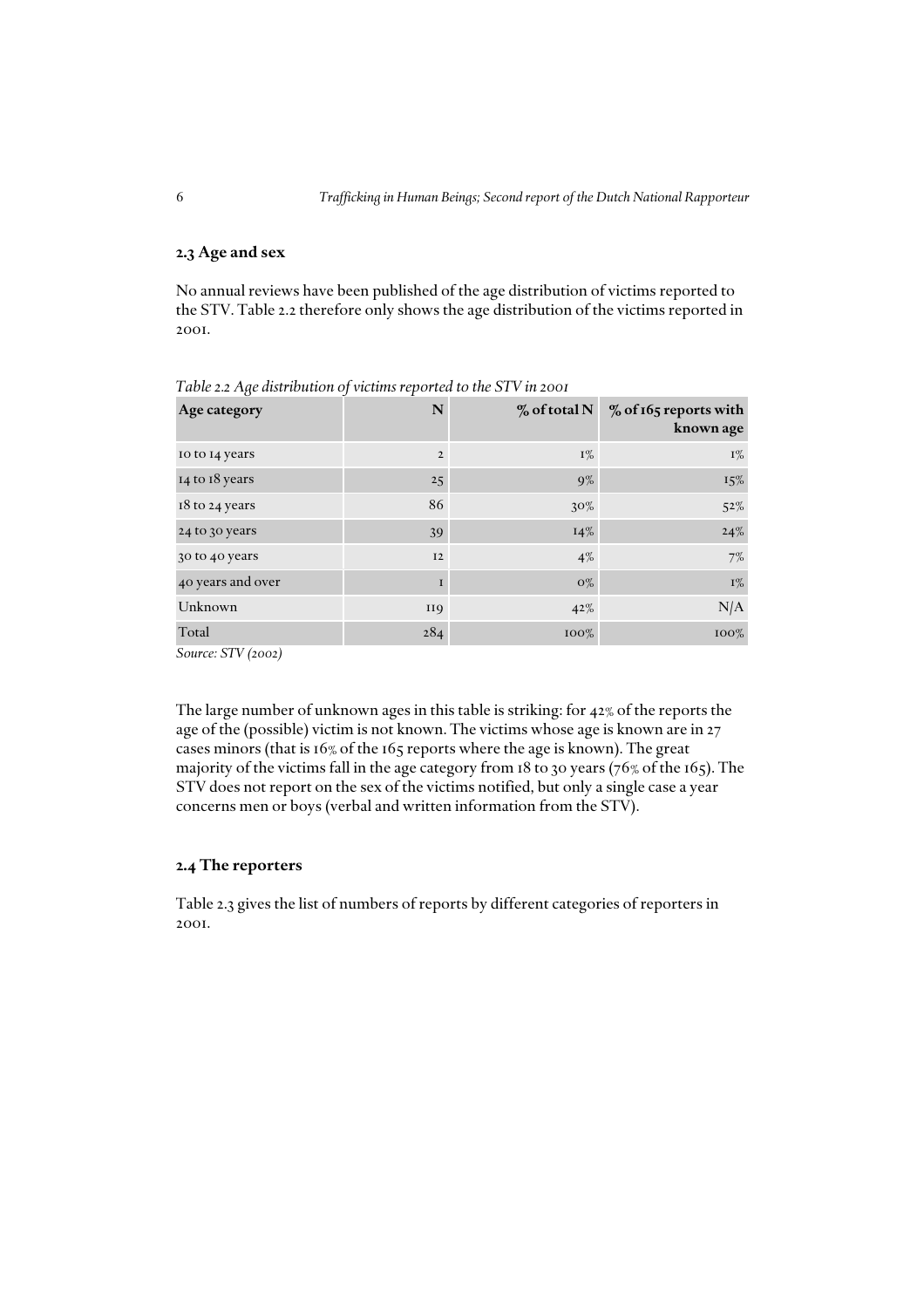## 2.3 Age and sex

No annual reviews have been published of the age distribution of victims reported to the STV. Table 2.2 therefore only shows the age distribution of the victims reported in 2001.

*Table 2.2 Age distribution of victims reported to the STV in 2001*

| Age category | N | % of total N | % of 165 reports with known age |
|---|---|---|---|
| 10 to 14 years | 2 | 1% | 1% |
| 14 to 18 years | 25 | 9% | 15% |
| 18 to 24 years | 86 | 30% | 52% |
| 24 to 30 years | 39 | 14% | 24% |
| 30 to 40 years | 12 | 4% | 7% |
| 40 years and over | 1 | 0% | 1% |
| Unknown | 119 | 42% | N/A |
| Total | 284 | 100% | 100% |

*Source: STV (2002)*

The large number of unknown ages in this table is striking: for 42% of the reports the age of the (possible) victim is not known. The victims whose age is known are in 27 cases minors (that is 16% of the 165 reports where the age is known). The great majority of the victims fall in the age category from 18 to 30 years (76% of the 165). The STV does not report on the sex of the victims notified, but only a single case a year concerns men or boys (verbal and written information from the STV).

## 2.4 The reporters

Table 2.3 gives the list of numbers of reports by different categories of reporters in 2001.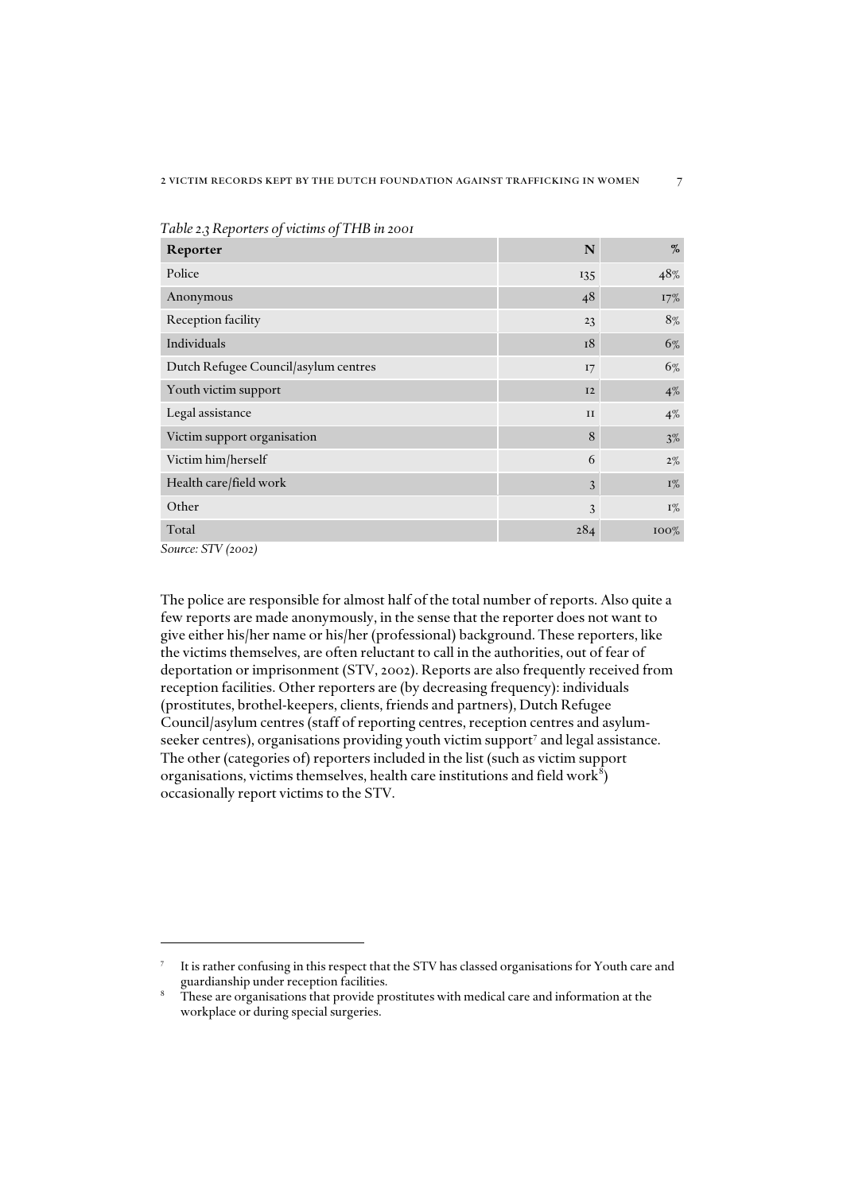*Table 2.3 Reporters of victims of THB in 2001*

| Reporter | N | % |
|---|---|---|
| Police | 135 | 48% |
| Anonymous | 48 | 17% |
| Reception facility | 23 | 8% |
| Individuals | 18 | 6% |
| Dutch Refugee Council/asylum centres | 17 | 6% |
| Youth victim support | 12 | 4% |
| Legal assistance | 11 | 4% |
| Victim support organisation | 8 | 3% |
| Victim him/herself | 6 | 2% |
| Health care/field work | 3 | 1% |
| Other | 3 | 1% |
| Total | 284 | 100% |

*Source: STV (2002)*

The police are responsible for almost half of the total number of reports. Also quite a few reports are made anonymously, in the sense that the reporter does not want to give either his/her name or his/her (professional) background. These reporters, like the victims themselves, are often reluctant to call in the authorities, out of fear of deportation or imprisonment (STV, 2002). Reports are also frequently received from reception facilities. Other reporters are (by decreasing frequency): individuals (prostitutes, brothel-keepers, clients, friends and partners), Dutch Refugee Council/asylum centres (staff of reporting centres, reception centres and asylum-seeker centres), organisations providing youth victim support[7] and legal assistance. The other (categories of) reporters included in the list (such as victim support organisations, victims themselves, health care institutions and field work[8]) occasionally report victims to the STV.

---

[7] It is rather confusing in this respect that the STV has classed organisations for Youth care and guardianship under reception facilities.

[8] These are organisations that provide prostitutes with medical care and information at the workplace or during special surgeries.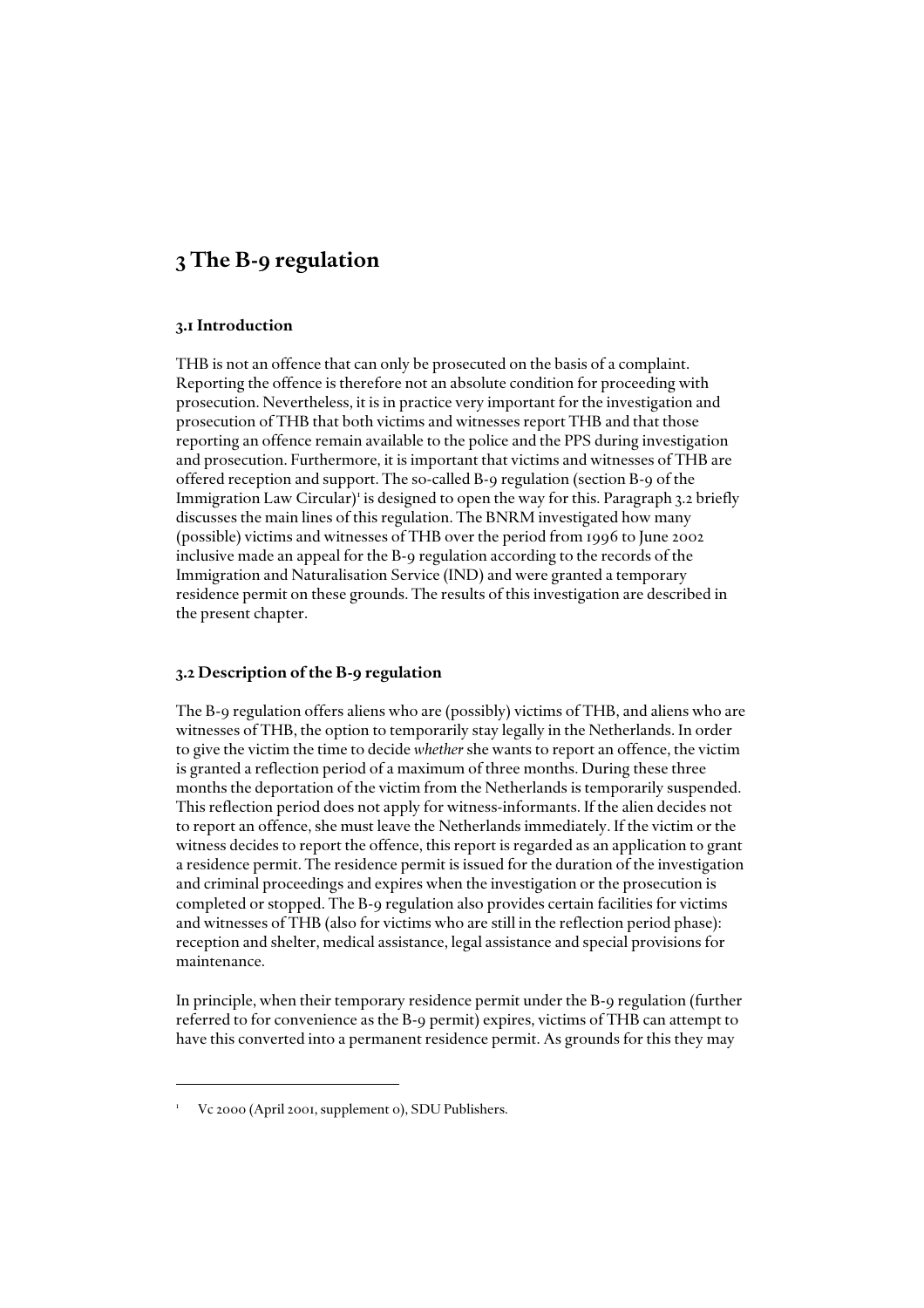# 3 The B-9 regulation

## 3.1 Introduction

THB is not an offence that can only be prosecuted on the basis of a complaint. Reporting the offence is therefore not an absolute condition for proceeding with prosecution. Nevertheless, it is in practice very important for the investigation and prosecution of THB that both victims and witnesses report THB and that those reporting an offence remain available to the police and the PPS during investigation and prosecution. Furthermore, it is important that victims and witnesses of THB are offered reception and support. The so-called B-9 regulation (section B-9 of the Immigration Law Circular)[1] is designed to open the way for this. Paragraph 3.2 briefly discusses the main lines of this regulation. The BNRM investigated how many (possible) victims and witnesses of THB over the period from 1996 to June 2002 inclusive made an appeal for the B-9 regulation according to the records of the Immigration and Naturalisation Service (IND) and were granted a temporary residence permit on these grounds. The results of this investigation are described in the present chapter.

## 3.2 Description of the B-9 regulation

The B-9 regulation offers aliens who are (possibly) victims of THB, and aliens who are witnesses of THB, the option to temporarily stay legally in the Netherlands. In order to give the victim the time to decide *whether* she wants to report an offence, the victim is granted a reflection period of a maximum of three months. During these three months the deportation of the victim from the Netherlands is temporarily suspended. This reflection period does not apply for witness-informants. If the alien decides not to report an offence, she must leave the Netherlands immediately. If the victim or the witness decides to report the offence, this report is regarded as an application to grant a residence permit. The residence permit is issued for the duration of the investigation and criminal proceedings and expires when the investigation or the prosecution is completed or stopped. The B-9 regulation also provides certain facilities for victims and witnesses of THB (also for victims who are still in the reflection period phase): reception and shelter, medical assistance, legal assistance and special provisions for maintenance.

In principle, when their temporary residence permit under the B-9 regulation (further referred to for convenience as the B-9 permit) expires, victims of THB can attempt to have this converted into a permanent residence permit. As grounds for this they may

---

[1] Vc 2000 (April 2001, supplement 0), SDU Publishers.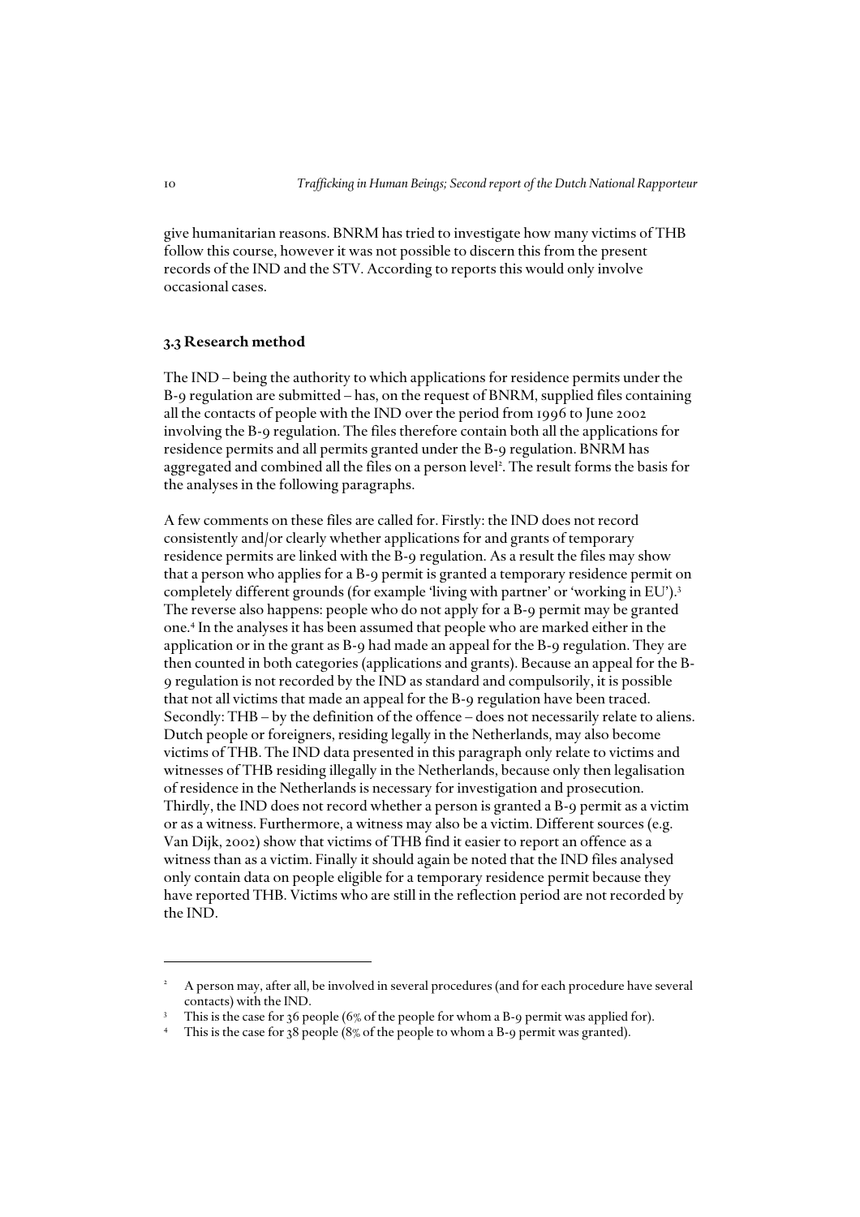give humanitarian reasons. BNRM has tried to investigate how many victims of THB follow this course, however it was not possible to discern this from the present records of the IND and the STV. According to reports this would only involve occasional cases.

### 3.3 Research method

The IND – being the authority to which applications for residence permits under the B-9 regulation are submitted – has, on the request of BNRM, supplied files containing all the contacts of people with the IND over the period from 1996 to June 2002 involving the B-9 regulation. The files therefore contain both all the applications for residence permits and all permits granted under the B-9 regulation. BNRM has aggregated and combined all the files on a person level[2]. The result forms the basis for the analyses in the following paragraphs.

A few comments on these files are called for. Firstly: the IND does not record consistently and/or clearly whether applications for and grants of temporary residence permits are linked with the B-9 regulation. As a result the files may show that a person who applies for a B-9 permit is granted a temporary residence permit on completely different grounds (for example 'living with partner' or 'working in EU').[3] The reverse also happens: people who do not apply for a B-9 permit may be granted one.[4] In the analyses it has been assumed that people who are marked either in the application or in the grant as B-9 had made an appeal for the B-9 regulation. They are then counted in both categories (applications and grants). Because an appeal for the B-9 regulation is not recorded by the IND as standard and compulsorily, it is possible that not all victims that made an appeal for the B-9 regulation have been traced. Secondly: THB – by the definition of the offence – does not necessarily relate to aliens. Dutch people or foreigners, residing legally in the Netherlands, may also become victims of THB. The IND data presented in this paragraph only relate to victims and witnesses of THB residing illegally in the Netherlands, because only then legalisation of residence in the Netherlands is necessary for investigation and prosecution. Thirdly, the IND does not record whether a person is granted a B-9 permit as a victim or as a witness. Furthermore, a witness may also be a victim. Different sources (e.g. Van Dijk, 2002) show that victims of THB find it easier to report an offence as a witness than as a victim. Finally it should again be noted that the IND files analysed only contain data on people eligible for a temporary residence permit because they have reported THB. Victims who are still in the reflection period are not recorded by the IND.

---

[2] A person may, after all, be involved in several procedures (and for each procedure have several contacts) with the IND.

[3] This is the case for 36 people (6% of the people for whom a B-9 permit was applied for).

[4] This is the case for 38 people (8% of the people to whom a B-9 permit was granted).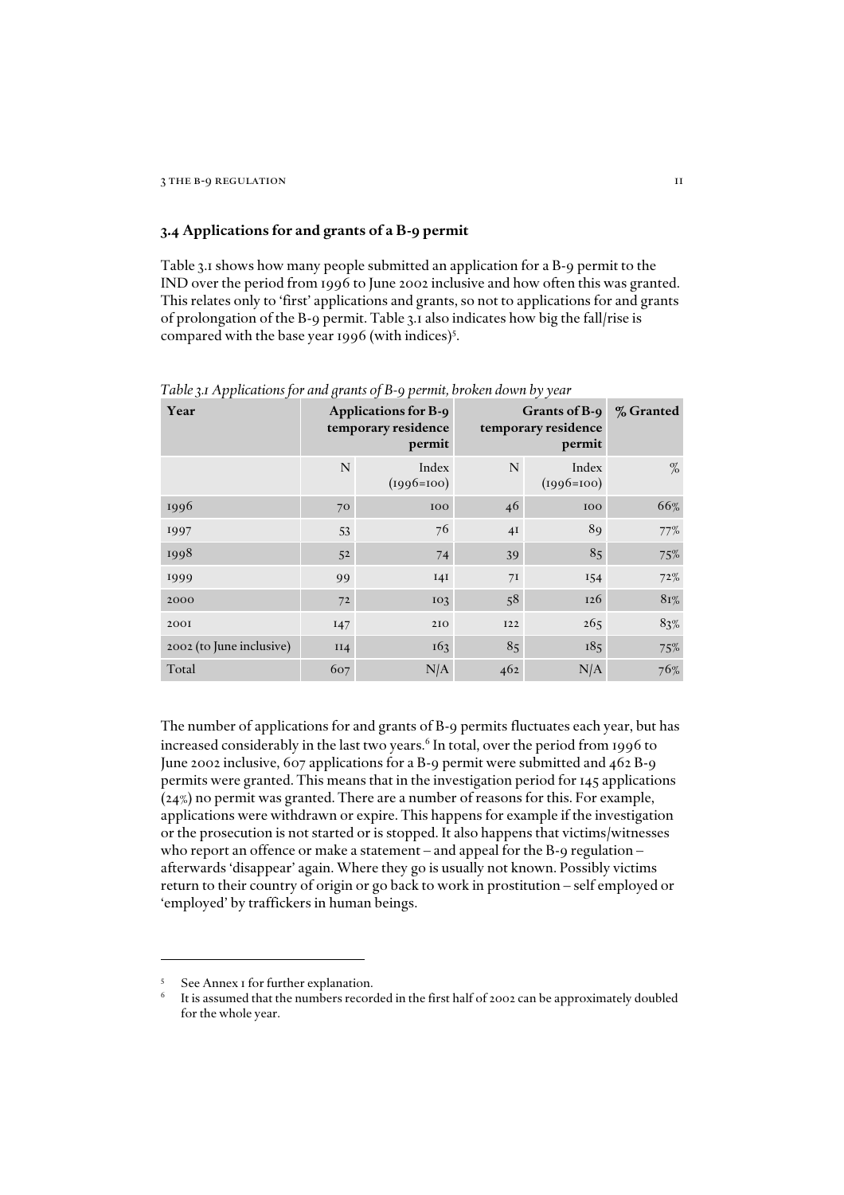### 3.4 Applications for and grants of a B-9 permit

Table 3.1 shows how many people submitted an application for a B-9 permit to the IND over the period from 1996 to June 2002 inclusive and how often this was granted. This relates only to 'first' applications and grants, so not to applications for and grants of prolongation of the B-9 permit. Table 3.1 also indicates how big the fall/rise is compared with the base year 1996 (with indices)[5].

*Table 3.1 Applications for and grants of B-9 permit, broken down by year*

| Year | Applications for B-9 temporary residence permit | | Grants of B-9 temporary residence permit | | % Granted |
|---|---|---|---|---|---|
| | N | Index (1996=100) | N | Index (1996=100) | % |
| 1996 | 70 | 100 | 46 | 100 | 66% |
| 1997 | 53 | 76 | 41 | 89 | 77% |
| 1998 | 52 | 74 | 39 | 85 | 75% |
| 1999 | 99 | 141 | 71 | 154 | 72% |
| 2000 | 72 | 103 | 58 | 126 | 81% |
| 2001 | 147 | 210 | 122 | 265 | 83% |
| 2002 (to June inclusive) | 114 | 163 | 85 | 185 | 75% |
| Total | 607 | N/A | 462 | N/A | 76% |

The number of applications for and grants of B-9 permits fluctuates each year, but has increased considerably in the last two years.[6] In total, over the period from 1996 to June 2002 inclusive, 607 applications for a B-9 permit were submitted and 462 B-9 permits were granted. This means that in the investigation period for 145 applications (24%) no permit was granted. There are a number of reasons for this. For example, applications were withdrawn or expire. This happens for example if the investigation or the prosecution is not started or is stopped. It also happens that victims/witnesses who report an offence or make a statement – and appeal for the B-9 regulation – afterwards 'disappear' again. Where they go is usually not known. Possibly victims return to their country of origin or go back to work in prostitution – self employed or 'employed' by traffickers in human beings.

---

[5] See Annex 1 for further explanation.

[6] It is assumed that the numbers recorded in the first half of 2002 can be approximately doubled for the whole year.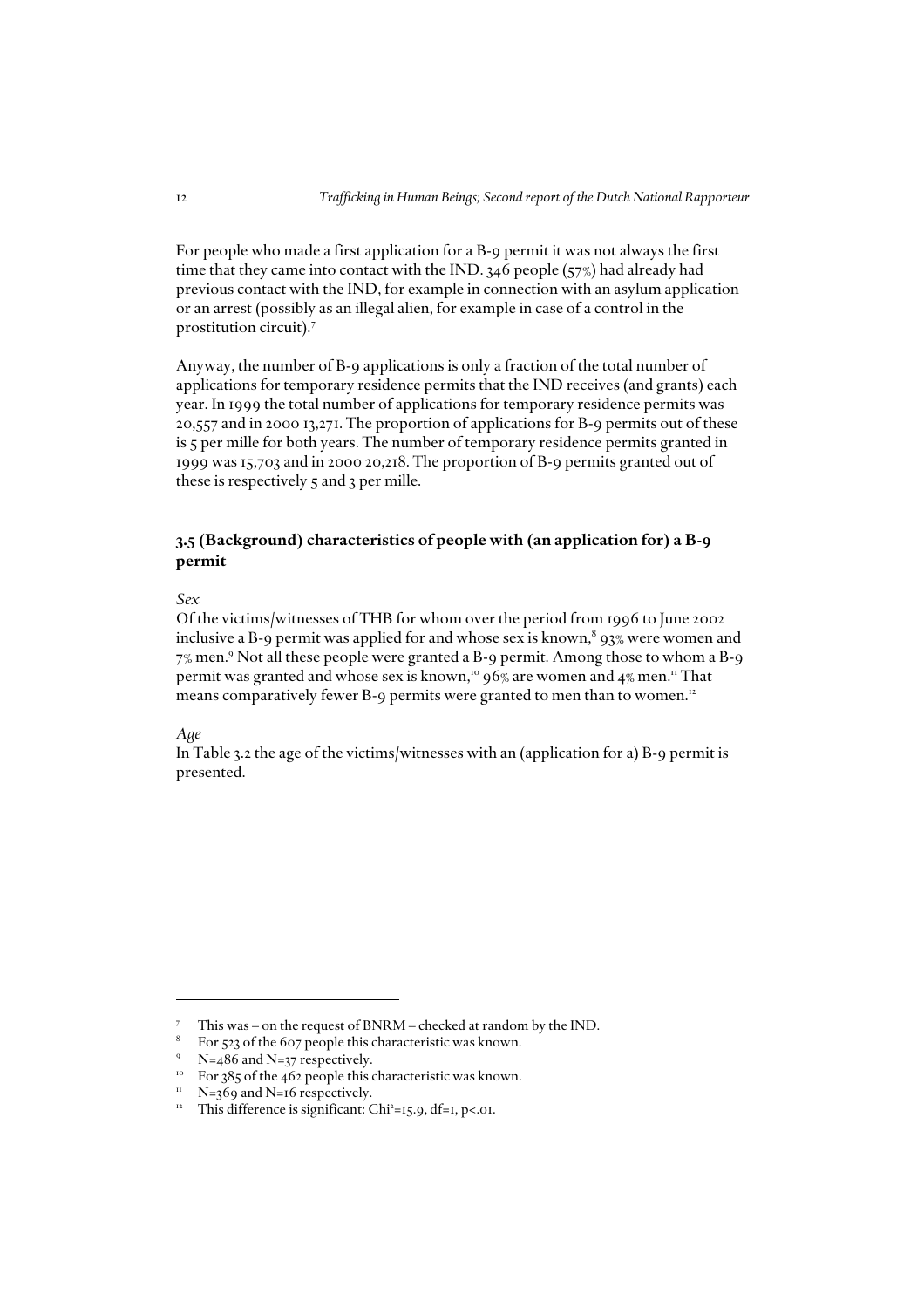For people who made a first application for a B-9 permit it was not always the first time that they came into contact with the IND. 346 people (57%) had already had previous contact with the IND, for example in connection with an asylum application or an arrest (possibly as an illegal alien, for example in case of a control in the prostitution circuit).[7]

Anyway, the number of B-9 applications is only a fraction of the total number of applications for temporary residence permits that the IND receives (and grants) each year. In 1999 the total number of applications for temporary residence permits was 20,557 and in 2000 13,271. The proportion of applications for B-9 permits out of these is 5 per mille for both years. The number of temporary residence permits granted in 1999 was 15,703 and in 2000 20,218. The proportion of B-9 permits granted out of these is respectively 5 and 3 per mille.

### 3.5 (Background) characteristics of people with (an application for) a B-9 permit

*Sex*

Of the victims/witnesses of THB for whom over the period from 1996 to June 2002 inclusive a B-9 permit was applied for and whose sex is known,[8] 93% were women and 7% men.[9] Not all these people were granted a B-9 permit. Among those to whom a B-9 permit was granted and whose sex is known,[10] 96% are women and 4% men.[11] That means comparatively fewer B-9 permits were granted to men than to women.[12]

*Age*

In Table 3.2 the age of the victims/witnesses with an (application for a) B-9 permit is presented.

---

[7] This was – on the request of BNRM – checked at random by the IND.

[8] For 523 of the 607 people this characteristic was known.

[9] N=486 and N=37 respectively.

[10] For 385 of the 462 people this characteristic was known.

[11] N=369 and N=16 respectively.

[12] This difference is significant: $Chi^2=15.9$, df=1, $p<.01$.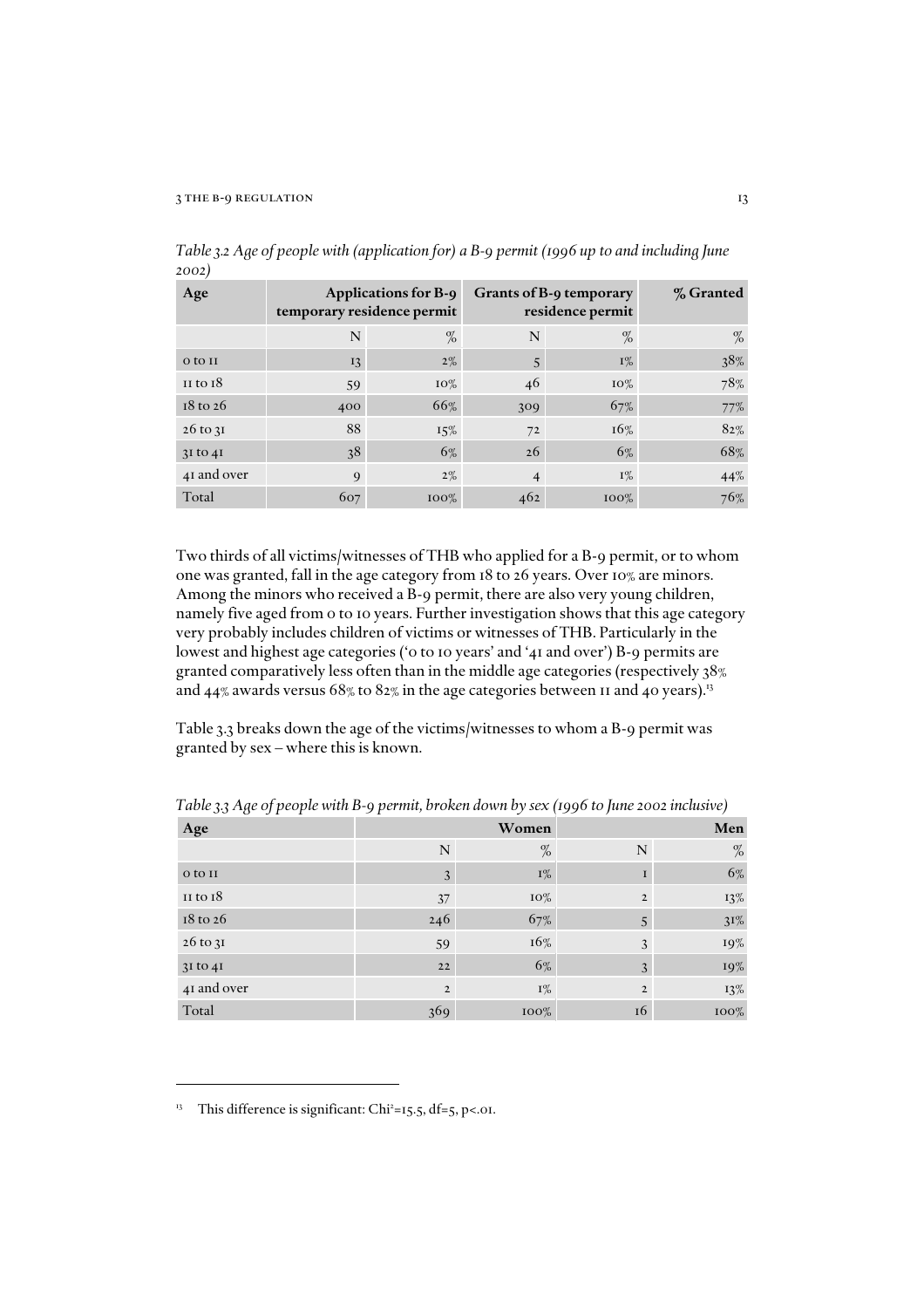*Table 3.2 Age of people with (application for) a B-9 permit (1996 up to and including June 2002)*

| Age | Applications for B-9 temporary residence permit | | Grants of B-9 temporary residence permit | | % Granted |
|---|---|---|---|---|---|
| | N | % | N | % | % |
| 0 to 11 | 13 | 2% | 5 | 1% | 38% |
| 11 to 18 | 59 | 10% | 46 | 10% | 78% |
| 18 to 26 | 400 | 66% | 309 | 67% | 77% |
| 26 to 31 | 88 | 15% | 72 | 16% | 82% |
| 31 to 41 | 38 | 6% | 26 | 6% | 68% |
| 41 and over | 9 | 2% | 4 | 1% | 44% |
| Total | 607 | 100% | 462 | 100% | 76% |

Two thirds of all victims/witnesses of THB who applied for a B-9 permit, or to whom one was granted, fall in the age category from 18 to 26 years. Over 10% are minors. Among the minors who received a B-9 permit, there are also very young children, namely five aged from 0 to 10 years. Further investigation shows that this age category very probably includes children of victims or witnesses of THB. Particularly in the lowest and highest age categories ('0 to 10 years' and '41 and over') B-9 permits are granted comparatively less often than in the middle age categories (respectively 38% and 44% awards versus 68% to 82% in the age categories between 11 and 40 years).[13]

Table 3.3 breaks down the age of the victims/witnesses to whom a B-9 permit was granted by sex – where this is known.

*Table 3.3 Age of people with B-9 permit, broken down by sex (1996 to June 2002 inclusive)*

| Age | Women | | Men | |
|---|---|---|---|---|
| | N | % | N | % |
| 0 to 11 | 3 | 1% | 1 | 6% |
| 11 to 18 | 37 | 10% | 2 | 13% |
| 18 to 26 | 246 | 67% | 5 | 31% |
| 26 to 31 | 59 | 16% | 3 | 19% |
| 31 to 41 | 22 | 6% | 3 | 19% |
| 41 and over | 2 | 1% | 2 | 13% |
| Total | 369 | 100% | 16 | 100% |

[13] This difference is significant: $Chi^2=15.5$, $df=5$, $p<.01$.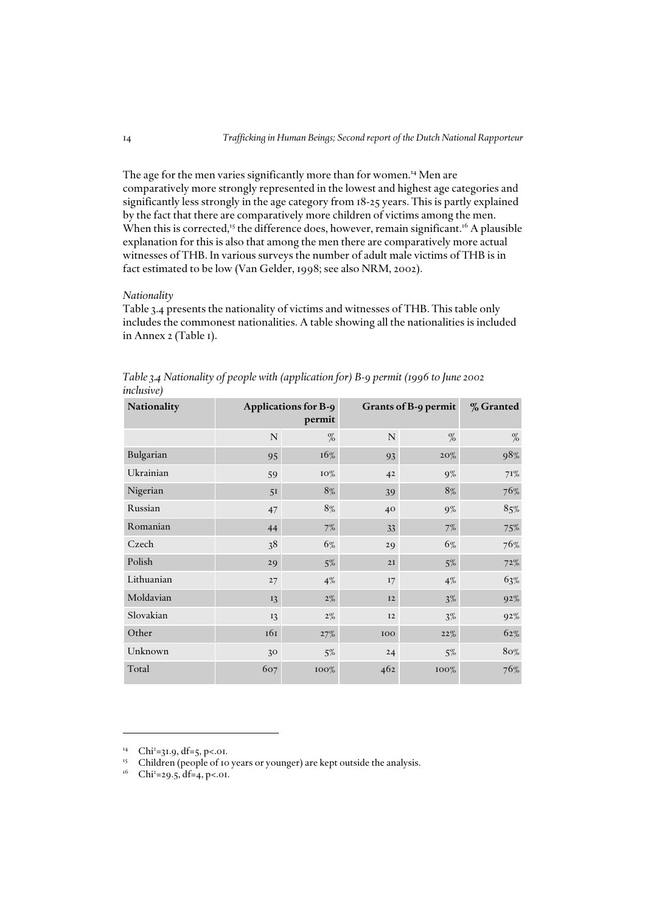The age for the men varies significantly more than for women.[14] Men are comparatively more strongly represented in the lowest and highest age categories and significantly less strongly in the age category from 18-25 years. This is partly explained by the fact that there are comparatively more children of victims among the men. When this is corrected,[15] the difference does, however, remain significant.[16] A plausible explanation for this is also that among the men there are comparatively more actual witnesses of THB. In various surveys the number of adult male victims of THB is in fact estimated to be low (Van Gelder, 1998; see also NRM, 2002).

*Nationality*

Table 3.4 presents the nationality of victims and witnesses of THB. This table only includes the commonest nationalities. A table showing all the nationalities is included in Annex 2 (Table 1).

*Table 3.4 Nationality of people with (application for) B-9 permit (1996 to June 2002 inclusive)*

| Nationality | Applications for B-9 permit | | Grants of B-9 permit | | % Granted |
|---|---|---|---|---|---|
| | N | % | N | % | % |
| Bulgarian | 95 | 16% | 93 | 20% | 98% |
| Ukrainian | 59 | 10% | 42 | 9% | 71% |
| Nigerian | 51 | 8% | 39 | 8% | 76% |
| Russian | 47 | 8% | 40 | 9% | 85% |
| Romanian | 44 | 7% | 33 | 7% | 75% |
| Czech | 38 | 6% | 29 | 6% | 76% |
| Polish | 29 | 5% | 21 | 5% | 72% |
| Lithuanian | 27 | 4% | 17 | 4% | 63% |
| Moldavian | 13 | 2% | 12 | 3% | 92% |
| Slovakian | 13 | 2% | 12 | 3% | 92% |
| Other | 161 | 27% | 100 | 22% | 62% |
| Unknown | 30 | 5% | 24 | 5% | 80% |
| Total | 607 | 100% | 462 | 100% | 76% |

[14] $Chi^2=31.9$, $df=5$, $p<.01$.

[15] Children (people of 10 years or younger) are kept outside the analysis.

[16] $Chi^2=29.5$, $df=4$, $p<.01$.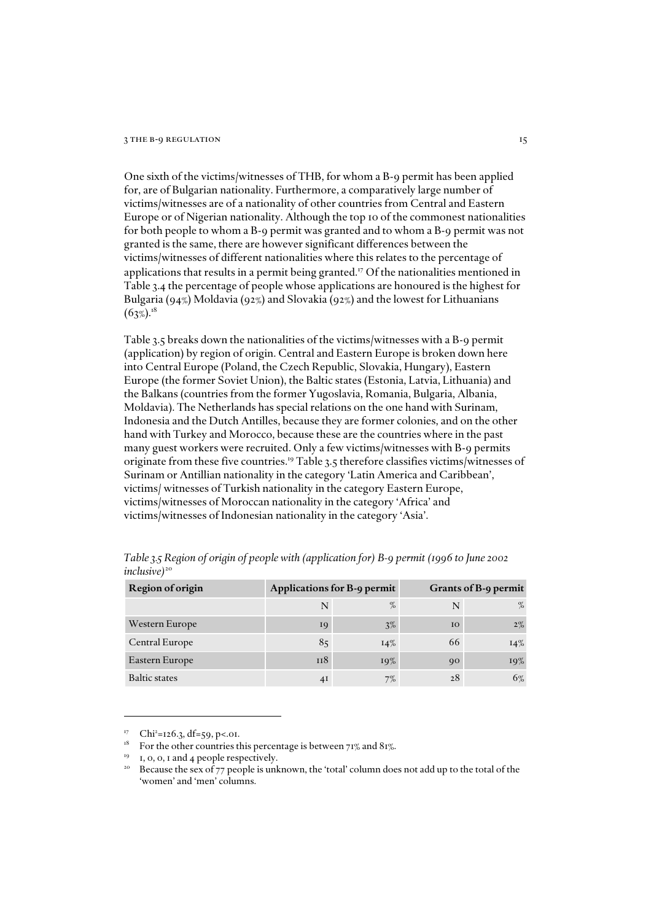One sixth of the victims/witnesses of THB, for whom a B-9 permit has been applied for, are of Bulgarian nationality. Furthermore, a comparatively large number of victims/witnesses are of a nationality of other countries from Central and Eastern Europe or of Nigerian nationality. Although the top 10 of the commonest nationalities for both people to whom a B-9 permit was granted and to whom a B-9 permit was not granted is the same, there are however significant differences between the victims/witnesses of different nationalities where this relates to the percentage of applications that results in a permit being granted.[17] Of the nationalities mentioned in Table 3.4 the percentage of people whose applications are honoured is the highest for Bulgaria (94%) Moldavia (92%) and Slovakia (92%) and the lowest for Lithuanians (63%).[18]

Table 3.5 breaks down the nationalities of the victims/witnesses with a B-9 permit (application) by region of origin. Central and Eastern Europe is broken down here into Central Europe (Poland, the Czech Republic, Slovakia, Hungary), Eastern Europe (the former Soviet Union), the Baltic states (Estonia, Latvia, Lithuania) and the Balkans (countries from the former Yugoslavia, Romania, Bulgaria, Albania, Moldavia). The Netherlands has special relations on the one hand with Surinam, Indonesia and the Dutch Antilles, because they are former colonies, and on the other hand with Turkey and Morocco, because these are the countries where in the past many guest workers were recruited. Only a few victims/witnesses with B-9 permits originate from these five countries.[19] Table 3.5 therefore classifies victims/witnesses of Surinam or Antillian nationality in the category 'Latin America and Caribbean', victims/ witnesses of Turkish nationality in the category Eastern Europe, victims/witnesses of Moroccan nationality in the category 'Africa' and victims/witnesses of Indonesian nationality in the category 'Asia'.

*Table 3.5 Region of origin of people with (application for) B-9 permit (1996 to June 2002 inclusive)*[20]

| Region of origin | Applications for B-9 permit | | Grants of B-9 permit | |
|---|---|---|---|---|
| | N | % | N | % |
| Western Europe | 19 | 3% | 10 | 2% |
| Central Europe | 85 | 14% | 66 | 14% |
| Eastern Europe | 118 | 19% | 90 | 19% |
| Baltic states | 41 | 7% | 28 | 6% |

[17] $Chi^2=126.3$, $df=59$, $p<.01$.

[18] For the other countries this percentage is between 71% and 81%.

[19] 1, 0, 0, 1 and 4 people respectively.

[20] Because the sex of 77 people is unknown, the 'total' column does not add up to the total of the 'women' and 'men' columns.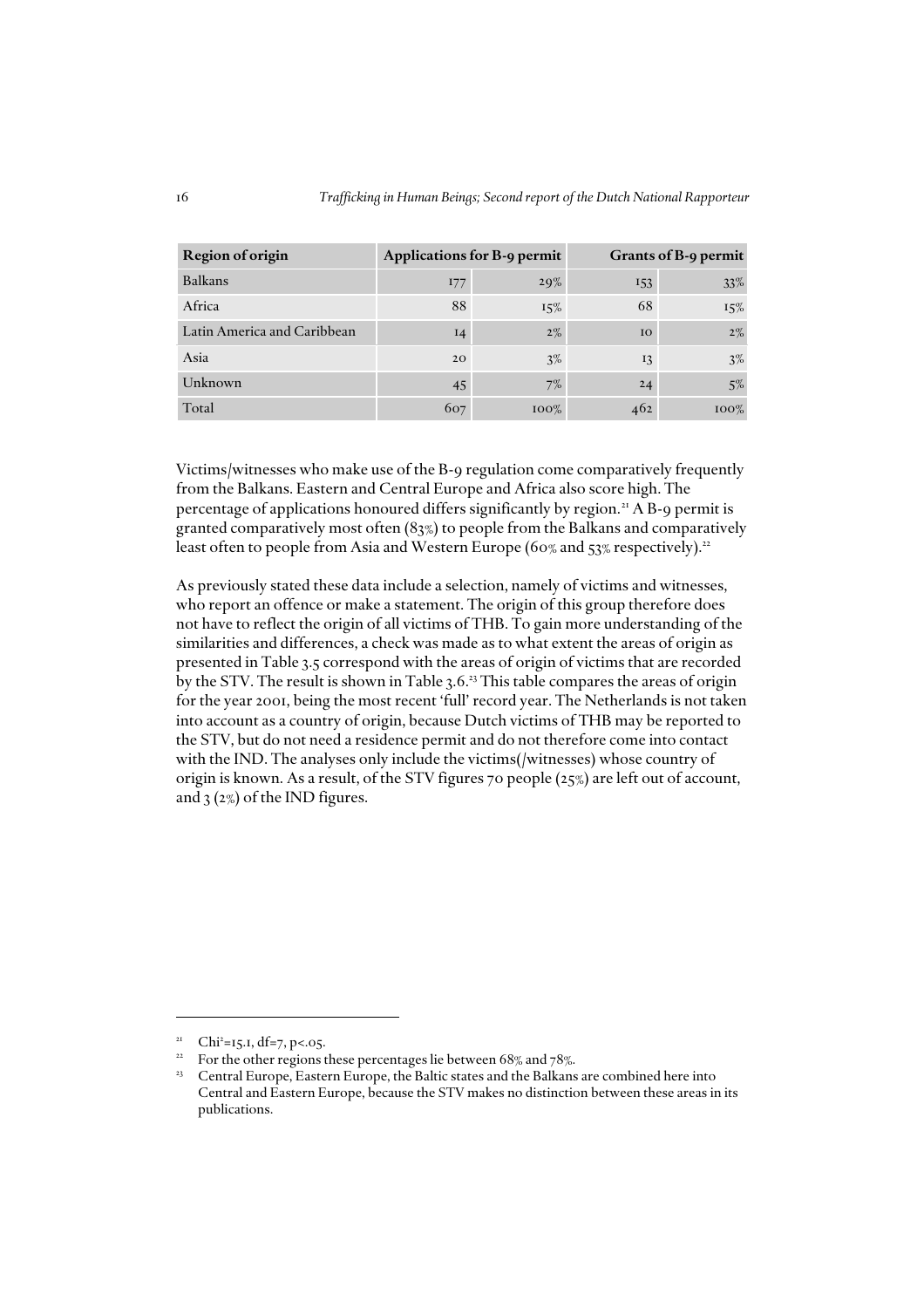| Region of origin | Applications for B-9 permit | | Grants of B-9 permit | |
|---|---|---|---|---|
| Balkans | 177 | 29% | 153 | 33% |
| Africa | 88 | 15% | 68 | 15% |
| Latin America and Caribbean | 14 | 2% | 10 | 2% |
| Asia | 20 | 3% | 13 | 3% |
| Unknown | 45 | 7% | 24 | 5% |
| Total | 607 | 100% | 462 | 100% |

Victims/witnesses who make use of the B-9 regulation come comparatively frequently from the Balkans. Eastern and Central Europe and Africa also score high. The percentage of applications honoured differs significantly by region.[21] A B-9 permit is granted comparatively most often (83%) to people from the Balkans and comparatively least often to people from Asia and Western Europe (60% and 53% respectively).[22]

As previously stated these data include a selection, namely of victims and witnesses, who report an offence or make a statement. The origin of this group therefore does not have to reflect the origin of all victims of THB. To gain more understanding of the similarities and differences, a check was made as to what extent the areas of origin as presented in Table 3.5 correspond with the areas of origin of victims that are recorded by the STV. The result is shown in Table 3.6.[23] This table compares the areas of origin for the year 2001, being the most recent 'full' record year. The Netherlands is not taken into account as a country of origin, because Dutch victims of THB may be reported to the STV, but do not need a residence permit and do not therefore come into contact with the IND. The analyses only include the victims(/witnesses) whose country of origin is known. As a result, of the STV figures 70 people (25%) are left out of account, and 3 (2%) of the IND figures.

---

[21] $Chi^2=15.1$, $df=7$, $p<.05$.

[22] For the other regions these percentages lie between 68% and 78%.

[23] Central Europe, Eastern Europe, the Baltic states and the Balkans are combined here into Central and Eastern Europe, because the STV makes no distinction between these areas in its publications.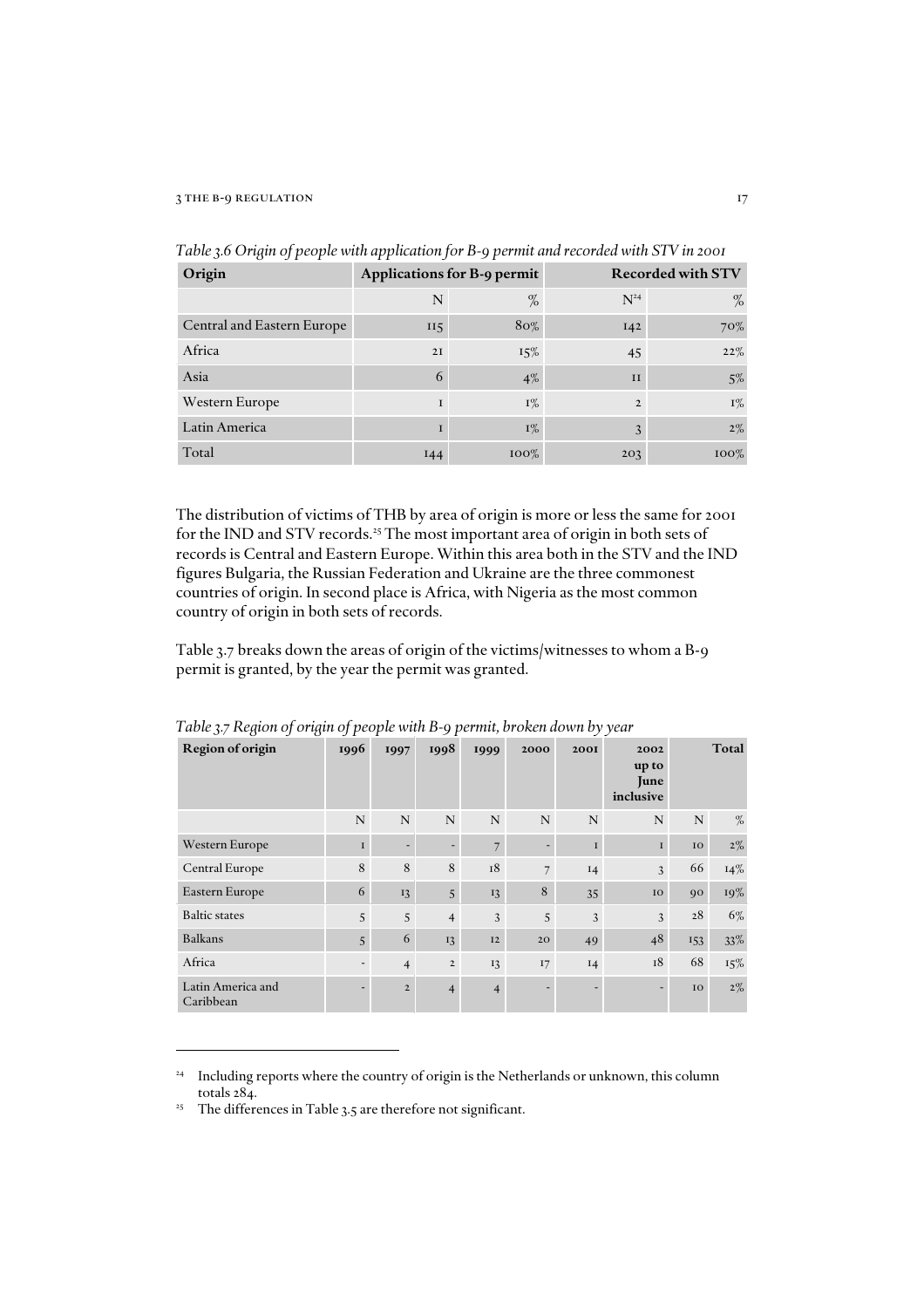*Table 3.6 Origin of people with application for B-9 permit and recorded with STV in 2001*

| Origin | Applications for B-9 permit | | Recorded with STV | |
|---|---|---|---|---|
| | N | % | N[24] | % |
| Central and Eastern Europe | 115 | 80% | 142 | 70% |
| Africa | 21 | 15% | 45 | 22% |
| Asia | 6 | 4% | 11 | 5% |
| Western Europe | 1 | 1% | 2 | 1% |
| Latin America | 1 | 1% | 3 | 2% |
| Total | 144 | 100% | 203 | 100% |

The distribution of victims of THB by area of origin is more or less the same for 2001 for the IND and STV records.[25] The most important area of origin in both sets of records is Central and Eastern Europe. Within this area both in the STV and the IND figures Bulgaria, the Russian Federation and Ukraine are the three commonest countries of origin. In second place is Africa, with Nigeria as the most common country of origin in both sets of records.

Table 3.7 breaks down the areas of origin of the victims/witnesses to whom a B-9 permit is granted, by the year the permit was granted.

*Table 3.7 Region of origin of people with B-9 permit, broken down by year*

| Region of origin | 1996 | 1997 | 1998 | 1999 | 2000 | 2001 | 2002 up to June inclusive | Total | |
|---|---|---|---|---|---|---|---|---|---|
| | N | N | N | N | N | N | N | N | % |
| Western Europe | 1 | - | - | 7 | - | 1 | 1 | 10 | 2% |
| Central Europe | 8 | 8 | 8 | 18 | 7 | 14 | 3 | 66 | 14% |
| Eastern Europe | 6 | 13 | 5 | 13 | 8 | 35 | 10 | 90 | 19% |
| Baltic states | 5 | 5 | 4 | 3 | 5 | 3 | 3 | 28 | 6% |
| Balkans | 5 | 6 | 13 | 12 | 20 | 49 | 48 | 153 | 33% |
| Africa | - | 4 | 2 | 13 | 17 | 14 | 18 | 68 | 15% |
| Latin America and Caribbean | - | 2 | 4 | 4 | - | - | - | 10 | 2% |

[24] Including reports where the country of origin is the Netherlands or unknown, this column totals 284.

[25] The differences in Table 3.5 are therefore not significant.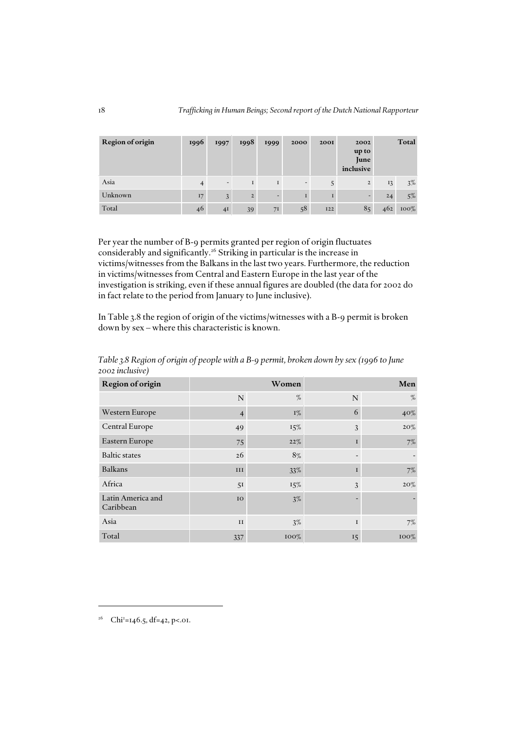| Region of origin | 1996 | 1997 | 1998 | 1999 | 2000 | 2001 | 2002 up to June inclusive | Total | |
|---|---|---|---|---|---|---|---|---|---|
| Asia | 4 | - | 1 | 1 | - | 5 | 2 | 13 | 3% |
| Unknown | 17 | 3 | 2 | - | 1 | 1 | - | 24 | 5% |
| Total | 46 | 41 | 39 | 71 | 58 | 122 | 85 | 462 | 100% |

Per year the number of B-9 permits granted per region of origin fluctuates considerably and significantly.[26] Striking in particular is the increase in victims/witnesses from the Balkans in the last two years. Furthermore, the reduction in victims/witnesses from Central and Eastern Europe in the last year of the investigation is striking, even if these annual figures are doubled (the data for 2002 do in fact relate to the period from January to June inclusive).

In Table 3.8 the region of origin of the victims/witnesses with a B-9 permit is broken down by sex – where this characteristic is known.

*Table 3.8 Region of origin of people with a B-9 permit, broken down by sex (1996 to June 2002 inclusive)*

| Region of origin | Women | | Men | |
|---|---|---|---|---|
| | N | % | N | % |
| Western Europe | 4 | 1% | 6 | 40% |
| Central Europe | 49 | 15% | 3 | 20% |
| Eastern Europe | 75 | 22% | 1 | 7% |
| Baltic states | 26 | 8% | - | - |
| Balkans | 111 | 33% | 1 | 7% |
| Africa | 51 | 15% | 3 | 20% |
| Latin America and Caribbean | 10 | 3% | - | - |
| Asia | 11 | 3% | 1 | 7% |
| Total | 337 | 100% | 15 | 100% |

---

[26] $Chi^2=146.5$, $df=42$, $p<.01$.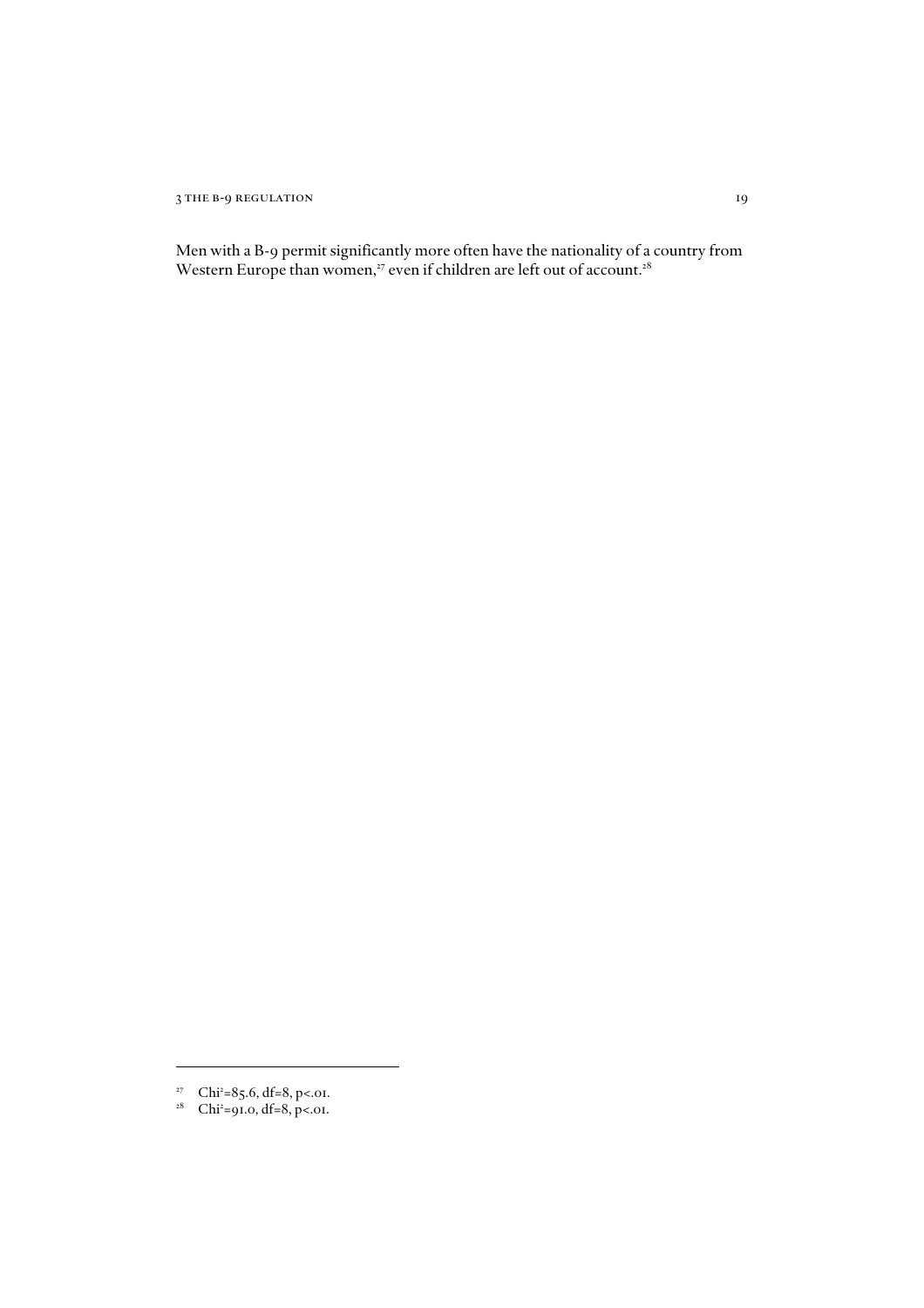Men with a B-9 permit significantly more often have the nationality of a country from Western Europe than women,[27] even if children are left out of account.[28]

---

[27] $Chi^2=85.6$, $df=8$, $p<.01$.

[28] $Chi^2=91.0$, $df=8$, $p<.01$.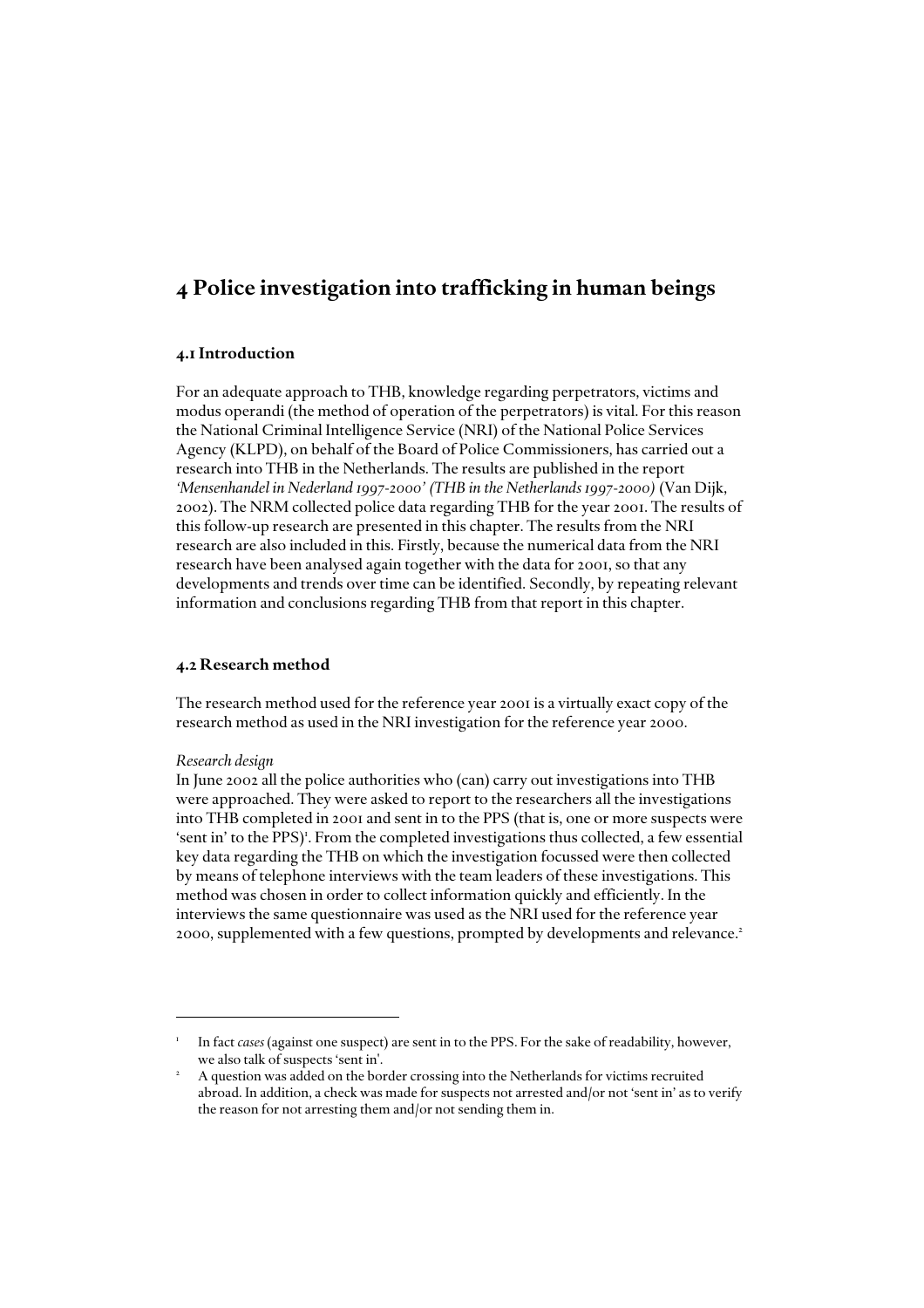# 4 Police investigation into trafficking in human beings

## 4.1 Introduction

For an adequate approach to THB, knowledge regarding perpetrators, victims and modus operandi (the method of operation of the perpetrators) is vital. For this reason the National Criminal Intelligence Service (NRI) of the National Police Services Agency (KLPD), on behalf of the Board of Police Commissioners, has carried out a research into THB in the Netherlands. The results are published in the report *'Mensenhandel in Nederland 1997-2000' (THB in the Netherlands 1997-2000)* (Van Dijk, 2002). The NRM collected police data regarding THB for the year 2001. The results of this follow-up research are presented in this chapter. The results from the NRI research are also included in this. Firstly, because the numerical data from the NRI research have been analysed again together with the data for 2001, so that any developments and trends over time can be identified. Secondly, by repeating relevant information and conclusions regarding THB from that report in this chapter.

## 4.2 Research method

The research method used for the reference year 2001 is a virtually exact copy of the research method as used in the NRI investigation for the reference year 2000.

*Research design*
In June 2002 all the police authorities who (can) carry out investigations into THB were approached. They were asked to report to the researchers all the investigations into THB completed in 2001 and sent in to the PPS (that is, one or more suspects were 'sent in' to the PPS)[1]. From the completed investigations thus collected, a few essential key data regarding the THB on which the investigation focussed were then collected by means of telephone interviews with the team leaders of these investigations. This method was chosen in order to collect information quickly and efficiently. In the interviews the same questionnaire was used as the NRI used for the reference year 2000, supplemented with a few questions, prompted by developments and relevance.[2]

---

[1] In fact *cases* (against one suspect) are sent in to the PPS. For the sake of readability, however, we also talk of suspects 'sent in'.

[2] A question was added on the border crossing into the Netherlands for victims recruited abroad. In addition, a check was made for suspects not arrested and/or not 'sent in' as to verify the reason for not arresting them and/or not sending them in.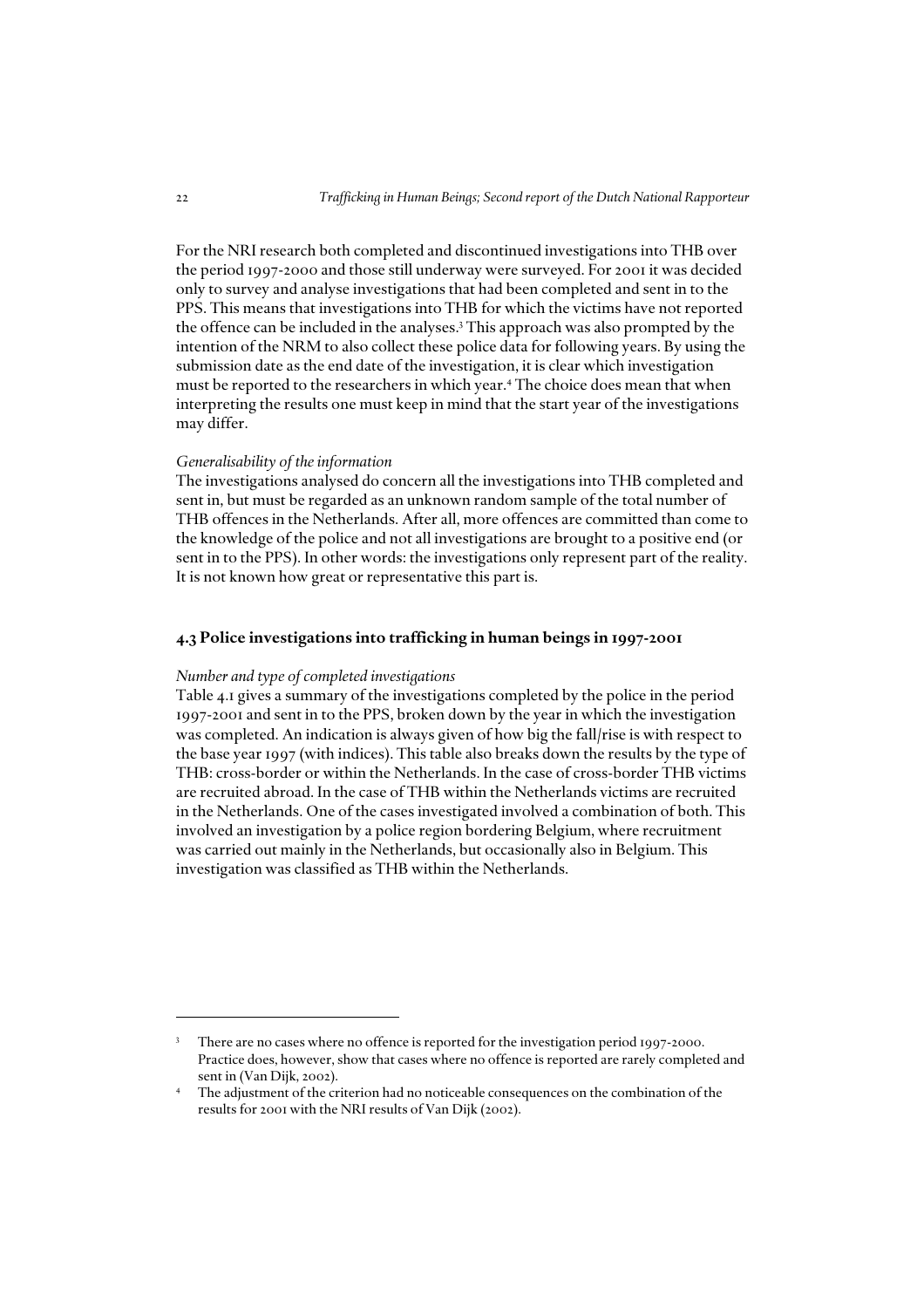For the NRI research both completed and discontinued investigations into THB over the period 1997-2000 and those still underway were surveyed. For 2001 it was decided only to survey and analyse investigations that had been completed and sent in to the PPS. This means that investigations into THB for which the victims have not reported the offence can be included in the analyses.[3] This approach was also prompted by the intention of the NRM to also collect these police data for following years. By using the submission date as the end date of the investigation, it is clear which investigation must be reported to the researchers in which year.[4] The choice does mean that when interpreting the results one must keep in mind that the start year of the investigations may differ.

*Generalisability of the information*
The investigations analysed do concern all the investigations into THB completed and sent in, but must be regarded as an unknown random sample of the total number of THB offences in the Netherlands. After all, more offences are committed than come to the knowledge of the police and not all investigations are brought to a positive end (or sent in to the PPS). In other words: the investigations only represent part of the reality. It is not known how great or representative this part is.

## 4.3 Police investigations into trafficking in human beings in 1997-2001

*Number and type of completed investigations*
Table 4.1 gives a summary of the investigations completed by the police in the period 1997-2001 and sent in to the PPS, broken down by the year in which the investigation was completed. An indication is always given of how big the fall/rise is with respect to the base year 1997 (with indices). This table also breaks down the results by the type of THB: cross-border or within the Netherlands. In the case of cross-border THB victims are recruited abroad. In the case of THB within the Netherlands victims are recruited in the Netherlands. One of the cases investigated involved a combination of both. This involved an investigation by a police region bordering Belgium, where recruitment was carried out mainly in the Netherlands, but occasionally also in Belgium. This investigation was classified as THB within the Netherlands.

---

[3] There are no cases where no offence is reported for the investigation period 1997-2000. Practice does, however, show that cases where no offence is reported are rarely completed and sent in (Van Dijk, 2002).

[4] The adjustment of the criterion had no noticeable consequences on the combination of the results for 2001 with the NRI results of Van Dijk (2002).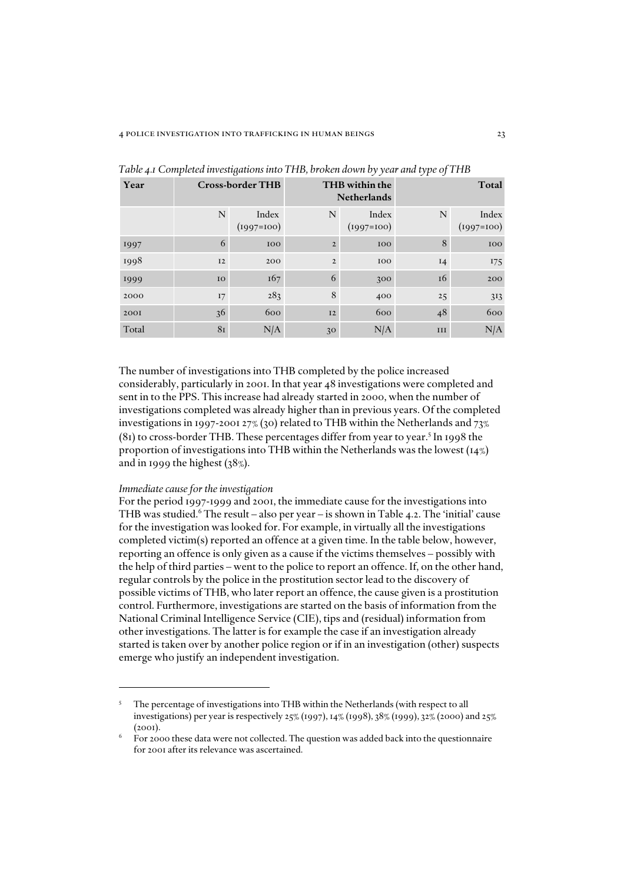*Table 4.1 Completed investigations into THB, broken down by year and type of THB*

| Year | Cross-border THB | | THB within the Netherlands | | Total | |
|---|---|---|---|---|---|---|
| | N | Index (1997=100) | N | Index (1997=100) | N | Index (1997=100) |
| 1997 | 6 | 100 | 2 | 100 | 8 | 100 |
| 1998 | 12 | 200 | 2 | 100 | 14 | 175 |
| 1999 | 10 | 167 | 6 | 300 | 16 | 200 |
| 2000 | 17 | 283 | 8 | 400 | 25 | 313 |
| 2001 | 36 | 600 | 12 | 600 | 48 | 600 |
| Total | 81 | N/A | 30 | N/A | 111 | N/A |

The number of investigations into THB completed by the police increased considerably, particularly in 2001. In that year 48 investigations were completed and sent in to the PPS. This increase had already started in 2000, when the number of investigations completed was already higher than in previous years. Of the completed investigations in 1997-2001 27% (30) related to THB within the Netherlands and 73% (81) to cross-border THB. These percentages differ from year to year.[5] In 1998 the proportion of investigations into THB within the Netherlands was the lowest (14%) and in 1999 the highest (38%).

*Immediate cause for the investigation*

For the period 1997-1999 and 2001, the immediate cause for the investigations into THB was studied.[6] The result – also per year – is shown in Table 4.2. The 'initial' cause for the investigation was looked for. For example, in virtually all the investigations completed victim(s) reported an offence at a given time. In the table below, however, reporting an offence is only given as a cause if the victims themselves – possibly with the help of third parties – went to the police to report an offence. If, on the other hand, regular controls by the police in the prostitution sector lead to the discovery of possible victims of THB, who later report an offence, the cause given is a prostitution control. Furthermore, investigations are started on the basis of information from the National Criminal Intelligence Service (CIE), tips and (residual) information from other investigations. The latter is for example the case if an investigation already started is taken over by another police region or if in an investigation (other) suspects emerge who justify an independent investigation.

---

[5] The percentage of investigations into THB within the Netherlands (with respect to all investigations) per year is respectively 25% (1997), 14% (1998), 38% (1999), 32% (2000) and 25% (2001).

[6] For 2000 these data were not collected. The question was added back into the questionnaire for 2001 after its relevance was ascertained.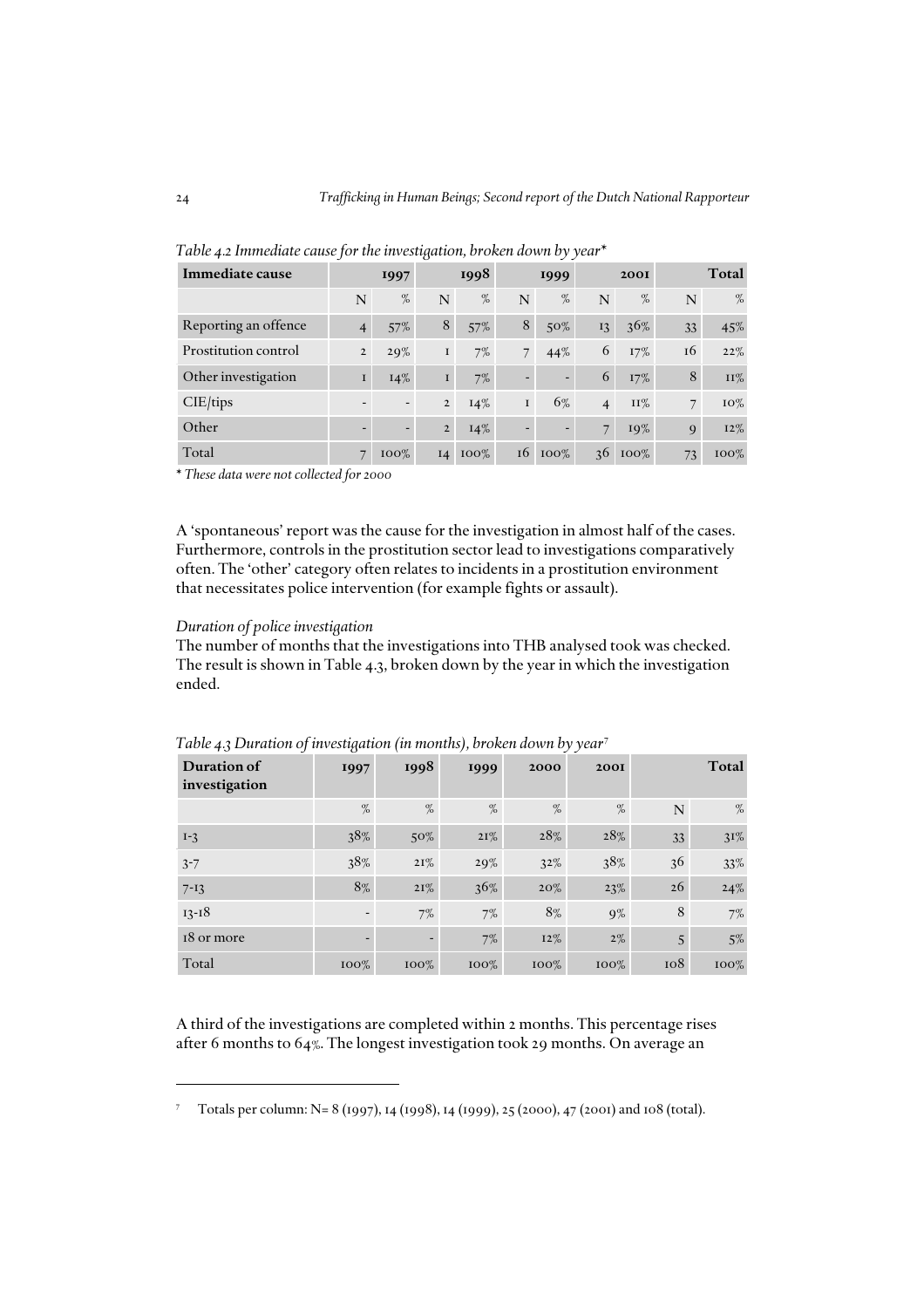*Table 4.2 Immediate cause for the investigation, broken down by year**

| Immediate cause | 1997 | | 1998 | | 1999 | | 2001 | | Total | |
|---|---|---|---|---|---|---|---|---|---|---|
| | N | % | N | % | N | % | N | % | N | % |
| Reporting an offence | 4 | 57% | 8 | 57% | 8 | 50% | 13 | 36% | 33 | 45% |
| Prostitution control | 2 | 29% | 1 | 7% | 7 | 44% | 6 | 17% | 16 | 22% |
| Other investigation | 1 | 14% | 1 | 7% | - | - | 6 | 17% | 8 | 11% |
| CIE/tips | - | - | 2 | 14% | 1 | 6% | 4 | 11% | 7 | 10% |
| Other | - | - | 2 | 14% | - | - | 7 | 19% | 9 | 12% |
| Total | 7 | 100% | 14 | 100% | 16 | 100% | 36 | 100% | 73 | 100% |

\* *These data were not collected for 2000*

A 'spontaneous' report was the cause for the investigation in almost half of the cases. Furthermore, controls in the prostitution sector lead to investigations comparatively often. The 'other' category often relates to incidents in a prostitution environment that necessitates police intervention (for example fights or assault).

*Duration of police investigation*

The number of months that the investigations into THB analysed took was checked. The result is shown in Table 4.3, broken down by the year in which the investigation ended.

*Table 4.3 Duration of investigation (in months), broken down by year*[7]

| Duration of investigation | 1997 | 1998 | 1999 | 2000 | 2001 | Total | |
|---|---|---|---|---|---|---|---|
| | % | % | % | % | % | N | % |
| 1-3 | 38% | 50% | 21% | 28% | 28% | 33 | 31% |
| 3-7 | 38% | 21% | 29% | 32% | 38% | 36 | 33% |
| 7-13 | 8% | 21% | 36% | 20% | 23% | 26 | 24% |
| 13-18 | - | 7% | 7% | 8% | 9% | 8 | 7% |
| 18 or more | - | - | 7% | 12% | 2% | 5 | 5% |
| Total | 100% | 100% | 100% | 100% | 100% | 108 | 100% |

A third of the investigations are completed within 2 months. This percentage rises after 6 months to 64%. The longest investigation took 29 months. On average an

[7] Totals per column: N= 8 (1997), 14 (1998), 14 (1999), 25 (2000), 47 (2001) and 108 (total).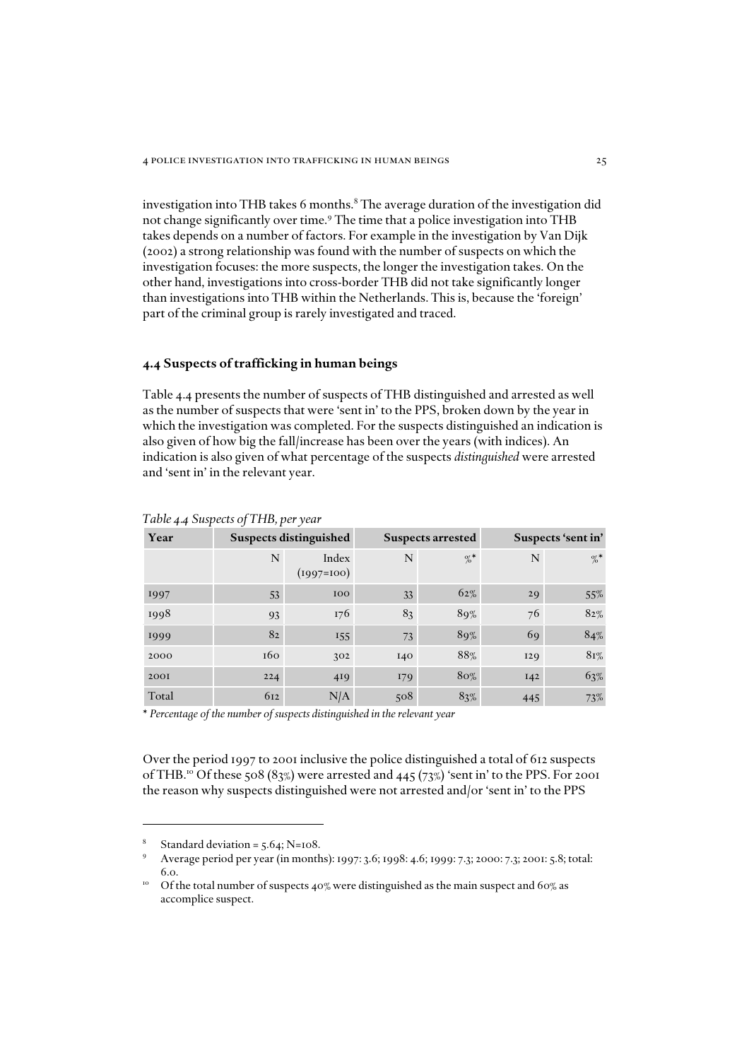investigation into THB takes 6 months.[8] The average duration of the investigation did not change significantly over time.[9] The time that a police investigation into THB takes depends on a number of factors. For example in the investigation by Van Dijk (2002) a strong relationship was found with the number of suspects on which the investigation focuses: the more suspects, the longer the investigation takes. On the other hand, investigations into cross-border THB did not take significantly longer than investigations into THB within the Netherlands. This is, because the 'foreign' part of the criminal group is rarely investigated and traced.

## 4.4 Suspects of trafficking in human beings

Table 4.4 presents the number of suspects of THB distinguished and arrested as well as the number of suspects that were 'sent in' to the PPS, broken down by the year in which the investigation was completed. For the suspects distinguished an indication is also given of how big the fall/increase has been over the years (with indices). An indication is also given of what percentage of the suspects *distinguished* were arrested and 'sent in' in the relevant year.

*Table 4.4 Suspects of THB, per year*

| Year | Suspects distinguished | | Suspects arrested | | Suspects 'sent in' | |
|---|---|---|---|---|---|---|
| | N | Index (1997=100) | N | %* | N | %* |
| 1997 | 53 | 100 | 33 | 62% | 29 | 55% |
| 1998 | 93 | 176 | 83 | 89% | 76 | 82% |
| 1999 | 82 | 155 | 73 | 89% | 69 | 84% |
| 2000 | 160 | 302 | 140 | 88% | 129 | 81% |
| 2001 | 224 | 419 | 179 | 80% | 142 | 63% |
| Total | 612 | N/A | 508 | 83% | 445 | 73% |

* *Percentage of the number of suspects distinguished in the relevant year*

Over the period 1997 to 2001 inclusive the police distinguished a total of 612 suspects of THB.[10] Of these 508 (83%) were arrested and 445 (73%) 'sent in' to the PPS. For 2001 the reason why suspects distinguished were not arrested and/or 'sent in' to the PPS

---

[8] Standard deviation = 5.64; N=108.

[9] Average period per year (in months): 1997: 3.6; 1998: 4.6; 1999: 7.3; 2000: 7.3; 2001: 5.8; total: 6.0.

[10] Of the total number of suspects 40% were distinguished as the main suspect and 60% as accomplice suspect.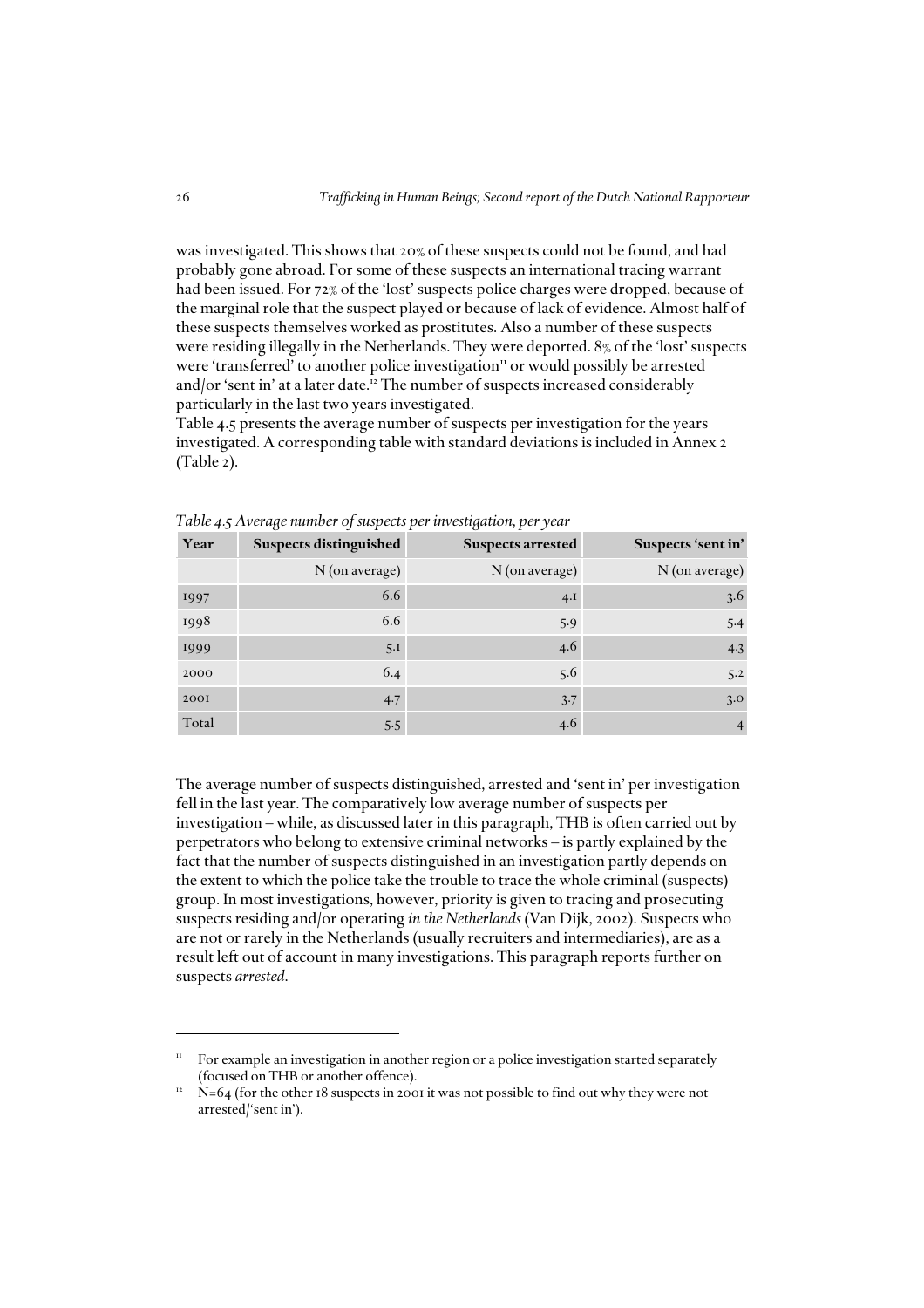was investigated. This shows that 20% of these suspects could not be found, and had probably gone abroad. For some of these suspects an international tracing warrant had been issued. For 72% of the 'lost' suspects police charges were dropped, because of the marginal role that the suspect played or because of lack of evidence. Almost half of these suspects themselves worked as prostitutes. Also a number of these suspects were residing illegally in the Netherlands. They were deported. 8% of the 'lost' suspects were 'transferred' to another police investigation[11] or would possibly be arrested and/or 'sent in' at a later date.[12] The number of suspects increased considerably particularly in the last two years investigated.
Table 4.5 presents the average number of suspects per investigation for the years investigated. A corresponding table with standard deviations is included in Annex 2 (Table 2).

*Table 4.5 Average number of suspects per investigation, per year*

| Year | Suspects distinguished | Suspects arrested | Suspects 'sent in' |
|---|---|---|---|
| | N (on average) | N (on average) | N (on average) |
| 1997 | 6.6 | 4.1 | 3.6 |
| 1998 | 6.6 | 5.9 | 5.4 |
| 1999 | 5.1 | 4.6 | 4.3 |
| 2000 | 6.4 | 5.6 | 5.2 |
| 2001 | 4.7 | 3.7 | 3.0 |
| Total | 5.5 | 4.6 | 4 |

The average number of suspects distinguished, arrested and 'sent in' per investigation fell in the last year. The comparatively low average number of suspects per investigation – while, as discussed later in this paragraph, THB is often carried out by perpetrators who belong to extensive criminal networks – is partly explained by the fact that the number of suspects distinguished in an investigation partly depends on the extent to which the police take the trouble to trace the whole criminal (suspects) group. In most investigations, however, priority is given to tracing and prosecuting suspects residing and/or operating *in the Netherlands* (Van Dijk, 2002). Suspects who are not or rarely in the Netherlands (usually recruiters and intermediaries), are as a result left out of account in many investigations. This paragraph reports further on suspects *arrested*.

[11] For example an investigation in another region or a police investigation started separately (focused on THB or another offence).

[12] N=64 (for the other 18 suspects in 2001 it was not possible to find out why they were not arrested/'sent in').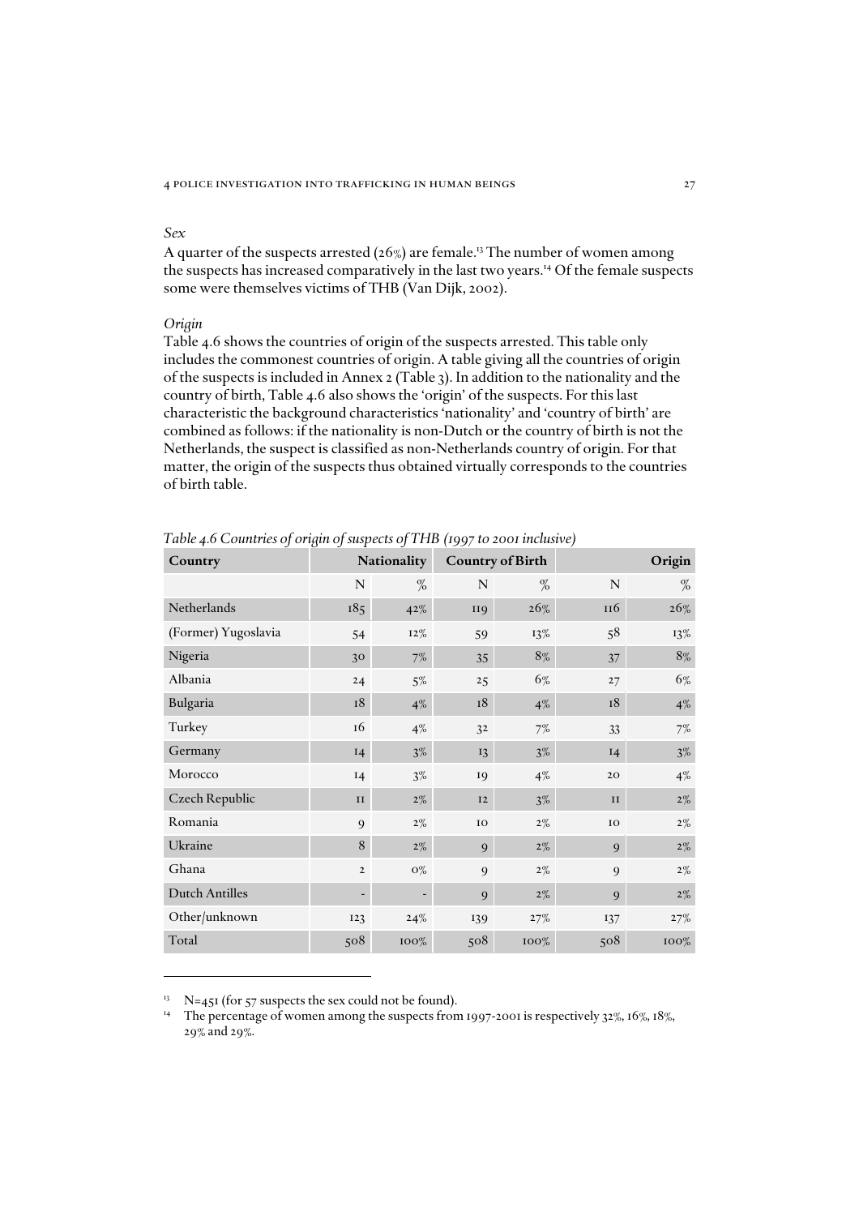*Sex*

A quarter of the suspects arrested (26%) are female.[13] The number of women among the suspects has increased comparatively in the last two years.[14] Of the female suspects some were themselves victims of THB (Van Dijk, 2002).

*Origin*

Table 4.6 shows the countries of origin of the suspects arrested. This table only includes the commonest countries of origin. A table giving all the countries of origin of the suspects is included in Annex 2 (Table 3). In addition to the nationality and the country of birth, Table 4.6 also shows the 'origin' of the suspects. For this last characteristic the background characteristics 'nationality' and 'country of birth' are combined as follows: if the nationality is non-Dutch or the country of birth is not the Netherlands, the suspect is classified as non-Netherlands country of origin. For that matter, the origin of the suspects thus obtained virtually corresponds to the countries of birth table.

*Table 4.6 Countries of origin of suspects of THB (1997 to 2001 inclusive)*

| Country | Nationality | | Country of Birth | | Origin | |
|---|---|---|---|---|---|---|
| | N | % | N | % | N | % |
| Netherlands | 185 | 42% | 119 | 26% | 116 | 26% |
| (Former) Yugoslavia | 54 | 12% | 59 | 13% | 58 | 13% |
| Nigeria | 30 | 7% | 35 | 8% | 37 | 8% |
| Albania | 24 | 5% | 25 | 6% | 27 | 6% |
| Bulgaria | 18 | 4% | 18 | 4% | 18 | 4% |
| Turkey | 16 | 4% | 32 | 7% | 33 | 7% |
| Germany | 14 | 3% | 13 | 3% | 14 | 3% |
| Morocco | 14 | 3% | 19 | 4% | 20 | 4% |
| Czech Republic | 11 | 2% | 12 | 3% | 11 | 2% |
| Romania | 9 | 2% | 10 | 2% | 10 | 2% |
| Ukraine | 8 | 2% | 9 | 2% | 9 | 2% |
| Ghana | 2 | 0% | 9 | 2% | 9 | 2% |
| Dutch Antilles | - | - | 9 | 2% | 9 | 2% |
| Other/unknown | 123 | 24% | 139 | 27% | 137 | 27% |
| Total | 508 | 100% | 508 | 100% | 508 | 100% |

[13] N=451 (for 57 suspects the sex could not be found).

[14] The percentage of women among the suspects from 1997-2001 is respectively 32%, 16%, 18%, 29% and 29%.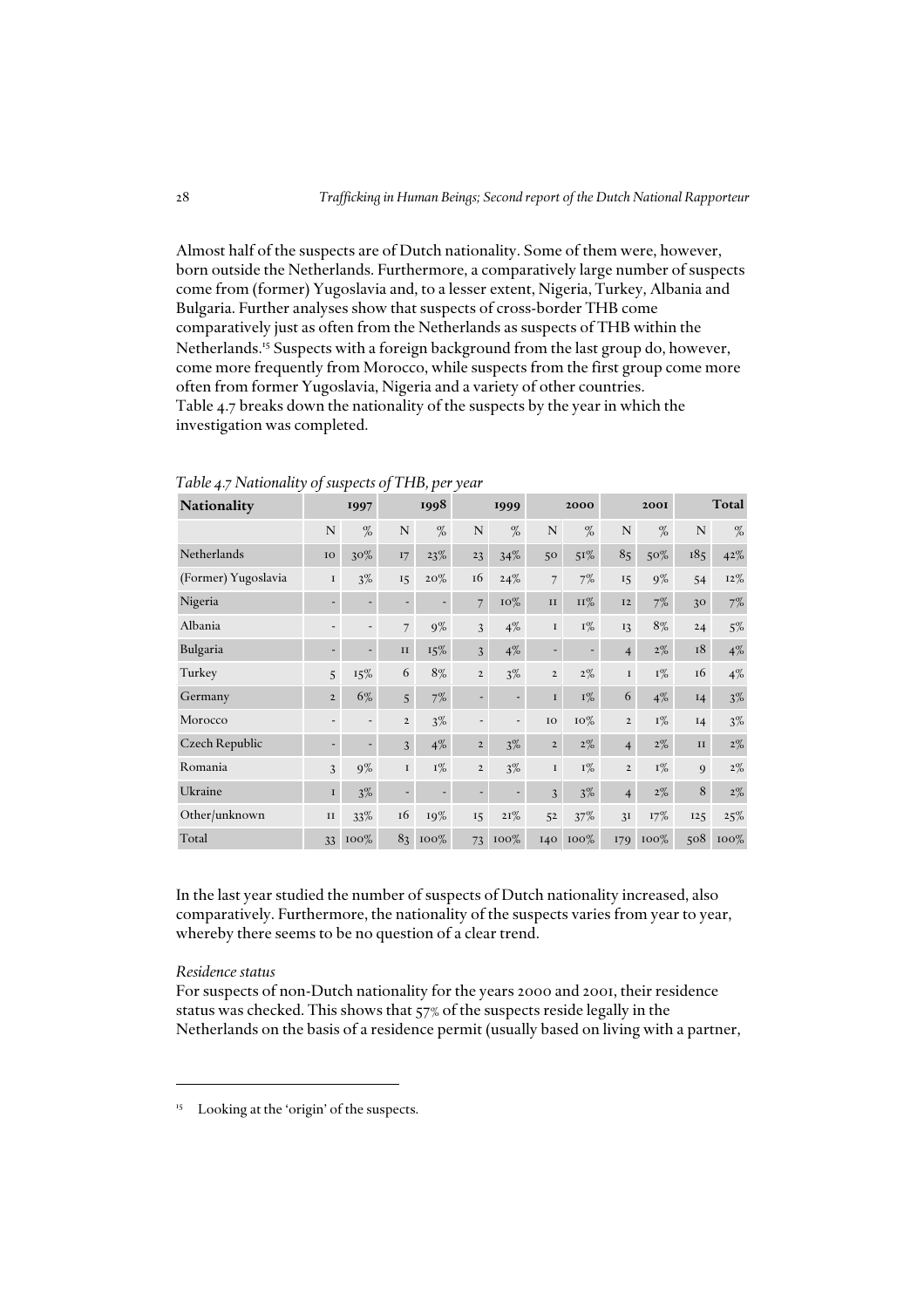Almost half of the suspects are of Dutch nationality. Some of them were, however, born outside the Netherlands. Furthermore, a comparatively large number of suspects come from (former) Yugoslavia and, to a lesser extent, Nigeria, Turkey, Albania and Bulgaria. Further analyses show that suspects of cross-border THB come comparatively just as often from the Netherlands as suspects of THB within the Netherlands.[15] Suspects with a foreign background from the last group do, however, come more frequently from Morocco, while suspects from the first group come more often from former Yugoslavia, Nigeria and a variety of other countries. Table 4.7 breaks down the nationality of the suspects by the year in which the investigation was completed.

*Table 4.7 Nationality of suspects of THB, per year*

| Nationality | 1997 | | 1998 | | 1999 | | 2000 | | 2001 | | Total | |
|---|---|---|---|---|---|---|---|---|---|---|---|---|
| | N | % | N | % | N | % | N | % | N | % | N | % |
| Netherlands | 10 | 30% | 17 | 23% | 23 | 34% | 50 | 51% | 85 | 50% | 185 | 42% |
| (Former) Yugoslavia | 1 | 3% | 15 | 20% | 16 | 24% | 7 | 7% | 15 | 9% | 54 | 12% |
| Nigeria | - | - | - | - | 7 | 10% | 11 | 11% | 12 | 7% | 30 | 7% |
| Albania | - | - | 7 | 9% | 3 | 4% | 1 | 1% | 13 | 8% | 24 | 5% |
| Bulgaria | - | - | 11 | 15% | 3 | 4% | - | - | 4 | 2% | 18 | 4% |
| Turkey | 5 | 15% | 6 | 8% | 2 | 3% | 2 | 2% | 1 | 1% | 16 | 4% |
| Germany | 2 | 6% | 5 | 7% | - | - | 1 | 1% | 6 | 4% | 14 | 3% |
| Morocco | - | - | 2 | 3% | - | - | 10 | 10% | 2 | 1% | 14 | 3% |
| Czech Republic | - | - | 3 | 4% | 2 | 3% | 2 | 2% | 4 | 2% | 11 | 2% |
| Romania | 3 | 9% | 1 | 1% | 2 | 3% | 1 | 1% | 2 | 1% | 9 | 2% |
| Ukraine | 1 | 3% | - | - | - | - | 3 | 3% | 4 | 2% | 8 | 2% |
| Other/unknown | 11 | 33% | 16 | 19% | 15 | 21% | 52 | 37% | 31 | 17% | 125 | 25% |
| Total | 33 | 100% | 83 | 100% | 73 | 100% | 140 | 100% | 179 | 100% | 508 | 100% |

In the last year studied the number of suspects of Dutch nationality increased, also comparatively. Furthermore, the nationality of the suspects varies from year to year, whereby there seems to be no question of a clear trend.

*Residence status*

For suspects of non-Dutch nationality for the years 2000 and 2001, their residence status was checked. This shows that 57% of the suspects reside legally in the Netherlands on the basis of a residence permit (usually based on living with a partner,

[15] Looking at the 'origin' of the suspects.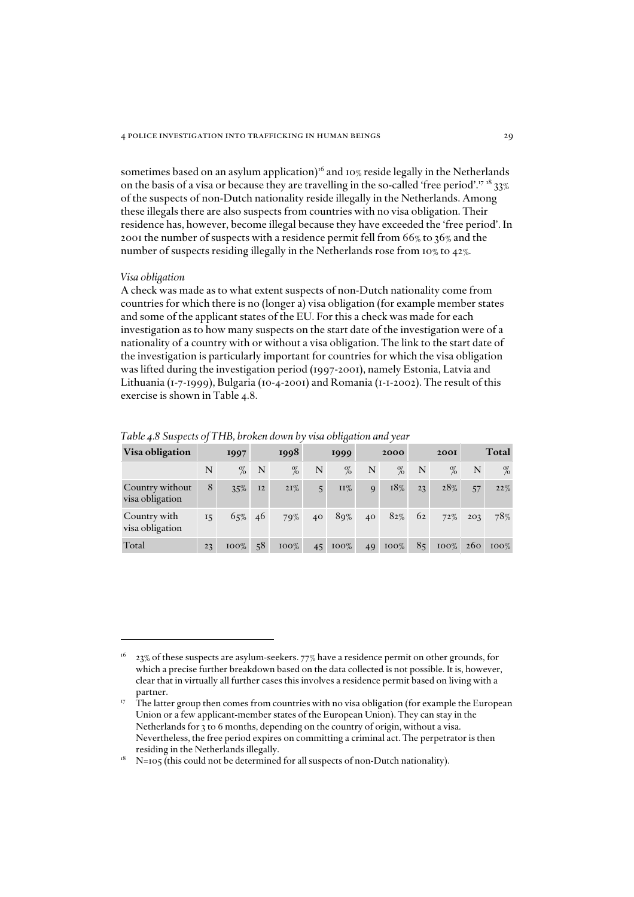sometimes based on an asylum application)[16] and 10% reside legally in the Netherlands on the basis of a visa or because they are travelling in the so-called 'free period'.[17] [18] 33% of the suspects of non-Dutch nationality reside illegally in the Netherlands. Among these illegals there are also suspects from countries with no visa obligation. Their residence has, however, become illegal because they have exceeded the 'free period'. In 2001 the number of suspects with a residence permit fell from 66% to 36% and the number of suspects residing illegally in the Netherlands rose from 10% to 42%.

*Visa obligation*

A check was made as to what extent suspects of non-Dutch nationality come from countries for which there is no (longer a) visa obligation (for example member states and some of the applicant states of the EU. For this a check was made for each investigation as to how many suspects on the start date of the investigation were of a nationality of a country with or without a visa obligation. The link to the start date of the investigation is particularly important for countries for which the visa obligation was lifted during the investigation period (1997-2001), namely Estonia, Latvia and Lithuania (1-7-1999), Bulgaria (10-4-2001) and Romania (1-1-2002). The result of this exercise is shown in Table 4.8.

*Table 4.8 Suspects of THB, broken down by visa obligation and year*

| Visa obligation | 1997 | | 1998 | | 1999 | | 2000 | | 2001 | | Total | |
|---|---|---|---|---|---|---|---|---|---|---|---|---|
| | N | % | N | % | N | % | N | % | N | % | N | % |
| Country without visa obligation | 8 | 35% | 12 | 21% | 5 | 11% | 9 | 18% | 23 | 28% | 57 | 22% |
| Country with visa obligation | 15 | 65% | 46 | 79% | 40 | 89% | 40 | 82% | 62 | 72% | 203 | 78% |
| Total | 23 | 100% | 58 | 100% | 45 | 100% | 49 | 100% | 85 | 100% | 260 | 100% |

---

[16] 23% of these suspects are asylum-seekers. 77% have a residence permit on other grounds, for which a precise further breakdown based on the data collected is not possible. It is, however, clear that in virtually all further cases this involves a residence permit based on living with a partner.

[17] The latter group then comes from countries with no visa obligation (for example the European Union or a few applicant-member states of the European Union). They can stay in the Netherlands for 3 to 6 months, depending on the country of origin, without a visa. Nevertheless, the free period expires on committing a criminal act. The perpetrator is then residing in the Netherlands illegally.

[18] N=105 (this could not be determined for all suspects of non-Dutch nationality).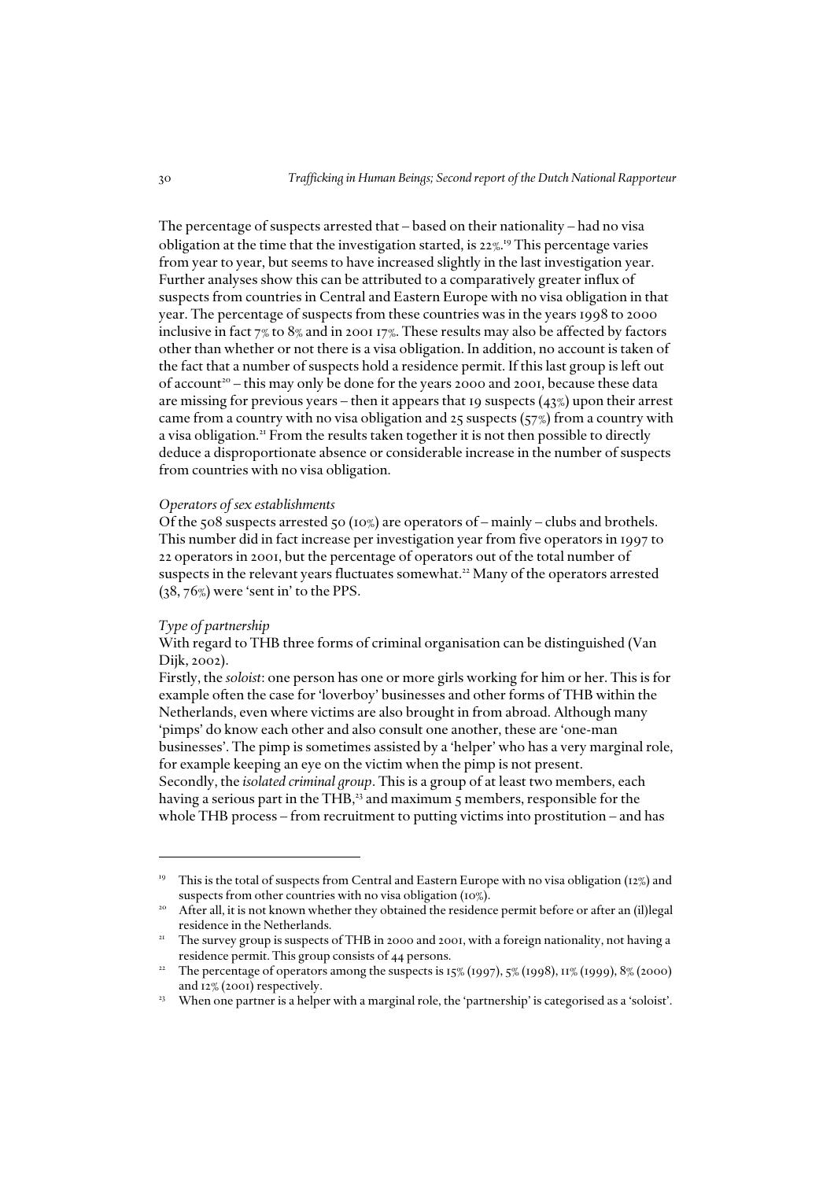The percentage of suspects arrested that – based on their nationality – had no visa obligation at the time that the investigation started, is 22%.[19] This percentage varies from year to year, but seems to have increased slightly in the last investigation year. Further analyses show this can be attributed to a comparatively greater influx of suspects from countries in Central and Eastern Europe with no visa obligation in that year. The percentage of suspects from these countries was in the years 1998 to 2000 inclusive in fact 7% to 8% and in 2001 17%. These results may also be affected by factors other than whether or not there is a visa obligation. In addition, no account is taken of the fact that a number of suspects hold a residence permit. If this last group is left out of account[20] – this may only be done for the years 2000 and 2001, because these data are missing for previous years – then it appears that 19 suspects (43%) upon their arrest came from a country with no visa obligation and 25 suspects (57%) from a country with a visa obligation.[21] From the results taken together it is not then possible to directly deduce a disproportionate absence or considerable increase in the number of suspects from countries with no visa obligation.

*Operators of sex establishments*

Of the 508 suspects arrested 50 (10%) are operators of – mainly – clubs and brothels. This number did in fact increase per investigation year from five operators in 1997 to 22 operators in 2001, but the percentage of operators out of the total number of suspects in the relevant years fluctuates somewhat.[22] Many of the operators arrested (38, 76%) were 'sent in' to the PPS.

*Type of partnership*

With regard to THB three forms of criminal organisation can be distinguished (Van Dijk, 2002).

Firstly, the *soloist*: one person has one or more girls working for him or her. This is for example often the case for 'loverboy' businesses and other forms of THB within the Netherlands, even where victims are also brought in from abroad. Although many 'pimps' do know each other and also consult one another, these are 'one-man businesses'. The pimp is sometimes assisted by a 'helper' who has a very marginal role, for example keeping an eye on the victim when the pimp is not present.

Secondly, the *isolated criminal group*. This is a group of at least two members, each having a serious part in the THB,[23] and maximum 5 members, responsible for the whole THB process – from recruitment to putting victims into prostitution – and has

---

[19] This is the total of suspects from Central and Eastern Europe with no visa obligation (12%) and suspects from other countries with no visa obligation (10%).

[20] After all, it is not known whether they obtained the residence permit before or after an (il)legal residence in the Netherlands.

[21] The survey group is suspects of THB in 2000 and 2001, with a foreign nationality, not having a residence permit. This group consists of 44 persons.

[22] The percentage of operators among the suspects is 15% (1997), 5% (1998), 11% (1999), 8% (2000) and 12% (2001) respectively.

[23] When one partner is a helper with a marginal role, the 'partnership' is categorised as a 'soloist'.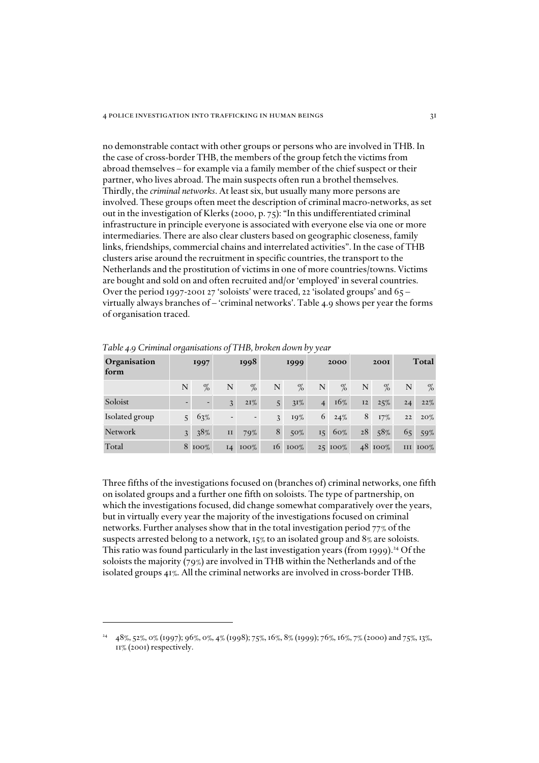no demonstrable contact with other groups or persons who are involved in THB. In the case of cross-border THB, the members of the group fetch the victims from abroad themselves – for example via a family member of the chief suspect or their partner, who lives abroad. The main suspects often run a brothel themselves. Thirdly, the *criminal networks*. At least six, but usually many more persons are involved. These groups often meet the description of criminal macro-networks, as set out in the investigation of Klerks (2000, p. 75): "In this undifferentiated criminal infrastructure in principle everyone is associated with everyone else via one or more intermediaries. There are also clear clusters based on geographic closeness, family links, friendships, commercial chains and interrelated activities". In the case of THB clusters arise around the recruitment in specific countries, the transport to the Netherlands and the prostitution of victims in one of more countries/towns. Victims are bought and sold on and often recruited and/or 'employed' in several countries. Over the period 1997-2001 27 'soloists' were traced, 22 'isolated groups' and 65 – virtually always branches of – 'criminal networks'. Table 4.9 shows per year the forms of organisation traced.

*Table 4.9 Criminal organisations of THB, broken down by year*

| Organisation form | 1997 | | 1998 | | 1999 | | 2000 | | 2001 | | Total | |
|---|---|---|---|---|---|---|---|---|---|---|---|---|
| | N | % | N | % | N | % | N | % | N | % | N | % |
| Soloist | - | - | 3 | 21% | 5 | 31% | 4 | 16% | 12 | 25% | 24 | 22% |
| Isolated group | 5 | 63% | - | - | 3 | 19% | 6 | 24% | 8 | 17% | 22 | 20% |
| Network | 3 | 38% | 11 | 79% | 8 | 50% | 15 | 60% | 28 | 58% | 65 | 59% |
| Total | 8 | 100% | 14 | 100% | 16 | 100% | 25 | 100% | 48 | 100% | 111 | 100% |

Three fifths of the investigations focused on (branches of) criminal networks, one fifth on isolated groups and a further one fifth on soloists. The type of partnership, on which the investigations focused, did change somewhat comparatively over the years, but in virtually every year the majority of the investigations focused on criminal networks. Further analyses show that in the total investigation period 77% of the suspects arrested belong to a network, 15% to an isolated group and 8% are soloists. This ratio was found particularly in the last investigation years (from 1999).[24] Of the soloists the majority (79%) are involved in THB within the Netherlands and of the isolated groups 41%. All the criminal networks are involved in cross-border THB.

[24] 48%, 52%, 0% (1997); 96%, 0%, 4% (1998); 75%, 16%, 8% (1999); 76%, 16%, 7% (2000) and 75%, 13%, 11% (2001) respectively.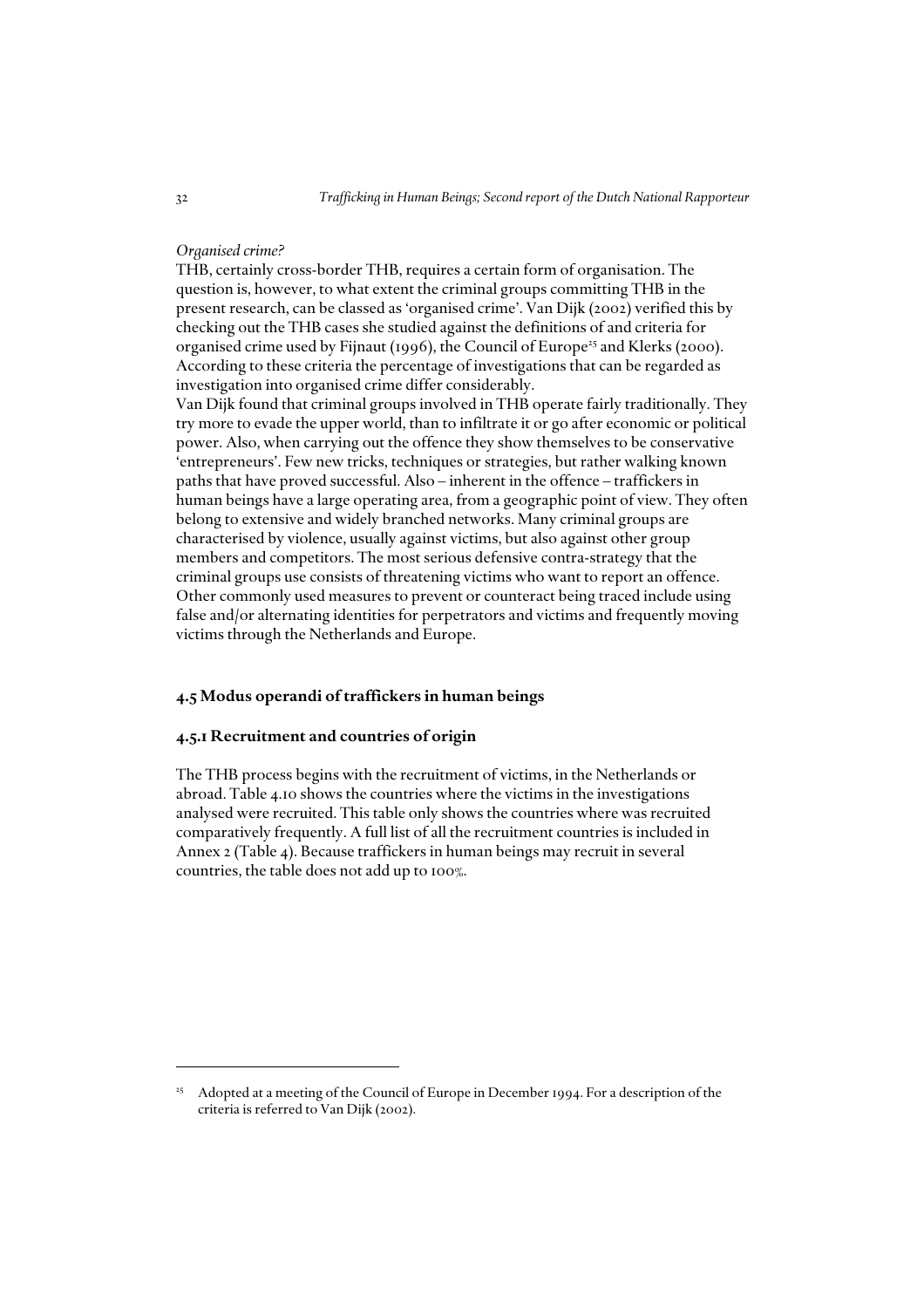*Organised crime?*

THB, certainly cross-border THB, requires a certain form of organisation. The question is, however, to what extent the criminal groups committing THB in the present research, can be classed as 'organised crime'. Van Dijk (2002) verified this by checking out the THB cases she studied against the definitions of and criteria for organised crime used by Fijnaut (1996), the Council of Europe[25] and Klerks (2000). According to these criteria the percentage of investigations that can be regarded as investigation into organised crime differ considerably.

Van Dijk found that criminal groups involved in THB operate fairly traditionally. They try more to evade the upper world, than to infiltrate it or go after economic or political power. Also, when carrying out the offence they show themselves to be conservative 'entrepreneurs'. Few new tricks, techniques or strategies, but rather walking known paths that have proved successful. Also – inherent in the offence – traffickers in human beings have a large operating area, from a geographic point of view. They often belong to extensive and widely branched networks. Many criminal groups are characterised by violence, usually against victims, but also against other group members and competitors. The most serious defensive contra-strategy that the criminal groups use consists of threatening victims who want to report an offence. Other commonly used measures to prevent or counteract being traced include using false and/or alternating identities for perpetrators and victims and frequently moving victims through the Netherlands and Europe.

## 4.5 Modus operandi of traffickers in human beings

### 4.5.1 Recruitment and countries of origin

The THB process begins with the recruitment of victims, in the Netherlands or abroad. Table 4.10 shows the countries where the victims in the investigations analysed were recruited. This table only shows the countries where was recruited comparatively frequently. A full list of all the recruitment countries is included in Annex 2 (Table 4). Because traffickers in human beings may recruit in several countries, the table does not add up to 100%.

---

[25] Adopted at a meeting of the Council of Europe in December 1994. For a description of the criteria is referred to Van Dijk (2002).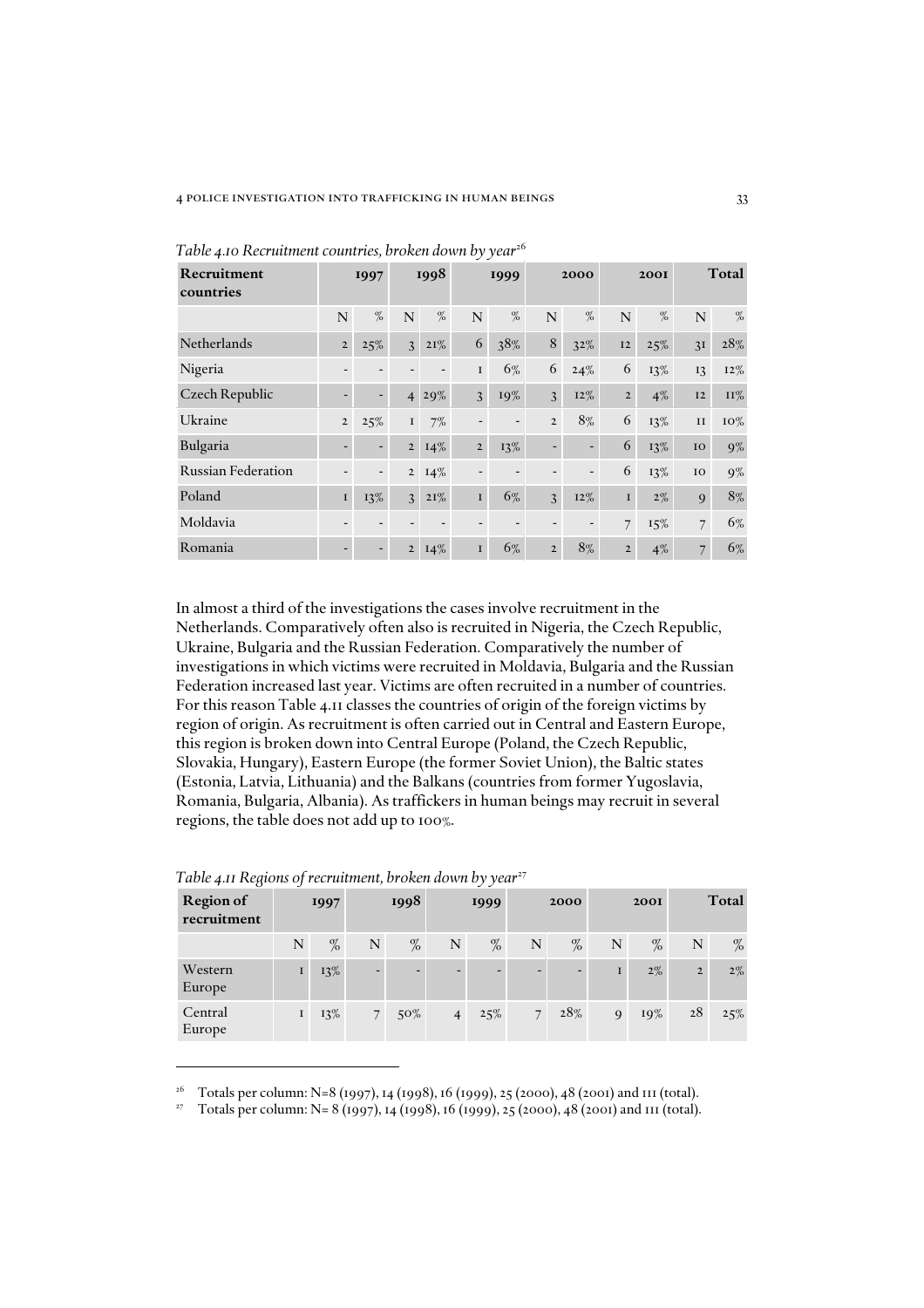*Table 4.10 Recruitment countries, broken down by year*[26]

| Recruitment countries | 1997 | | 1998 | | 1999 | | 2000 | | 2001 | | Total | |
|---|---|---|---|---|---|---|---|---|---|---|---|---|
| | N | % | N | % | N | % | N | % | N | % | N | % |
| Netherlands | 2 | 25% | 3 | 21% | 6 | 38% | 8 | 32% | 12 | 25% | 31 | 28% |
| Nigeria | - | - | - | - | 1 | 6% | 6 | 24% | 6 | 13% | 13 | 12% |
| Czech Republic | - | - | 4 | 29% | 3 | 19% | 3 | 12% | 2 | 4% | 12 | 11% |
| Ukraine | 2 | 25% | 1 | 7% | - | - | 2 | 8% | 6 | 13% | 11 | 10% |
| Bulgaria | - | - | 2 | 14% | 2 | 13% | - | - | 6 | 13% | 10 | 9% |
| Russian Federation | - | - | 2 | 14% | - | - | - | - | 6 | 13% | 10 | 9% |
| Poland | 1 | 13% | 3 | 21% | 1 | 6% | 3 | 12% | 1 | 2% | 9 | 8% |
| Moldavia | - | - | - | - | - | - | - | - | 7 | 15% | 7 | 6% |
| Romania | - | - | 2 | 14% | 1 | 6% | 2 | 8% | 2 | 4% | 7 | 6% |

In almost a third of the investigations the cases involve recruitment in the Netherlands. Comparatively often also is recruited in Nigeria, the Czech Republic, Ukraine, Bulgaria and the Russian Federation. Comparatively the number of investigations in which victims were recruited in Moldavia, Bulgaria and the Russian Federation increased last year. Victims are often recruited in a number of countries. For this reason Table 4.11 classes the countries of origin of the foreign victims by region of origin. As recruitment is often carried out in Central and Eastern Europe, this region is broken down into Central Europe (Poland, the Czech Republic, Slovakia, Hungary), Eastern Europe (the former Soviet Union), the Baltic states (Estonia, Latvia, Lithuania) and the Balkans (countries from former Yugoslavia, Romania, Bulgaria, Albania). As traffickers in human beings may recruit in several regions, the table does not add up to 100%.

*Table 4.11 Regions of recruitment, broken down by year*[27]

| Region of recruitment | 1997 | | 1998 | | 1999 | | 2000 | | 2001 | | Total | |
|---|---|---|---|---|---|---|---|---|---|---|---|---|
| | N | % | N | % | N | % | N | % | N | % | N | % |
| Western Europe | 1 | 13% | - | - | - | - | - | - | 1 | 2% | 2 | 2% |
| Central Europe | 1 | 13% | 7 | 50% | 4 | 25% | 7 | 28% | 9 | 19% | 28 | 25% |

[26] Totals per column: N=8 (1997), 14 (1998), 16 (1999), 25 (2000), 48 (2001) and 111 (total).

[27] Totals per column: N= 8 (1997), 14 (1998), 16 (1999), 25 (2000), 48 (2001) and 111 (total).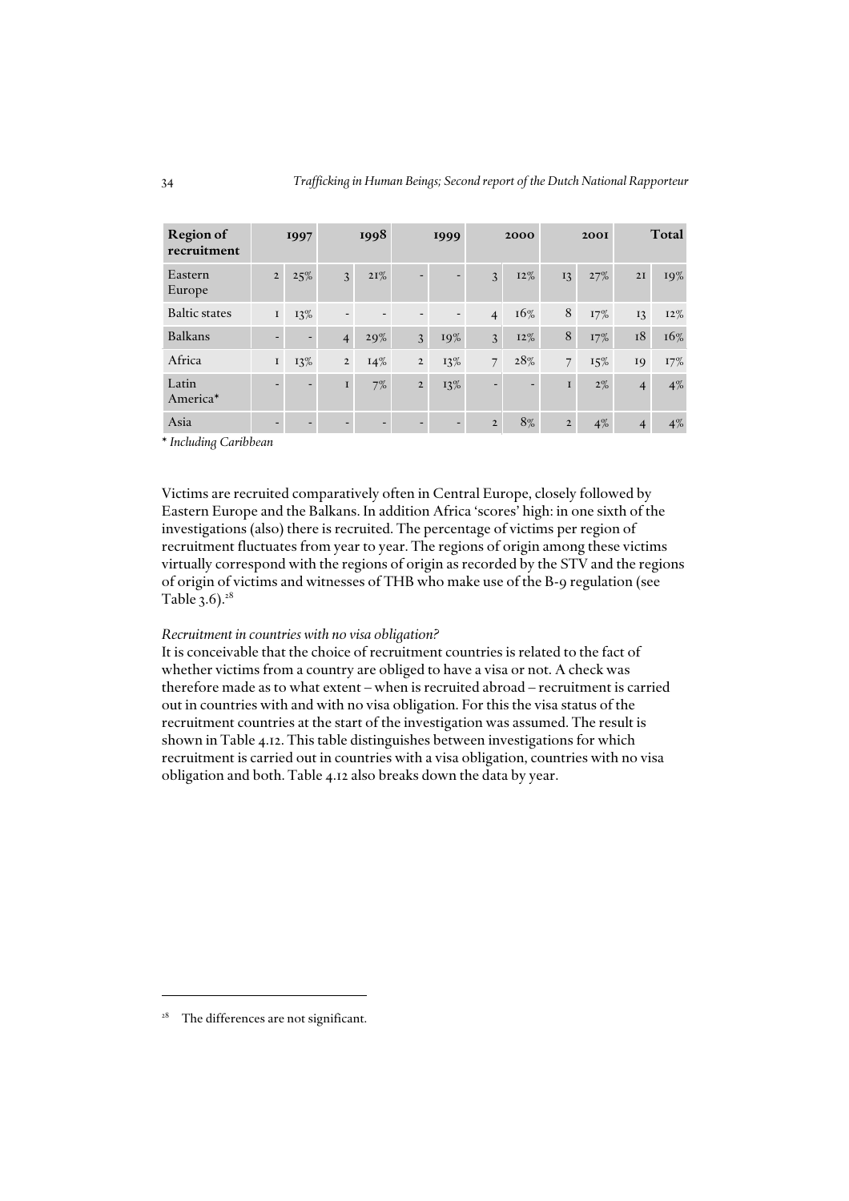| Region of recruitment | 1997 | | 1998 | | 1999 | | 2000 | | 2001 | | Total | |
|---|---|---|---|---|---|---|---|---|---|---|---|---|
| Eastern Europe | 2 | 25% | 3 | 21% | - | - | 3 | 12% | 13 | 27% | 21 | 19% |
| Baltic states | 1 | 13% | - | - | - | - | 4 | 16% | 8 | 17% | 13 | 12% |
| Balkans | - | - | 4 | 29% | 3 | 19% | 3 | 12% | 8 | 17% | 18 | 16% |
| Africa | 1 | 13% | 2 | 14% | 2 | 13% | 7 | 28% | 7 | 15% | 19 | 17% |
| Latin America* | - | - | 1 | 7% | 2 | 13% | - | - | 1 | 2% | 4 | 4% |
| Asia | - | - | - | - | - | - | 2 | 8% | 2 | 4% | 4 | 4% |

*\* Including Caribbean*

Victims are recruited comparatively often in Central Europe, closely followed by Eastern Europe and the Balkans. In addition Africa 'scores' high: in one sixth of the investigations (also) there is recruited. The percentage of victims per region of recruitment fluctuates from year to year. The regions of origin among these victims virtually correspond with the regions of origin as recorded by the STV and the regions of origin of victims and witnesses of THB who make use of the B-9 regulation (see Table 3.6).[28]

*Recruitment in countries with no visa obligation?*

It is conceivable that the choice of recruitment countries is related to the fact of whether victims from a country are obliged to have a visa or not. A check was therefore made as to what extent – when is recruited abroad – recruitment is carried out in countries with and with no visa obligation. For this the visa status of the recruitment countries at the start of the investigation was assumed. The result is shown in Table 4.12. This table distinguishes between investigations for which recruitment is carried out in countries with a visa obligation, countries with no visa obligation and both. Table 4.12 also breaks down the data by year.

[28] The differences are not significant.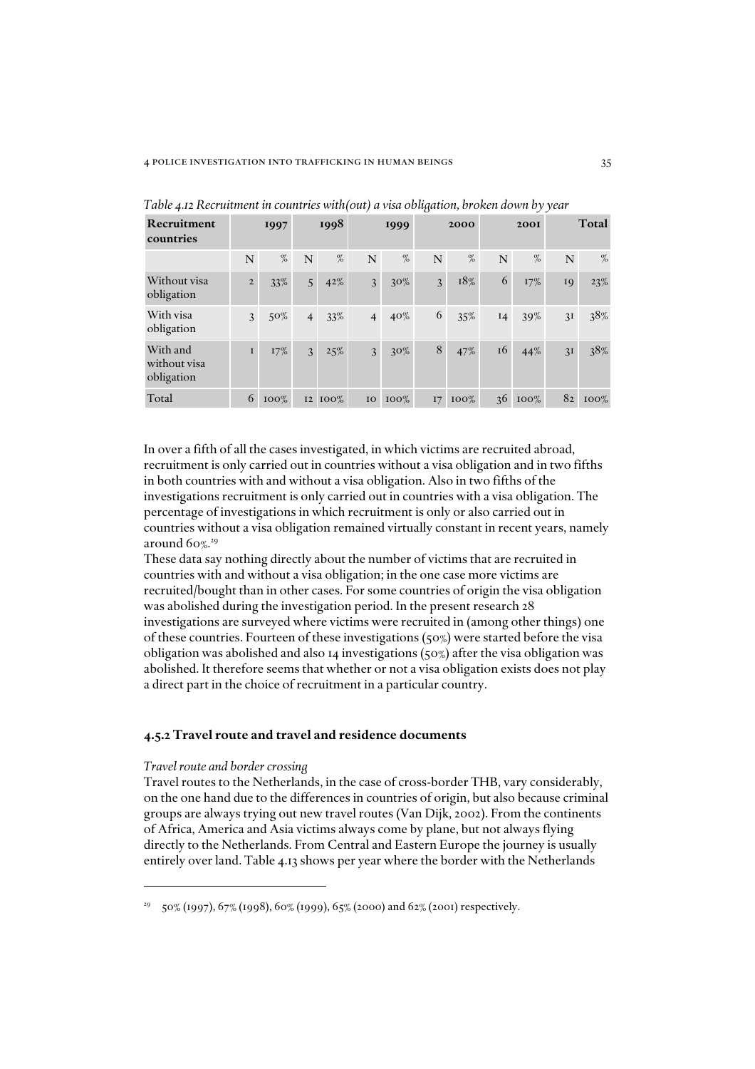*Table 4.12 Recruitment in countries with(out) a visa obligation, broken down by year*

| Recruitment countries | 1997 | | 1998 | | 1999 | | 2000 | | 2001 | | Total | |
|---|---|---|---|---|---|---|---|---|---|---|---|---|
| | N | % | N | % | N | % | N | % | N | % | N | % |
| Without visa obligation | 2 | 33% | 5 | 42% | 3 | 30% | 3 | 18% | 6 | 17% | 19 | 23% |
| With visa obligation | 3 | 50% | 4 | 33% | 4 | 40% | 6 | 35% | 14 | 39% | 31 | 38% |
| With and without visa obligation | 1 | 17% | 3 | 25% | 3 | 30% | 8 | 47% | 16 | 44% | 31 | 38% |
| Total | 6 | 100% | 12 | 100% | 10 | 100% | 17 | 100% | 36 | 100% | 82 | 100% |

In over a fifth of all the cases investigated, in which victims are recruited abroad, recruitment is only carried out in countries without a visa obligation and in two fifths in both countries with and without a visa obligation. Also in two fifths of the investigations recruitment is only carried out in countries with a visa obligation. The percentage of investigations in which recruitment is only or also carried out in countries without a visa obligation remained virtually constant in recent years, namely around 60%.[29]

These data say nothing directly about the number of victims that are recruited in countries with and without a visa obligation; in the one case more victims are recruited/bought than in other cases. For some countries of origin the visa obligation was abolished during the investigation period. In the present research 28 investigations are surveyed where victims were recruited in (among other things) one of these countries. Fourteen of these investigations (50%) were started before the visa obligation was abolished and also 14 investigations (50%) after the visa obligation was abolished. It therefore seems that whether or not a visa obligation exists does not play a direct part in the choice of recruitment in a particular country.

### 4.5.2 Travel route and travel and residence documents

*Travel route and border crossing*

Travel routes to the Netherlands, in the case of cross-border THB, vary considerably, on the one hand due to the differences in countries of origin, but also because criminal groups are always trying out new travel routes (Van Dijk, 2002). From the continents of Africa, America and Asia victims always come by plane, but not always flying directly to the Netherlands. From Central and Eastern Europe the journey is usually entirely over land. Table 4.13 shows per year where the border with the Netherlands

[29] 50% (1997), 67% (1998), 60% (1999), 65% (2000) and 62% (2001) respectively.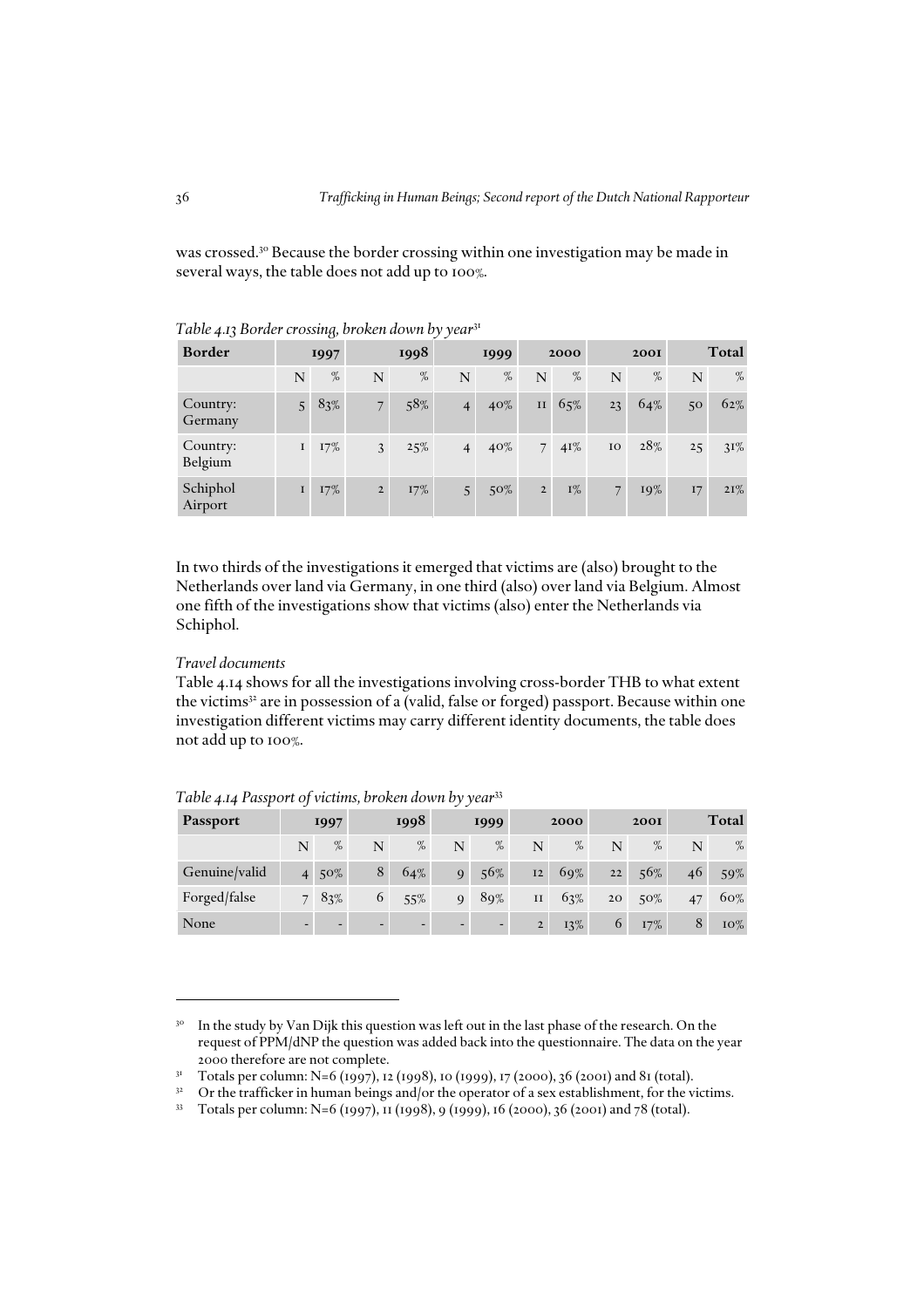was crossed.[30] Because the border crossing within one investigation may be made in several ways, the table does not add up to 100%.

*Table 4.13 Border crossing, broken down by year*[31]

| Border | 1997 | | 1998 | | 1999 | | 2000 | | 2001 | | Total | |
|---|---|---|---|---|---|---|---|---|---|---|---|---|
| | N | % | N | % | N | % | N | % | N | % | N | % |
| Country: Germany | 5 | 83% | 7 | 58% | 4 | 40% | 11 | 65% | 23 | 64% | 50 | 62% |
| Country: Belgium | 1 | 17% | 3 | 25% | 4 | 40% | 7 | 41% | 10 | 28% | 25 | 31% |
| Schiphol Airport | 1 | 17% | 2 | 17% | 5 | 50% | 2 | 1% | 7 | 19% | 17 | 21% |

In two thirds of the investigations it emerged that victims are (also) brought to the Netherlands over land via Germany, in one third (also) over land via Belgium. Almost one fifth of the investigations show that victims (also) enter the Netherlands via Schiphol.

*Travel documents*

Table 4.14 shows for all the investigations involving cross-border THB to what extent the victims[32] are in possession of a (valid, false or forged) passport. Because within one investigation different victims may carry different identity documents, the table does not add up to 100%.

*Table 4.14 Passport of victims, broken down by year*[33]

| Passport | 1997 | | 1998 | | 1999 | | 2000 | | 2001 | | Total | |
|---|---|---|---|---|---|---|---|---|---|---|---|---|
| | N | % | N | % | N | % | N | % | N | % | N | % |
| Genuine/valid | 4 | 50% | 8 | 64% | 9 | 56% | 12 | 69% | 22 | 56% | 46 | 59% |
| Forged/false | 7 | 83% | 6 | 55% | 9 | 89% | 11 | 63% | 20 | 50% | 47 | 60% |
| None | - | - | - | - | - | - | 2 | 13% | 6 | 17% | 8 | 10% |

---

[30] In the study by Van Dijk this question was left out in the last phase of the research. On the request of PPM/dNP the question was added back into the questionnaire. The data on the year 2000 therefore are not complete.

[31] Totals per column: N=6 (1997), 12 (1998), 10 (1999), 17 (2000), 36 (2001) and 81 (total).

[32] Or the trafficker in human beings and/or the operator of a sex establishment, for the victims.

[33] Totals per column: N=6 (1997), 11 (1998), 9 (1999), 16 (2000), 36 (2001) and 78 (total).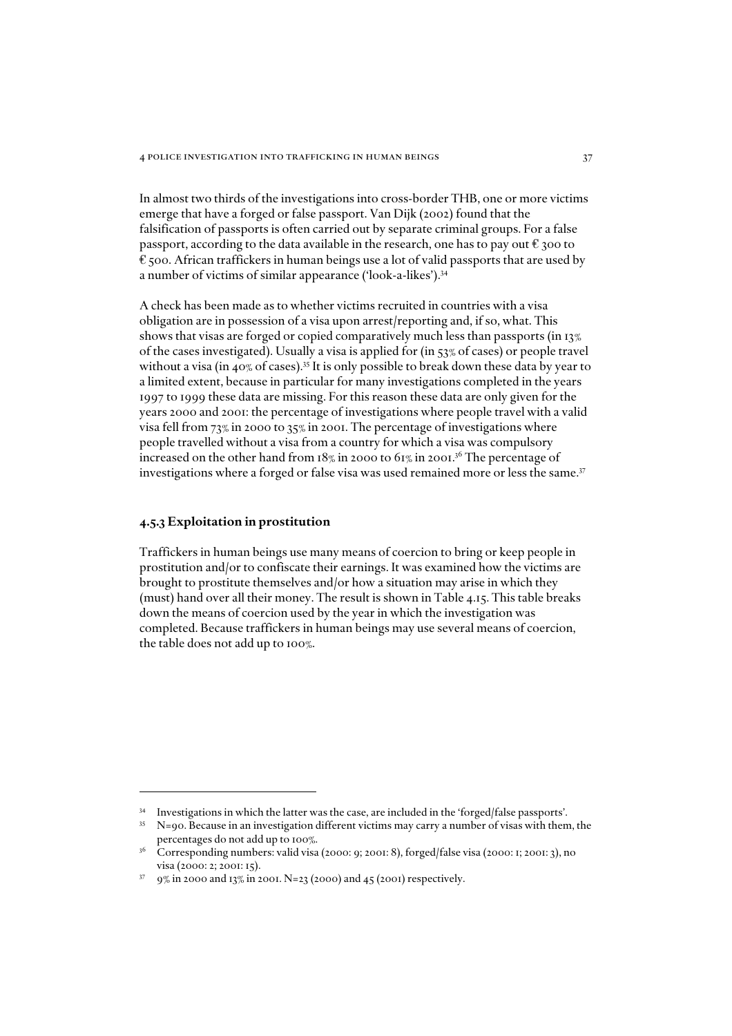In almost two thirds of the investigations into cross-border THB, one or more victims emerge that have a forged or false passport. Van Dijk (2002) found that the falsification of passports is often carried out by separate criminal groups. For a false passport, according to the data available in the research, one has to pay out € 300 to € 500. African traffickers in human beings use a lot of valid passports that are used by a number of victims of similar appearance ('look-a-likes').[34]

A check has been made as to whether victims recruited in countries with a visa obligation are in possession of a visa upon arrest/reporting and, if so, what. This shows that visas are forged or copied comparatively much less than passports (in 13% of the cases investigated). Usually a visa is applied for (in 53% of cases) or people travel without a visa (in 40% of cases).[35] It is only possible to break down these data by year to a limited extent, because in particular for many investigations completed in the years 1997 to 1999 these data are missing. For this reason these data are only given for the years 2000 and 2001: the percentage of investigations where people travel with a valid visa fell from 73% in 2000 to 35% in 2001. The percentage of investigations where people travelled without a visa from a country for which a visa was compulsory increased on the other hand from 18% in 2000 to 61% in 2001.[36] The percentage of investigations where a forged or false visa was used remained more or less the same.[37]

### 4.5.3 Exploitation in prostitution

Traffickers in human beings use many means of coercion to bring or keep people in prostitution and/or to confiscate their earnings. It was examined how the victims are brought to prostitute themselves and/or how a situation may arise in which they (must) hand over all their money. The result is shown in Table 4.15. This table breaks down the means of coercion used by the year in which the investigation was completed. Because traffickers in human beings may use several means of coercion, the table does not add up to 100%.

---

[34] Investigations in which the latter was the case, are included in the 'forged/false passports'.

[35] N=90. Because in an investigation different victims may carry a number of visas with them, the percentages do not add up to 100%.

[36] Corresponding numbers: valid visa (2000: 9; 2001: 8), forged/false visa (2000: 1; 2001: 3), no visa (2000: 2; 2001: 15).

[37] 9% in 2000 and 13% in 2001. N=23 (2000) and 45 (2001) respectively.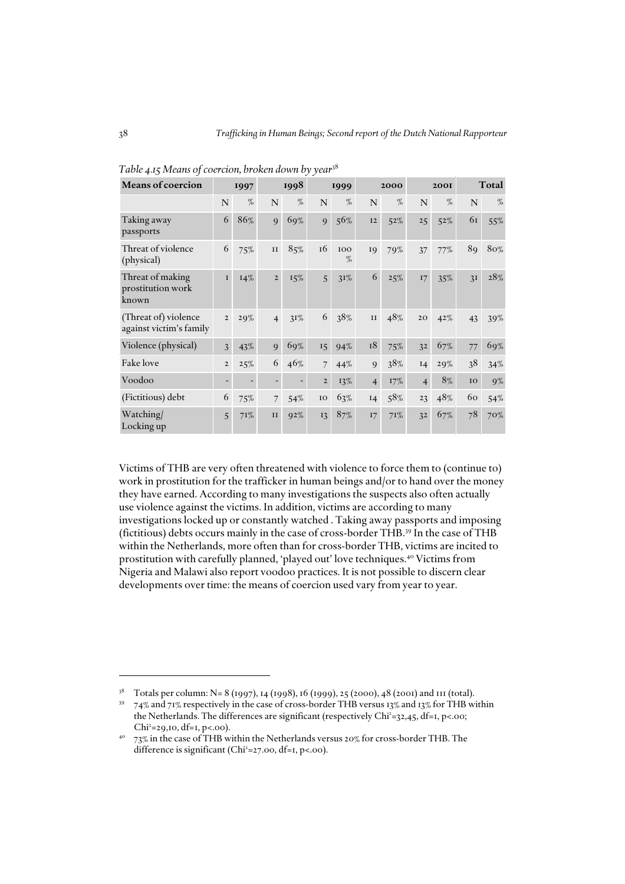*Table 4.15 Means of coercion, broken down by year*[38]

| Means of coercion | 1997 | | 1998 | | 1999 | | 2000 | | 2001 | | Total | |
|---|---|---|---|---|---|---|---|---|---|---|---|---|
| | N | % | N | % | N | % | N | % | N | % | N | % |
| Taking away passports | 6 | 86% | 9 | 69% | 9 | 56% | 12 | 52% | 25 | 52% | 61 | 55% |
| Threat of violence (physical) | 6 | 75% | 11 | 85% | 16 | 100 % | 19 | 79% | 37 | 77% | 89 | 80% |
| Threat of making prostitution work known | 1 | 14% | 2 | 15% | 5 | 31% | 6 | 25% | 17 | 35% | 31 | 28% |
| (Threat of) violence against victim's family | 2 | 29% | 4 | 31% | 6 | 38% | 11 | 48% | 20 | 42% | 43 | 39% |
| Violence (physical) | 3 | 43% | 9 | 69% | 15 | 94% | 18 | 75% | 32 | 67% | 77 | 69% |
| Fake love | 2 | 25% | 6 | 46% | 7 | 44% | 9 | 38% | 14 | 29% | 38 | 34% |
| Voodoo | - | - | - | - | 2 | 13% | 4 | 17% | 4 | 8% | 10 | 9% |
| (Fictitious) debt | 6 | 75% | 7 | 54% | 10 | 63% | 14 | 58% | 23 | 48% | 60 | 54% |
| Watching/ Locking up | 5 | 71% | 11 | 92% | 13 | 87% | 17 | 71% | 32 | 67% | 78 | 70% |

Victims of THB are very often threatened with violence to force them to (continue to) work in prostitution for the trafficker in human beings and/or to hand over the money they have earned. According to many investigations the suspects also often actually use violence against the victims. In addition, victims are according to many investigations locked up or constantly watched . Taking away passports and imposing (fictitious) debts occurs mainly in the case of cross-border THB.[39] In the case of THB within the Netherlands, more often than for cross-border THB, victims are incited to prostitution with carefully planned, 'played out' love techniques.[40] Victims from Nigeria and Malawi also report voodoo practices. It is not possible to discern clear developments over time: the means of coercion used vary from year to year.

---

[38] Totals per column: N= 8 (1997), 14 (1998), 16 (1999), 25 (2000), 48 (2001) and 111 (total).

[39] 74% and 71% respectively in the case of cross-border THB versus 13% and 13% for THB within the Netherlands. The differences are significant (respectively $Chi^2$=32,45, df=1, p<.00; $Chi^2$=29,10, df=1, p<.00).

[40] 73% in the case of THB within the Netherlands versus 20% for cross-border THB. The difference is significant ($Chi^2$=27.00, df=1, p<.00).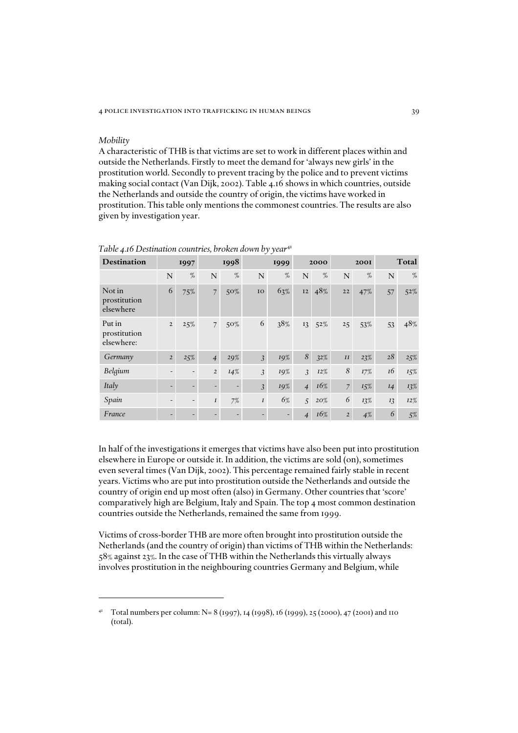*Mobility*

A characteristic of THB is that victims are set to work in different places within and outside the Netherlands. Firstly to meet the demand for 'always new girls' in the prostitution world. Secondly to prevent tracing by the police and to prevent victims making social contact (Van Dijk, 2002). Table 4.16 shows in which countries, outside the Netherlands and outside the country of origin, the victims have worked in prostitution. This table only mentions the commonest countries. The results are also given by investigation year.

*Table 4.16 Destination countries, broken down by year*[41]

| Destination | 1997 | | 1998 | | 1999 | | 2000 | | 2001 | | Total | |
|---|---|---|---|---|---|---|---|---|---|---|---|---|
| | N | % | N | % | N | % | N | % | N | % | N | % |
| Not in prostitution elsewhere | 6 | 75% | 7 | 50% | 10 | 63% | 12 | 48% | 22 | 47% | 57 | 52% |
| Put in prostitution elsewhere: | 2 | 25% | 7 | 50% | 6 | 38% | 13 | 52% | 25 | 53% | 53 | 48% |
| *Germany* | *2* | *25%* | *4* | *29%* | *3* | *19%* | *8* | *32%* | *11* | *23%* | *28* | *25%* |
| *Belgium* | - | - | *2* | *14%* | *3* | *19%* | *3* | *12%* | *8* | *17%* | *16* | *15%* |
| *Italy* | - | - | - | - | *3* | *19%* | *4* | *16%* | *7* | *15%* | *14* | *13%* |
| *Spain* | - | - | *1* | *7%* | *1* | *6%* | *5* | *20%* | *6* | *13%* | *13* | *12%* |
| *France* | - | - | - | - | - | - | *4* | *16%* | *2* | *4%* | *6* | *5%* |

In half of the investigations it emerges that victims have also been put into prostitution elsewhere in Europe or outside it. In addition, the victims are sold (on), sometimes even several times (Van Dijk, 2002). This percentage remained fairly stable in recent years. Victims who are put into prostitution outside the Netherlands and outside the country of origin end up most often (also) in Germany. Other countries that 'score' comparatively high are Belgium, Italy and Spain. The top 4 most common destination countries outside the Netherlands, remained the same from 1999.

Victims of cross-border THB are more often brought into prostitution outside the Netherlands (and the country of origin) than victims of THB within the Netherlands: 58% against 23%. In the case of THB within the Netherlands this virtually always involves prostitution in the neighbouring countries Germany and Belgium, while

[41] Total numbers per column: N= 8 (1997), 14 (1998), 16 (1999), 25 (2000), 47 (2001) and 110 (total).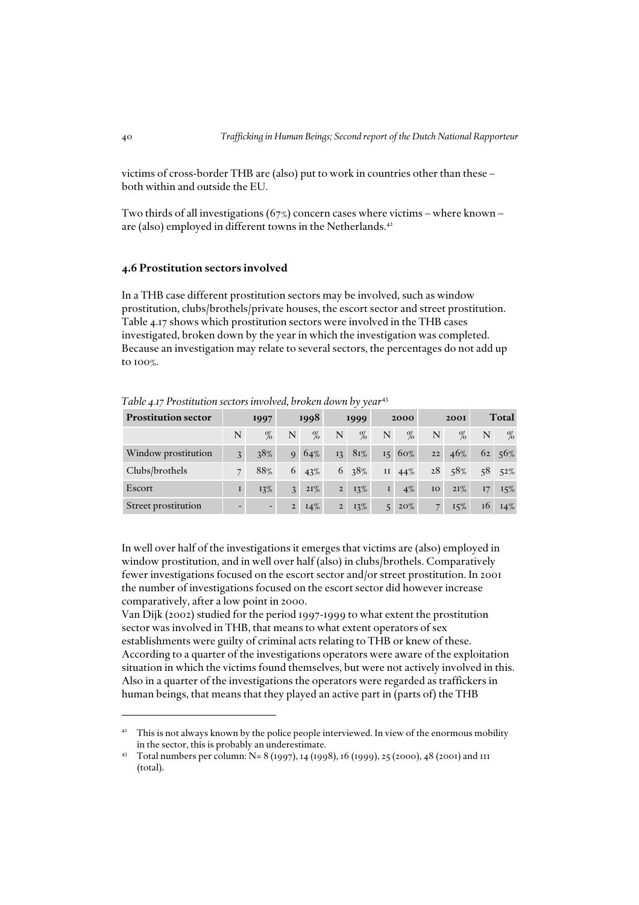victims of cross-border THB are (also) put to work in countries other than these – both within and outside the EU.

Two thirds of all investigations (67%) concern cases where victims – where known – are (also) employed in different towns in the Netherlands.[42]

### 4.6 Prostitution sectors involved

In a THB case different prostitution sectors may be involved, such as window prostitution, clubs/brothels/private houses, the escort sector and street prostitution. Table 4.17 shows which prostitution sectors were involved in the THB cases investigated, broken down by the year in which the investigation was completed. Because an investigation may relate to several sectors, the percentages do not add up to 100%.

*Table 4.17 Prostitution sectors involved, broken down by year*[43]

| Prostitution sector | 1997 | | 1998 | | 1999 | | 2000 | | 2001 | | Total | |
|---|---|---|---|---|---|---|---|---|---|---|---|---|
| | N | % | N | % | N | % | N | % | N | % | N | % |
| Window prostitution | 3 | 38% | 9 | 64% | 13 | 81% | 15 | 60% | 22 | 46% | 62 | 56% |
| Clubs/brothels | 7 | 88% | 6 | 43% | 6 | 38% | 11 | 44% | 28 | 58% | 58 | 52% |
| Escort | 1 | 13% | 3 | 21% | 2 | 13% | 1 | 4% | 10 | 21% | 17 | 15% |
| Street prostitution | - | - | 2 | 14% | 2 | 13% | 5 | 20% | 7 | 15% | 16 | 14% |

In well over half of the investigations it emerges that victims are (also) employed in window prostitution, and in well over half (also) in clubs/brothels. Comparatively fewer investigations focused on the escort sector and/or street prostitution. In 2001 the number of investigations focused on the escort sector did however increase comparatively, after a low point in 2000.

Van Dijk (2002) studied for the period 1997-1999 to what extent the prostitution sector was involved in THB, that means to what extent operators of sex establishments were guilty of criminal acts relating to THB or knew of these. According to a quarter of the investigations operators were aware of the exploitation situation in which the victims found themselves, but were not actively involved in this. Also in a quarter of the investigations the operators were regarded as traffickers in human beings, that means that they played an active part in (parts of) the THB

---

[42] This is not always known by the police people interviewed. In view of the enormous mobility in the sector, this is probably an underestimate.

[43] Total numbers per column: N= 8 (1997), 14 (1998), 16 (1999), 25 (2000), 48 (2001) and 111 (total).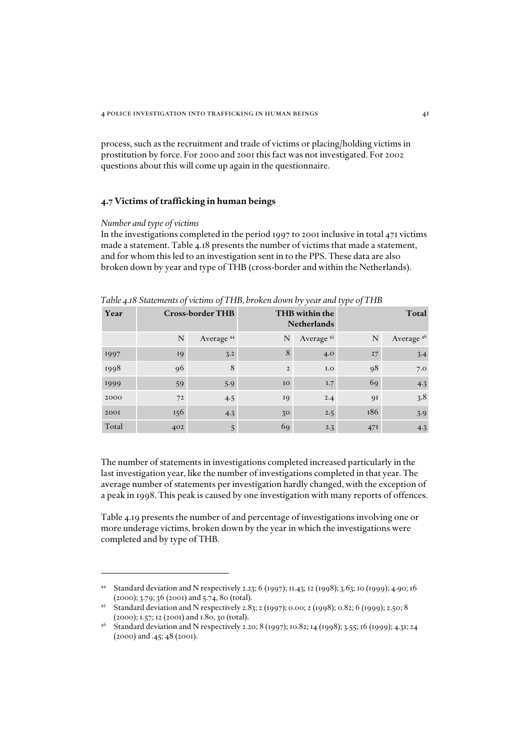process, such as the recruitment and trade of victims or placing/holding victims in prostitution by force. For 2000 and 2001 this fact was not investigated. For 2002 questions about this will come up again in the questionnaire.

## 4.7 Victims of trafficking in human beings

*Number and type of victims*

In the investigations completed in the period 1997 to 2001 inclusive in total 471 victims made a statement. Table 4.18 presents the number of victims that made a statement, and for whom this led to an investigation sent in to the PPS. These data are also broken down by year and type of THB (cross-border and within the Netherlands).

*Table 4.18 Statements of victims of THB, broken down by year and type of THB*

| Year | Cross-border THB | | THB within the Netherlands | | Total | |
|---|---|---|---|---|---|---|
| | N | Average [44] | N | Average [45] | N | Average [46] |
| 1997 | 19 | 3.2 | 8 | 4.0 | 27 | 3.4 |
| 1998 | 96 | 8 | 2 | 1.0 | 98 | 7.0 |
| 1999 | 59 | 5.9 | 10 | 1.7 | 69 | 4.3 |
| 2000 | 72 | 4.5 | 19 | 2.4 | 91 | 3.8 |
| 2001 | 156 | 4.3 | 30 | 2.5 | 186 | 3.9 |
| Total | 402 | 5 | 69 | 2.3 | 471 | 4.3 |

The number of statements in investigations completed increased particularly in the last investigation year, like the number of investigations completed in that year. The average number of statements per investigation hardly changed, with the exception of a peak in 1998. This peak is caused by one investigation with many reports of offences.

Table 4.19 presents the number of and percentage of investigations involving one or more underage victims, broken down by the year in which the investigations were completed and by type of THB.

---

[44] Standard deviation and N respectively 2.23; 6 (1997); 11.43; 12 (1998); 3.63; 10 (1999); 4.90; 16 (2000); 3.79; 36 (2001) and 5.74, 80 (total).

[45] Standard deviation and N respectively 2.83; 2 (1997); 0.00; 2 (1998); 0.82; 6 (1999); 2.50; 8 (2000); 1.57; 12 (2001) and 1.80, 30 (total).

[46] Standard deviation and N respectively 2.20; 8 (1997); 10.82; 14 (1998); 3.55; 16 (1999); 4.31; 24 (2000) and .45; 48 (2001).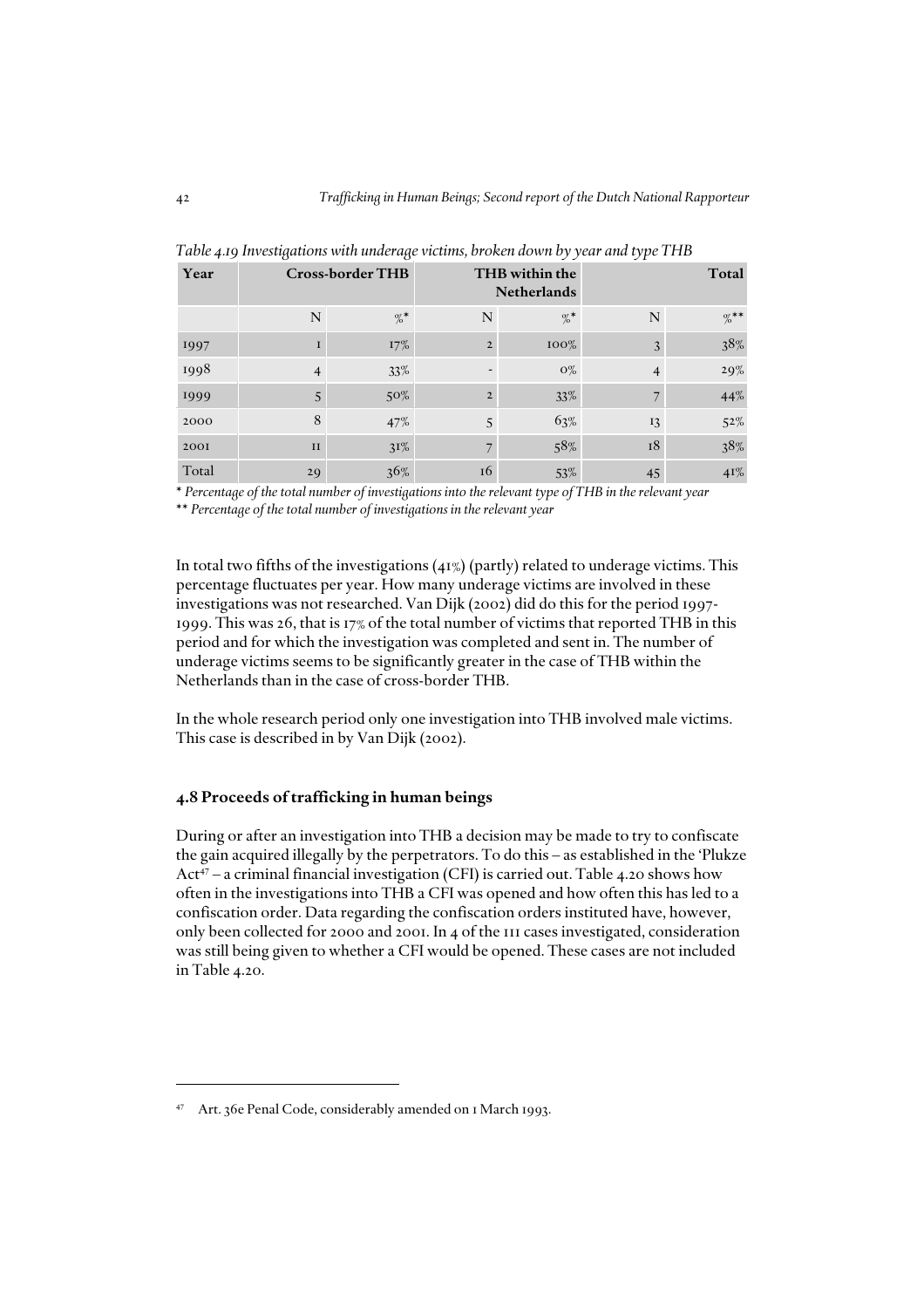*Table 4.19 Investigations with underage victims, broken down by year and type THB*

| Year | Cross-border THB | | THB within the Netherlands | | Total | |
|---|---|---|---|---|---|---|
| | N | %* | N | %* | N | %** |
| 1997 | 1 | 17% | 2 | 100% | 3 | 38% |
| 1998 | 4 | 33% | - | 0% | 4 | 29% |
| 1999 | 5 | 50% | 2 | 33% | 7 | 44% |
| 2000 | 8 | 47% | 5 | 63% | 13 | 52% |
| 2001 | 11 | 31% | 7 | 58% | 18 | 38% |
| Total | 29 | 36% | 16 | 53% | 45 | 41% |

\* *Percentage of the total number of investigations into the relevant type of THB in the relevant year*

\*\* *Percentage of the total number of investigations in the relevant year*

In total two fifths of the investigations (41%) (partly) related to underage victims. This percentage fluctuates per year. How many underage victims are involved in these investigations was not researched. Van Dijk (2002) did do this for the period 1997-1999. This was 26, that is 17% of the total number of victims that reported THB in this period and for which the investigation was completed and sent in. The number of underage victims seems to be significantly greater in the case of THB within the Netherlands than in the case of cross-border THB.

In the whole research period only one investigation into THB involved male victims. This case is described in by Van Dijk (2002).

## 4.8 Proceeds of trafficking in human beings

During or after an investigation into THB a decision may be made to try to confiscate the gain acquired illegally by the perpetrators. To do this – as established in the 'Plukze Act[47] – a criminal financial investigation (CFI) is carried out. Table 4.20 shows how often in the investigations into THB a CFI was opened and how often this has led to a confiscation order. Data regarding the confiscation orders instituted have, however, only been collected for 2000 and 2001. In 4 of the 111 cases investigated, consideration was still being given to whether a CFI would be opened. These cases are not included in Table 4.20.

[47] Art. 36e Penal Code, considerably amended on 1 March 1993.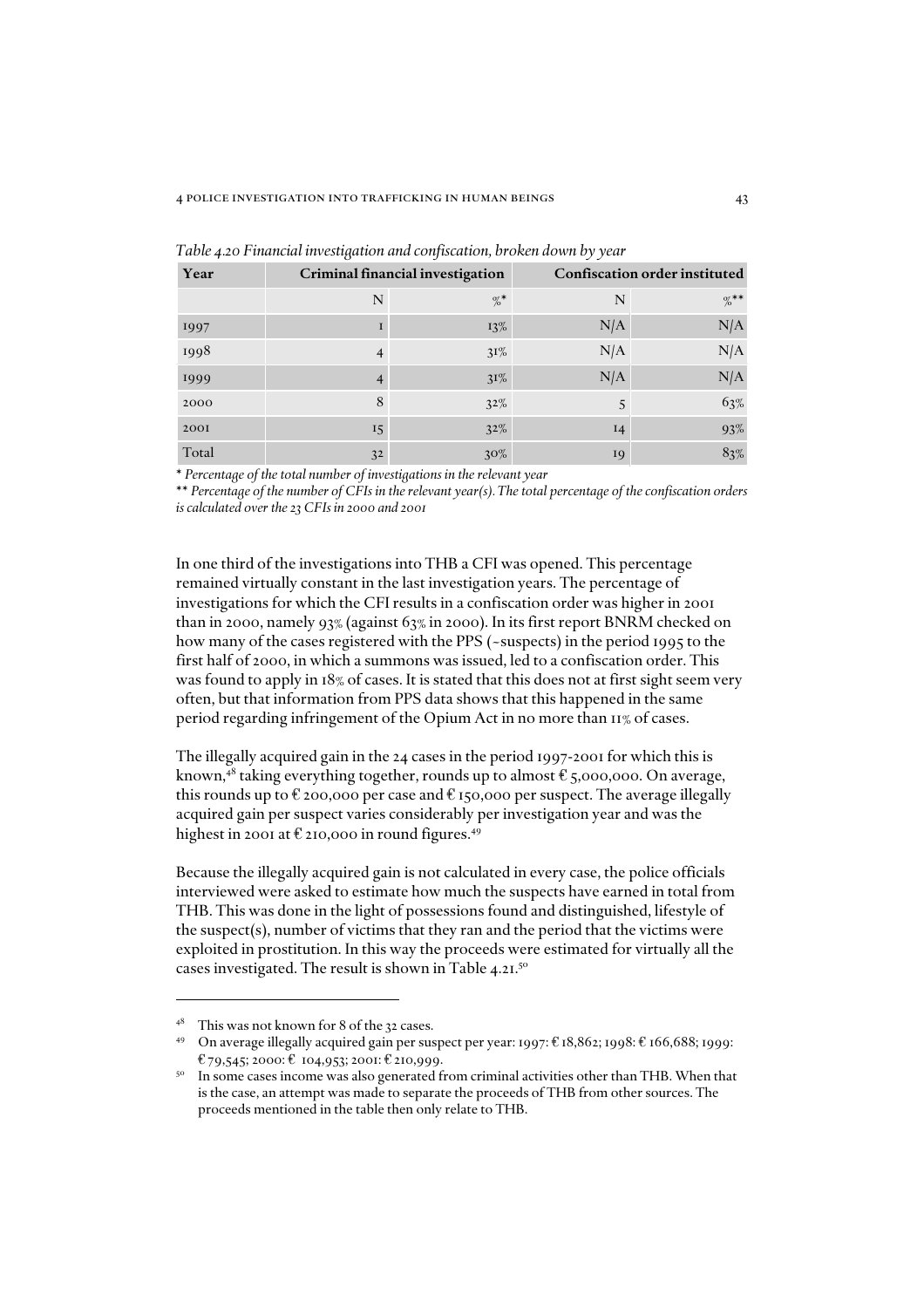*Table 4.20 Financial investigation and confiscation, broken down by year*

| Year | Criminal financial investigation | | Confiscation order instituted | |
|---|---|---|---|---|
| | N | %* | N | %** |
| 1997 | 1 | 13% | N/A | N/A |
| 1998 | 4 | 31% | N/A | N/A |
| 1999 | 4 | 31% | N/A | N/A |
| 2000 | 8 | 32% | 5 | 63% |
| 2001 | 15 | 32% | 14 | 93% |
| Total | 32 | 30% | 19 | 83% |

\* *Percentage of the total number of investigations in the relevant year*

\*\* *Percentage of the number of CFIs in the relevant year(s). The total percentage of the confiscation orders is calculated over the 23 CFIs in 2000 and 2001*

In one third of the investigations into THB a CFI was opened. This percentage remained virtually constant in the last investigation years. The percentage of investigations for which the CFI results in a confiscation order was higher in 2001 than in 2000, namely 93% (against 63% in 2000). In its first report BNRM checked on how many of the cases registered with the PPS (~suspects) in the period 1995 to the first half of 2000, in which a summons was issued, led to a confiscation order. This was found to apply in 18% of cases. It is stated that this does not at first sight seem very often, but that information from PPS data shows that this happened in the same period regarding infringement of the Opium Act in no more than 11% of cases.

The illegally acquired gain in the 24 cases in the period 1997-2001 for which this is known,[48] taking everything together, rounds up to almost € 5,000,000. On average, this rounds up to € 200,000 per case and € 150,000 per suspect. The average illegally acquired gain per suspect varies considerably per investigation year and was the highest in 2001 at € 210,000 in round figures.[49]

Because the illegally acquired gain is not calculated in every case, the police officials interviewed were asked to estimate how much the suspects have earned in total from THB. This was done in the light of possessions found and distinguished, lifestyle of the suspect(s), number of victims that they ran and the period that the victims were exploited in prostitution. In this way the proceeds were estimated for virtually all the cases investigated. The result is shown in Table 4.21.[50]

---

[48] This was not known for 8 of the 32 cases.

[49] On average illegally acquired gain per suspect per year: 1997: € 18,862; 1998: € 166,688; 1999: € 79,545; 2000: € 104,953; 2001: € 210,999.

[50] In some cases income was also generated from criminal activities other than THB. When that is the case, an attempt was made to separate the proceeds of THB from other sources. The proceeds mentioned in the table then only relate to THB.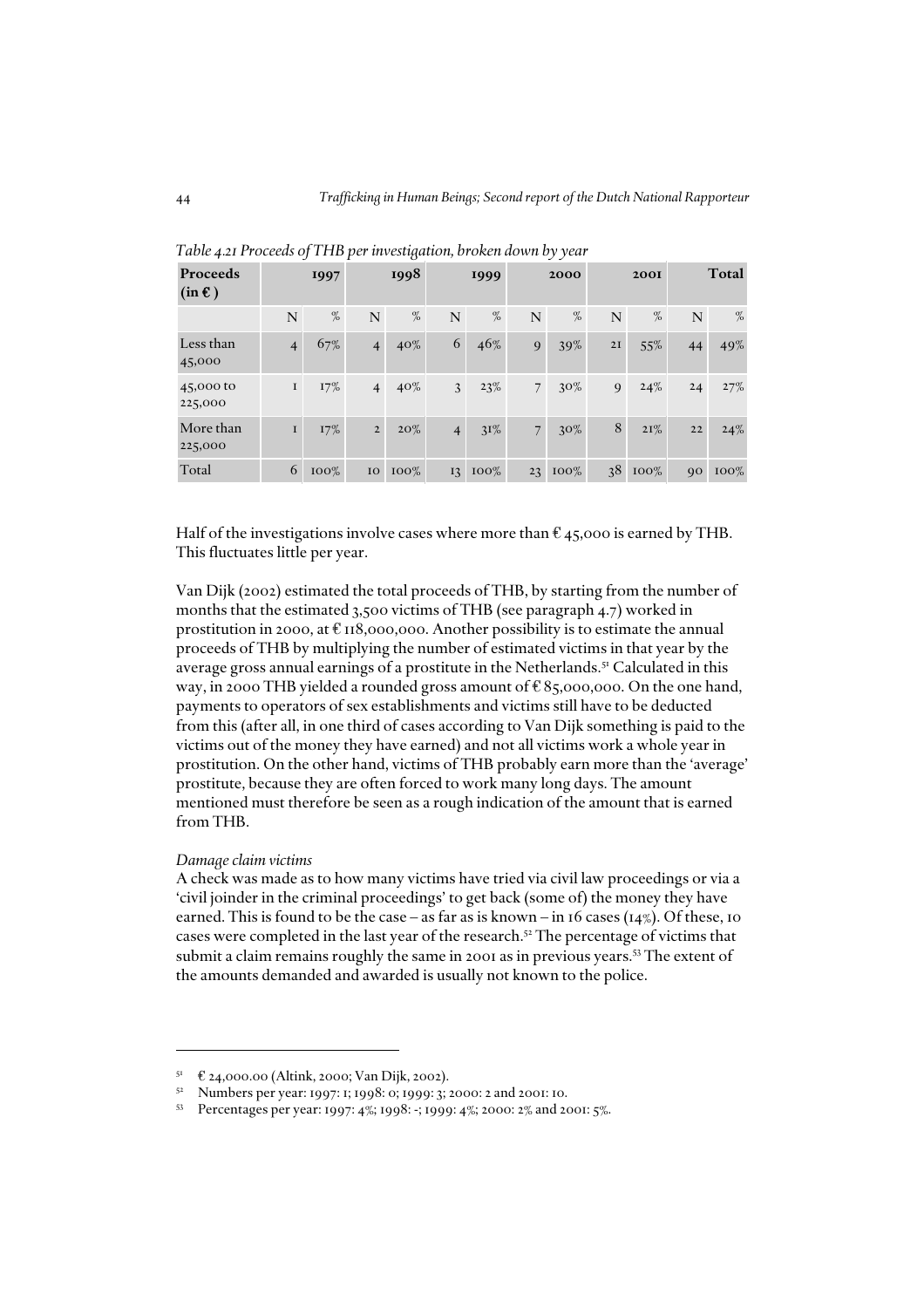*Table 4.21 Proceeds of THB per investigation, broken down by year*

| Proceeds (in €) | 1997 | | 1998 | | 1999 | | 2000 | | 2001 | | Total | |
|---|---|---|---|---|---|---|---|---|---|---|---|---|
| | N | % | N | % | N | % | N | % | N | % | N | % |
| Less than 45,000 | 4 | 67% | 4 | 40% | 6 | 46% | 9 | 39% | 21 | 55% | 44 | 49% |
| 45,000 to 225,000 | 1 | 17% | 4 | 40% | 3 | 23% | 7 | 30% | 9 | 24% | 24 | 27% |
| More than 225,000 | 1 | 17% | 2 | 20% | 4 | 31% | 7 | 30% | 8 | 21% | 22 | 24% |
| Total | 6 | 100% | 10 | 100% | 13 | 100% | 23 | 100% | 38 | 100% | 90 | 100% |

Half of the investigations involve cases where more than € 45,000 is earned by THB. This fluctuates little per year.

Van Dijk (2002) estimated the total proceeds of THB, by starting from the number of months that the estimated 3,500 victims of THB (see paragraph 4.7) worked in prostitution in 2000, at € 118,000,000. Another possibility is to estimate the annual proceeds of THB by multiplying the number of estimated victims in that year by the average gross annual earnings of a prostitute in the Netherlands.[51] Calculated in this way, in 2000 THB yielded a rounded gross amount of € 85,000,000. On the one hand, payments to operators of sex establishments and victims still have to be deducted from this (after all, in one third of cases according to Van Dijk something is paid to the victims out of the money they have earned) and not all victims work a whole year in prostitution. On the other hand, victims of THB probably earn more than the 'average' prostitute, because they are often forced to work many long days. The amount mentioned must therefore be seen as a rough indication of the amount that is earned from THB.

*Damage claim victims*

A check was made as to how many victims have tried via civil law proceedings or via a 'civil joinder in the criminal proceedings' to get back (some of) the money they have earned. This is found to be the case – as far as is known – in 16 cases (14%). Of these, 10 cases were completed in the last year of the research.[52] The percentage of victims that submit a claim remains roughly the same in 2001 as in previous years.[53] The extent of the amounts demanded and awarded is usually not known to the police.

---

[51] € 24,000.00 (Altink, 2000; Van Dijk, 2002).

[52] Numbers per year: 1997: 1; 1998: 0; 1999: 3; 2000: 2 and 2001: 10.

[53] Percentages per year: 1997: 4%; 1998: -; 1999: 4%; 2000: 2% and 2001: 5%.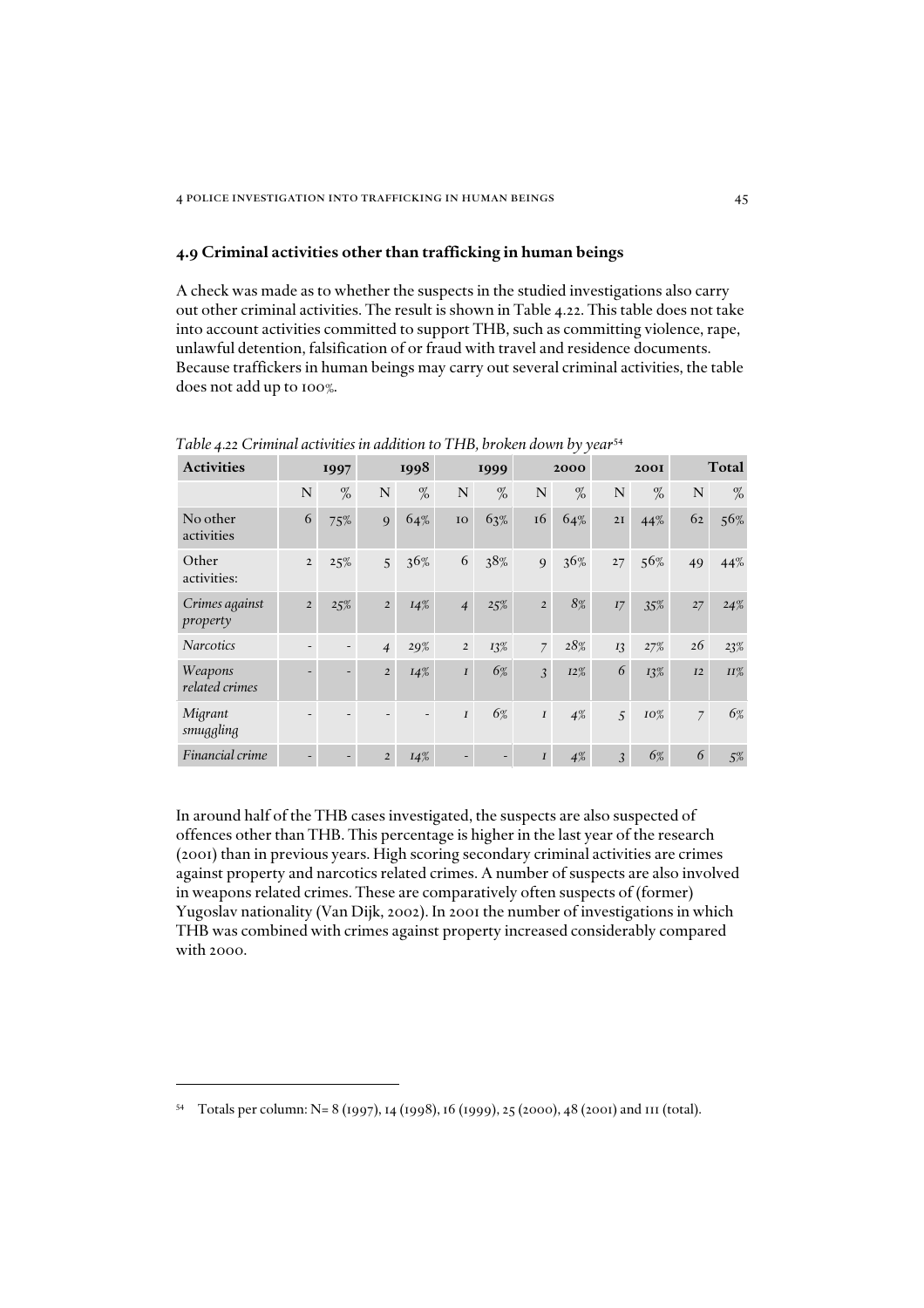## 4.9 Criminal activities other than trafficking in human beings

A check was made as to whether the suspects in the studied investigations also carry out other criminal activities. The result is shown in Table 4.22. This table does not take into account activities committed to support THB, such as committing violence, rape, unlawful detention, falsification of or fraud with travel and residence documents. Because traffickers in human beings may carry out several criminal activities, the table does not add up to 100%.

*Table 4.22 Criminal activities in addition to THB, broken down by year*[54]

| Activities | 1997 | | 1998 | | 1999 | | 2000 | | 2001 | | Total | |
|---|---|---|---|---|---|---|---|---|---|---|---|---|
| | N | % | N | % | N | % | N | % | N | % | N | % |
| No other activities | 6 | 75% | 9 | 64% | 10 | 63% | 16 | 64% | 21 | 44% | 62 | 56% |
| Other activities: | 2 | 25% | 5 | 36% | 6 | 38% | 9 | 36% | 27 | 56% | 49 | 44% |
| *Crimes against property* | *2* | *25%* | *2* | *14%* | *4* | *25%* | *2* | *8%* | *17* | *35%* | *27* | *24%* |
| *Narcotics* | - | - | *4* | *29%* | *2* | *13%* | *7* | *28%* | *13* | *27%* | *26* | *23%* |
| *Weapons related crimes* | - | - | *2* | *14%* | *1* | *6%* | *3* | *12%* | *6* | *13%* | *12* | *11%* |
| *Migrant smuggling* | - | - | - | - | *1* | *6%* | *1* | *4%* | *5* | *10%* | *7* | *6%* |
| *Financial crime* | - | - | *2* | *14%* | - | - | *1* | *4%* | *3* | *6%* | *6* | *5%* |

In around half of the THB cases investigated, the suspects are also suspected of offences other than THB. This percentage is higher in the last year of the research (2001) than in previous years. High scoring secondary criminal activities are crimes against property and narcotics related crimes. A number of suspects are also involved in weapons related crimes. These are comparatively often suspects of (former) Yugoslav nationality (Van Dijk, 2002). In 2001 the number of investigations in which THB was combined with crimes against property increased considerably compared with 2000.

[54] Totals per column: N= 8 (1997), 14 (1998), 16 (1999), 25 (2000), 48 (2001) and 111 (total).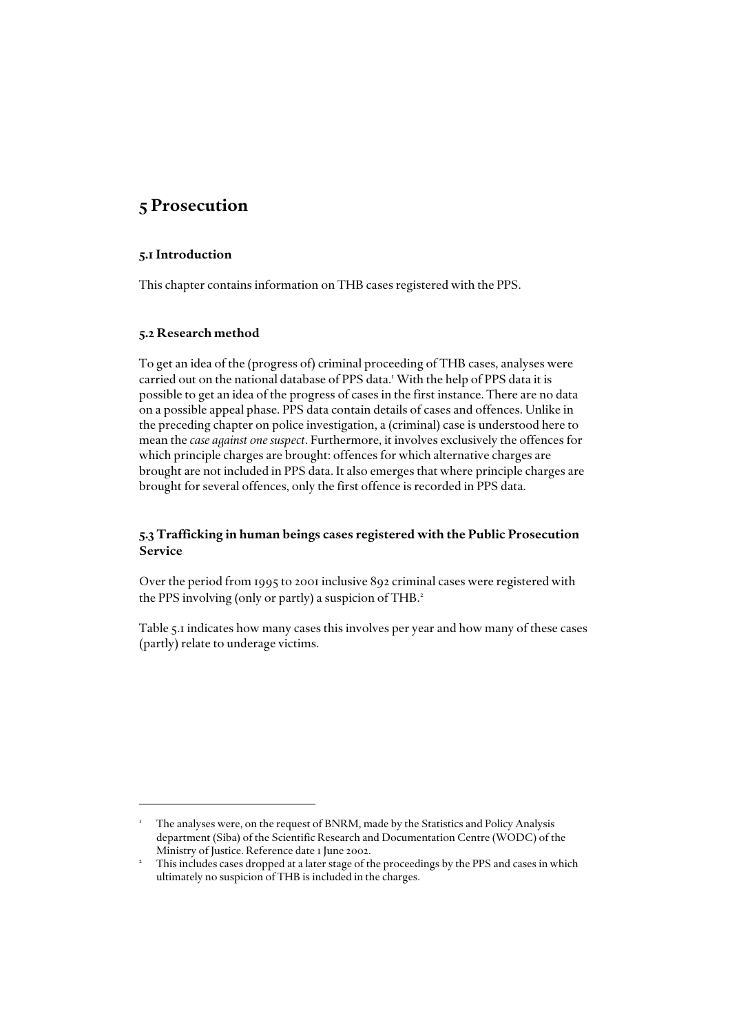# 5 Prosecution

## 5.1 Introduction

This chapter contains information on THB cases registered with the PPS.

## 5.2 Research method

To get an idea of the (progress of) criminal proceeding of THB cases, analyses were carried out on the national database of PPS data.[1] With the help of PPS data it is possible to get an idea of the progress of cases in the first instance. There are no data on a possible appeal phase. PPS data contain details of cases and offences. Unlike in the preceding chapter on police investigation, a (criminal) case is understood here to mean the *case against one suspect*. Furthermore, it involves exclusively the offences for which principle charges are brought: offences for which alternative charges are brought are not included in PPS data. It also emerges that where principle charges are brought for several offences, only the first offence is recorded in PPS data.

## 5.3 Trafficking in human beings cases registered with the Public Prosecution Service

Over the period from 1995 to 2001 inclusive 892 criminal cases were registered with the PPS involving (only or partly) a suspicion of THB.[2]

Table 5.1 indicates how many cases this involves per year and how many of these cases (partly) relate to underage victims.

---

[1] The analyses were, on the request of BNRM, made by the Statistics and Policy Analysis department (Siba) of the Scientific Research and Documentation Centre (WODC) of the Ministry of Justice. Reference date 1 June 2002.

[2] This includes cases dropped at a later stage of the proceedings by the PPS and cases in which ultimately no suspicion of THB is included in the charges.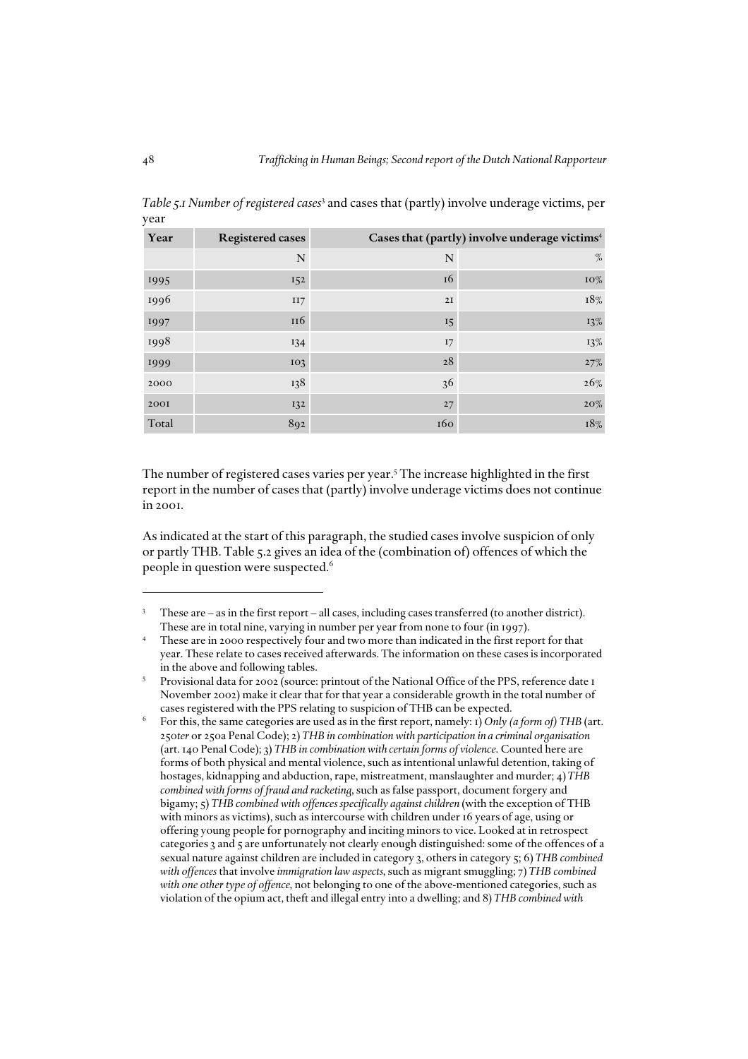*Table 5.1 Number of registered cases*[3] and cases that (partly) involve underage victims, per year

| Year | Registered cases | Cases that (partly) involve underage victims[4] | |
|---|---|---|---|
| | N | N | % |
| 1995 | 152 | 16 | 10% |
| 1996 | 117 | 21 | 18% |
| 1997 | 116 | 15 | 13% |
| 1998 | 134 | 17 | 13% |
| 1999 | 103 | 28 | 27% |
| 2000 | 138 | 36 | 26% |
| 2001 | 132 | 27 | 20% |
| Total | 892 | 160 | 18% |

The number of registered cases varies per year.[5] The increase highlighted in the first report in the number of cases that (partly) involve underage victims does not continue in 2001.

As indicated at the start of this paragraph, the studied cases involve suspicion of only or partly THB. Table 5.2 gives an idea of the (combination of) offences of which the people in question were suspected.[6]

---

[3] These are – as in the first report – all cases, including cases transferred (to another district). These are in total nine, varying in number per year from none to four (in 1997).

[4] These are in 2000 respectively four and two more than indicated in the first report for that year. These relate to cases received afterwards. The information on these cases is incorporated in the above and following tables.

[5] Provisional data for 2002 (source: printout of the National Office of the PPS, reference date 1 November 2002) make it clear that for that year a considerable growth in the total number of cases registered with the PPS relating to suspicion of THB can be expected.

[6] For this, the same categories are used as in the first report, namely: 1) *Only (a form of) THB* (art. 250*ter* or 250a Penal Code); 2) *THB in combination with participation in a criminal organisation* (art. 140 Penal Code); 3) *THB in combination with certain forms of violence*. Counted here are forms of both physical and mental violence, such as intentional unlawful detention, taking of hostages, kidnapping and abduction, rape, mistreatment, manslaughter and murder; 4) *THB combined with forms of fraud and racketing*, such as false passport, document forgery and bigamy; 5) *THB combined with offences specifically against children* (with the exception of THB with minors as victims), such as intercourse with children under 16 years of age, using or offering young people for pornography and inciting minors to vice. Looked at in retrospect categories 3 and 5 are unfortunately not clearly enough distinguished: some of the offences of a sexual nature against children are included in category 3, others in category 5; 6) *THB combined with offences* that involve *immigration law aspects*, such as migrant smuggling; 7) *THB combined with one other type of offence*, not belonging to one of the above-mentioned categories, such as violation of the opium act, theft and illegal entry into a dwelling; and 8) *THB combined with*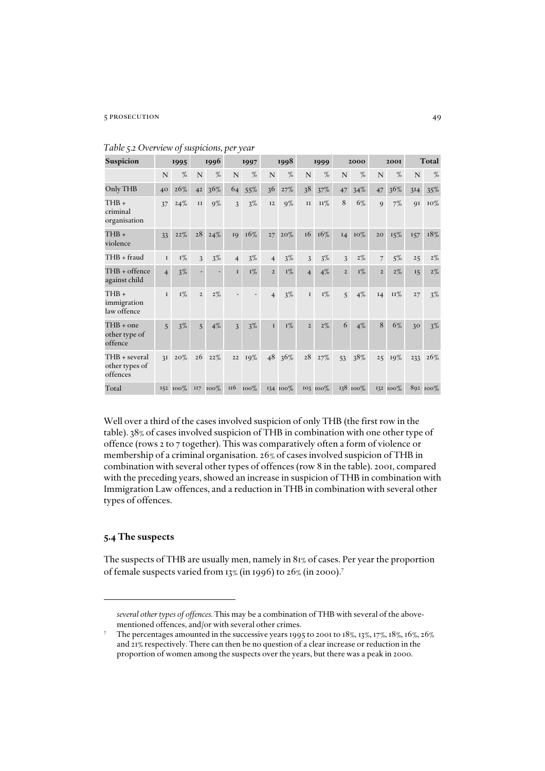*Table 5.2 Overview of suspicions, per year*

| Suspicion | 1995 | | 1996 | | 1997 | | 1998 | | 1999 | | 2000 | | 2001 | | Total | |
|---|---|---|---|---|---|---|---|---|---|---|---|---|---|---|---|---|
| | N | % | N | % | N | % | N | % | N | % | N | % | N | % | N | % |
| Only THB | 40 | 26% | 42 | 36% | 64 | 55% | 36 | 27% | 38 | 37% | 47 | 34% | 47 | 36% | 314 | 35% |
| THB + criminal organisation | 37 | 24% | 11 | 9% | 3 | 3% | 12 | 9% | 11 | 11% | 8 | 6% | 9 | 7% | 91 | 10% |
| THB + violence | 33 | 22% | 28 | 24% | 19 | 16% | 27 | 20% | 16 | 16% | 14 | 10% | 20 | 15% | 157 | 18% |
| THB + fraud | 1 | 1% | 3 | 3% | 4 | 3% | 4 | 3% | 3 | 3% | 3 | 2% | 7 | 5% | 25 | 2% |
| THB + offence against child | 4 | 3% | - | - | 1 | 1% | 2 | 1% | 4 | 4% | 2 | 1% | 2 | 2% | 15 | 2% |
| THB + immigration law offence | 1 | 1% | 2 | 2% | - | - | 4 | 3% | 1 | 1% | 5 | 4% | 14 | 11% | 27 | 3% |
| THB + one other type of offence | 5 | 3% | 5 | 4% | 3 | 3% | 1 | 1% | 2 | 2% | 6 | 4% | 8 | 6% | 30 | 3% |
| THB + several other types of offences | 31 | 20% | 26 | 22% | 22 | 19% | 48 | 36% | 28 | 27% | 53 | 38% | 25 | 19% | 233 | 26% |
| Total | 152 | 100% | 117 | 100% | 116 | 100% | 134 | 100% | 103 | 100% | 138 | 100% | 132 | 100% | 892 | 100% |

Well over a third of the cases involved suspicion of only THB (the first row in the table). 38% of cases involved suspicion of THB in combination with one other type of offence (rows 2 to 7 together). This was comparatively often a form of violence or membership of a criminal organisation. 26% of cases involved suspicion of THB in combination with several other types of offences (row 8 in the table). 2001, compared with the preceding years, showed an increase in suspicion of THB in combination with Immigration Law offences, and a reduction in THB in combination with several other types of offences.

## 5.4 The suspects

The suspects of THB are usually men, namely in 81% of cases. Per year the proportion of female suspects varied from 13% (in 1996) to 26% (in 2000).[7]

*several other types of offences*. This may be a combination of THB with several of the above-mentioned offences, and/or with several other crimes.

[7] The percentages amounted in the successive years 1995 to 2001 to 18%, 13%, 17%, 18%, 16%, 26% and 21% respectively. There can then be no question of a clear increase or reduction in the proportion of women among the suspects over the years, but there was a peak in 2000.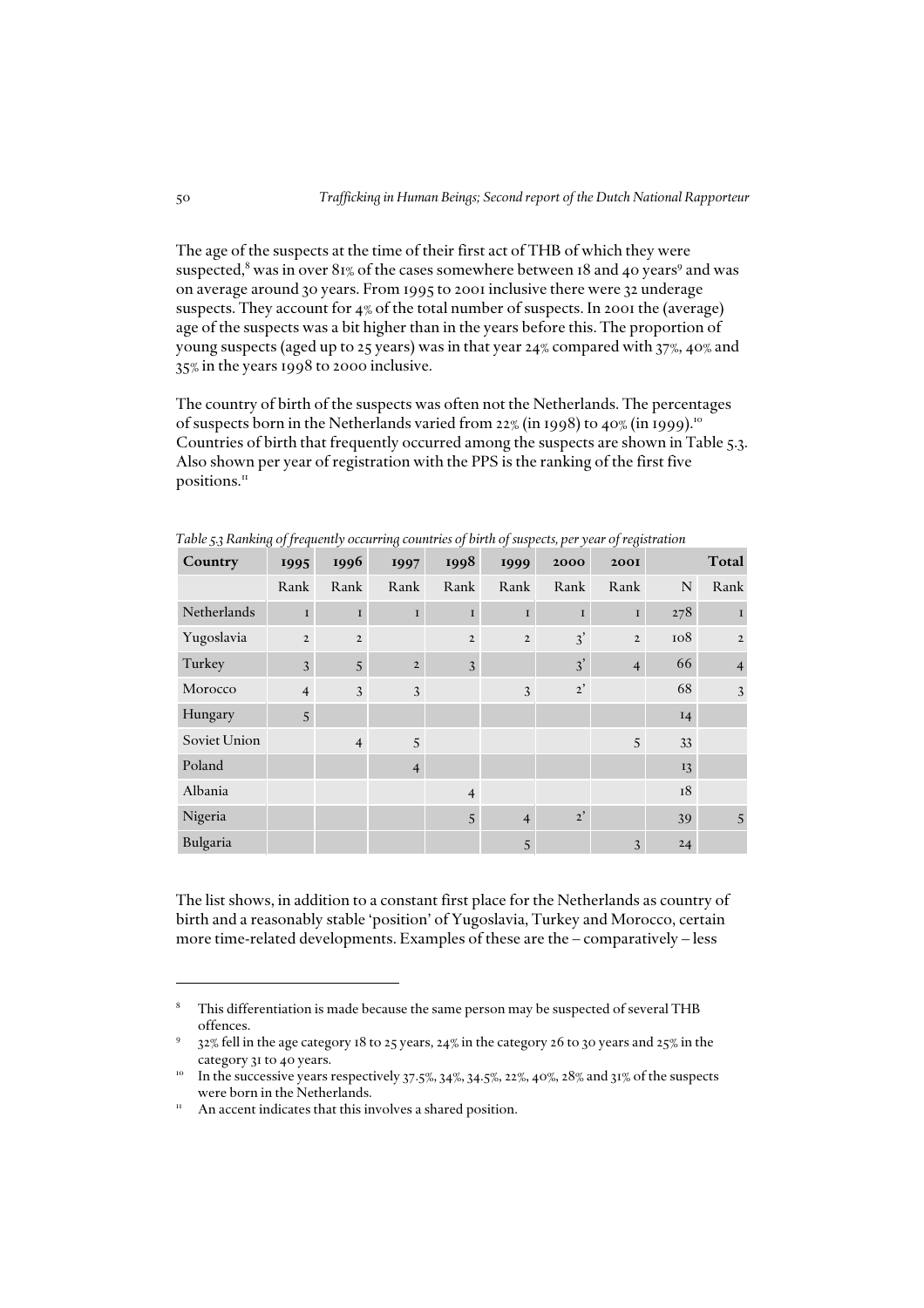The age of the suspects at the time of their first act of THB of which they were suspected,[8] was in over 81% of the cases somewhere between 18 and 40 years[9] and was on average around 30 years. From 1995 to 2001 inclusive there were 32 underage suspects. They account for 4% of the total number of suspects. In 2001 the (average) age of the suspects was a bit higher than in the years before this. The proportion of young suspects (aged up to 25 years) was in that year 24% compared with 37%, 40% and 35% in the years 1998 to 2000 inclusive.

The country of birth of the suspects was often not the Netherlands. The percentages of suspects born in the Netherlands varied from 22% (in 1998) to 40% (in 1999).[10] Countries of birth that frequently occurred among the suspects are shown in Table 5.3. Also shown per year of registration with the PPS is the ranking of the first five positions.[11]

*Table 5.3 Ranking of frequently occurring countries of birth of suspects, per year of registration*

| Country | 1995 | 1996 | 1997 | 1998 | 1999 | 2000 | 2001 | Total | |
|---|---|---|---|---|---|---|---|---|---|
| | Rank | Rank | Rank | Rank | Rank | Rank | Rank | N | Rank |
| Netherlands | 1 | 1 | 1 | 1 | 1 | 1 | 1 | 278 | 1 |
| Yugoslavia | 2 | 2 | | 2 | 2 | 3' | 2 | 108 | 2 |
| Turkey | 3 | 5 | 2 | 3 | | 3' | 4 | 66 | 4 |
| Morocco | 4 | 3 | 3 | | 3 | 2' | | 68 | 3 |
| Hungary | 5 | | | | | | | 14 | |
| Soviet Union | | 4 | 5 | | | | 5 | 33 | |
| Poland | | | 4 | | | | | 13 | |
| Albania | | | | 4 | | | | 18 | |
| Nigeria | | | | 5 | 4 | 2' | | 39 | 5 |
| Bulgaria | | | | | 5 | | 3 | 24 | |

The list shows, in addition to a constant first place for the Netherlands as country of birth and a reasonably stable 'position' of Yugoslavia, Turkey and Morocco, certain more time-related developments. Examples of these are the – comparatively – less

---

8 This differentiation is made because the same person may be suspected of several THB offences.

9 32% fell in the age category 18 to 25 years, 24% in the category 26 to 30 years and 25% in the category 31 to 40 years.

10 In the successive years respectively 37.5%, 34%, 34.5%, 22%, 40%, 28% and 31% of the suspects were born in the Netherlands.

11 An accent indicates that this involves a shared position.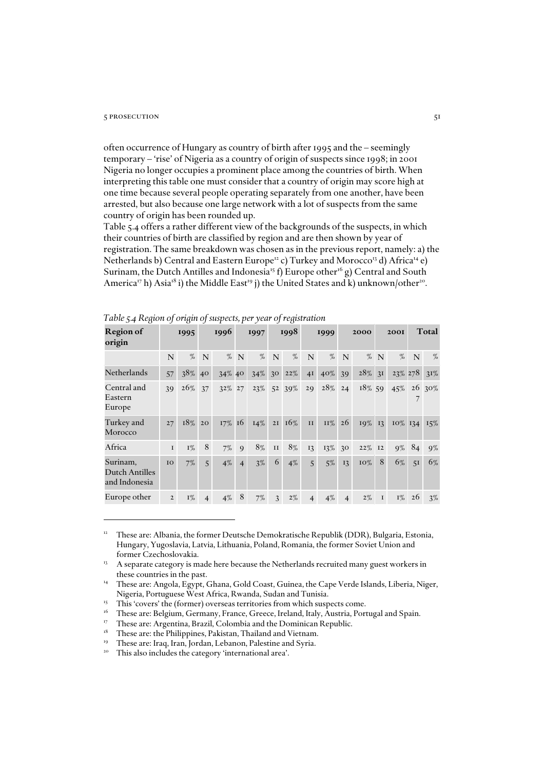often occurrence of Hungary as country of birth after 1995 and the – seemingly temporary – 'rise' of Nigeria as a country of origin of suspects since 1998; in 2001 Nigeria no longer occupies a prominent place among the countries of birth. When interpreting this table one must consider that a country of origin may score high at one time because several people operating separately from one another, have been arrested, but also because one large network with a lot of suspects from the same country of origin has been rounded up.

Table 5.4 offers a rather different view of the backgrounds of the suspects, in which their countries of birth are classified by region and are then shown by year of registration. The same breakdown was chosen as in the previous report, namely: a) the Netherlands b) Central and Eastern Europe[12] c) Turkey and Morocco[13] d) Africa[14] e) Surinam, the Dutch Antilles and Indonesia[15] f) Europe other[16] g) Central and South America[17] h) Asia[18] i) the Middle East[19] j) the United States and k) unknown/other[20].

*Table 5.4 Region of origin of suspects, per year of registration*

| Region of origin | 1995 | | 1996 | | 1997 | | 1998 | | 1999 | | 2000 | | 2001 | | Total | |
|---|---|---|---|---|---|---|---|---|---|---|---|---|---|---|---|---|
| | N | % | N | % | N | % | N | % | N | % | N | % | N | % | N | % |
| Netherlands | 57 | 38% | 40 | 34% | 40 | 34% | 30 | 22% | 41 | 40% | 39 | 28% | 31 | 23% | 278 | 31% |
| Central and Eastern Europe | 39 | 26% | 37 | 32% | 27 | 23% | 52 | 39% | 29 | 28% | 24 | 18% | 59 | 45% | 267 | 30% |
| Turkey and Morocco | 27 | 18% | 20 | 17% | 16 | 14% | 21 | 16% | 11 | 11% | 26 | 19% | 13 | 10% | 134 | 15% |
| Africa | 1 | 1% | 8 | 7% | 9 | 8% | 11 | 8% | 13 | 13% | 30 | 22% | 12 | 9% | 84 | 9% |
| Surinam, Dutch Antilles and Indonesia | 10 | 7% | 5 | 4% | 4 | 3% | 6 | 4% | 5 | 5% | 13 | 10% | 8 | 6% | 51 | 6% |
| Europe other | 2 | 1% | 4 | 4% | 8 | 7% | 3 | 2% | 4 | 4% | 4 | 2% | 1 | 1% | 26 | 3% |

[12] These are: Albania, the former Deutsche Demokratische Republik (DDR), Bulgaria, Estonia, Hungary, Yugoslavia, Latvia, Lithuania, Poland, Romania, the former Soviet Union and former Czechoslovakia.

[13] A separate category is made here because the Netherlands recruited many guest workers in these countries in the past.

[14] These are: Angola, Egypt, Ghana, Gold Coast, Guinea, the Cape Verde Islands, Liberia, Niger, Nigeria, Portuguese West Africa, Rwanda, Sudan and Tunisia.

[15] This 'covers' the (former) overseas territories from which suspects come.

[16] These are: Belgium, Germany, France, Greece, Ireland, Italy, Austria, Portugal and Spain.

[17] These are: Argentina, Brazil, Colombia and the Dominican Republic.

[18] These are: the Philippines, Pakistan, Thailand and Vietnam.

[19] These are: Iraq, Iran, Jordan, Lebanon, Palestine and Syria.

[20] This also includes the category 'international area'.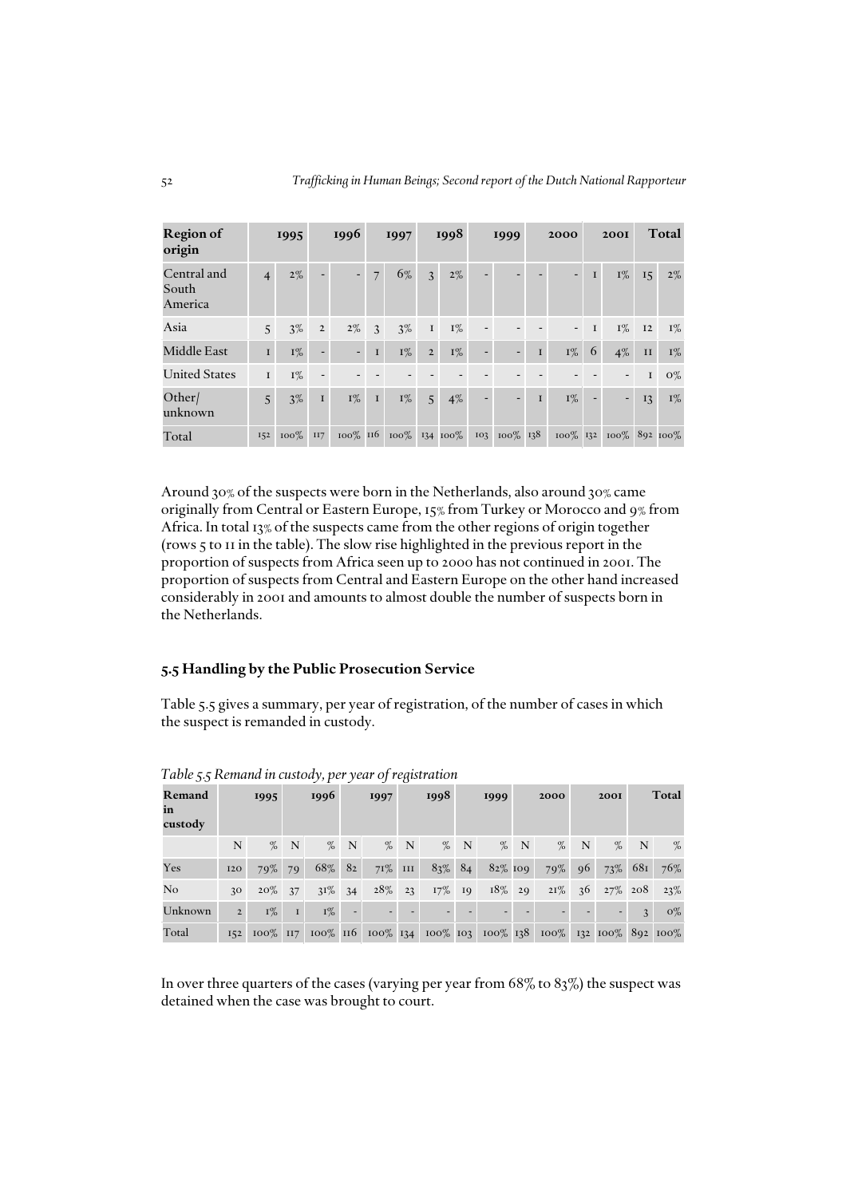| Region of origin | 1995 | | 1996 | | 1997 | | 1998 | | 1999 | | 2000 | | 2001 | | Total | |
|---|---|---|---|---|---|---|---|---|---|---|---|---|---|---|---|---|
| Central and South America | 4 | 2% | - | - | 7 | 6% | 3 | 2% | - | - | - | - | 1 | 1% | 15 | 2% |
| Asia | 5 | 3% | 2 | 2% | 3 | 3% | 1 | 1% | - | - | - | - | 1 | 1% | 12 | 1% |
| Middle East | 1 | 1% | - | - | 1 | 1% | 2 | 1% | - | - | 1 | 1% | 6 | 4% | 11 | 1% |
| United States | 1 | 1% | - | - | - | - | - | - | - | - | - | - | - | - | 1 | 0% |
| Other/ unknown | 5 | 3% | 1 | 1% | 1 | 1% | 5 | 4% | - | - | 1 | 1% | - | - | 13 | 1% |
| Total | 152 | 100% | 117 | 100% | 116 | 100% | 134 | 100% | 103 | 100% | 138 | 100% | 132 | 100% | 892 | 100% |

Around 30% of the suspects were born in the Netherlands, also around 30% came originally from Central or Eastern Europe, 15% from Turkey or Morocco and 9% from Africa. In total 13% of the suspects came from the other regions of origin together (rows 5 to 11 in the table). The slow rise highlighted in the previous report in the proportion of suspects from Africa seen up to 2000 has not continued in 2001. The proportion of suspects from Central and Eastern Europe on the other hand increased considerably in 2001 and amounts to almost double the number of suspects born in the Netherlands.

## 5.5 Handling by the Public Prosecution Service

Table 5.5 gives a summary, per year of registration, of the number of cases in which the suspect is remanded in custody.

*Table 5.5 Remand in custody, per year of registration*

| Remand in custody | 1995 | | 1996 | | 1997 | | 1998 | | 1999 | | 2000 | | 2001 | | Total | |
|---|---|---|---|---|---|---|---|---|---|---|---|---|---|---|---|---|
| | N | % | N | % | N | % | N | % | N | % | N | % | N | % | N | % |
| Yes | 120 | 79% | 79 | 68% | 82 | 71% | 111 | 83% | 84 | 82% | 109 | 79% | 96 | 73% | 681 | 76% |
| No | 30 | 20% | 37 | 31% | 34 | 28% | 23 | 17% | 19 | 18% | 29 | 21% | 36 | 27% | 208 | 23% |
| Unknown | 2 | 1% | 1 | 1% | - | - | - | - | - | - | - | - | - | - | 3 | 0% |
| Total | 152 | 100% | 117 | 100% | 116 | 100% | 134 | 100% | 103 | 100% | 138 | 100% | 132 | 100% | 892 | 100% |

In over three quarters of the cases (varying per year from 68% to 83%) the suspect was detained when the case was brought to court.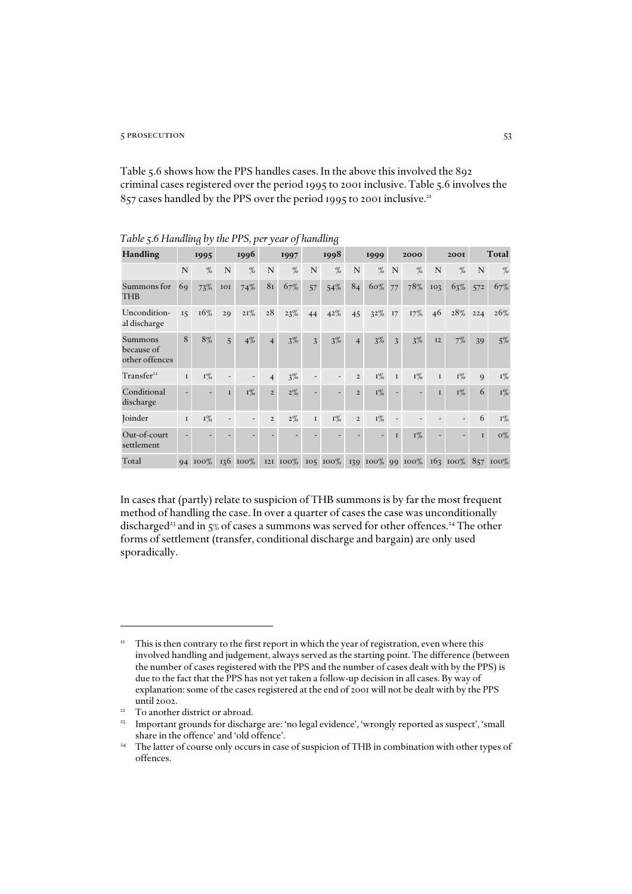Table 5.6 shows how the PPS handles cases. In the above this involved the 892 criminal cases registered over the period 1995 to 2001 inclusive. Table 5.6 involves the 857 cases handled by the PPS over the period 1995 to 2001 inclusive.[21]

*Table 5.6 Handling by the PPS, per year of handling*

| Handling | 1995 | | 1996 | | 1997 | | 1998 | | 1999 | | 2000 | | 2001 | | Total | |
|---|---|---|---|---|---|---|---|---|---|---|---|---|---|---|---|---|
| | N | % | N | % | N | % | N | % | N | % | N | % | N | % | N | % |
| Summons for THB | 69 | 73% | 101 | 74% | 81 | 67% | 57 | 54% | 84 | 60% | 77 | 78% | 103 | 63% | 572 | 67% |
| Unconditional discharge | 15 | 16% | 29 | 21% | 28 | 23% | 44 | 42% | 45 | 32% | 17 | 17% | 46 | 28% | 224 | 26% |
| Summons because of other offences | 8 | 8% | 5 | 4% | 4 | 3% | 3 | 3% | 4 | 3% | 3 | 3% | 12 | 7% | 39 | 5% |
| Transfer[22] | 1 | 1% | - | - | 4 | 3% | - | - | 2 | 1% | 1 | 1% | 1 | 1% | 9 | 1% |
| Conditional discharge | - | - | 1 | 1% | 2 | 2% | - | - | 2 | 1% | - | - | 1 | 1% | 6 | 1% |
| Joinder | 1 | 1% | - | - | 2 | 2% | 1 | 1% | 2 | 1% | - | - | - | - | 6 | 1% |
| Out-of-court settlement | - | - | - | - | - | - | - | - | - | - | 1 | 1% | - | - | 1 | 0% |
| Total | 94 | 100% | 136 | 100% | 121 | 100% | 105 | 100% | 139 | 100% | 99 | 100% | 163 | 100% | 857 | 100% |

In cases that (partly) relate to suspicion of THB summons is by far the most frequent method of handling the case. In over a quarter of cases the case was unconditionally discharged[23] and in 5% of cases a summons was served for other offences.[24] The other forms of settlement (transfer, conditional discharge and bargain) are only used sporadically.

---

[21] This is then contrary to the first report in which the year of registration, even where this involved handling and judgement, always served as the starting point. The difference (between the number of cases registered with the PPS and the number of cases dealt with by the PPS) is due to the fact that the PPS has not yet taken a follow-up decision in all cases. By way of explanation: some of the cases registered at the end of 2001 will not be dealt with by the PPS until 2002.

[22] To another district or abroad.

[23] Important grounds for discharge are: 'no legal evidence', 'wrongly reported as suspect', 'small share in the offence' and 'old offence'.

[24] The latter of course only occurs in case of suspicion of THB in combination with other types of offences.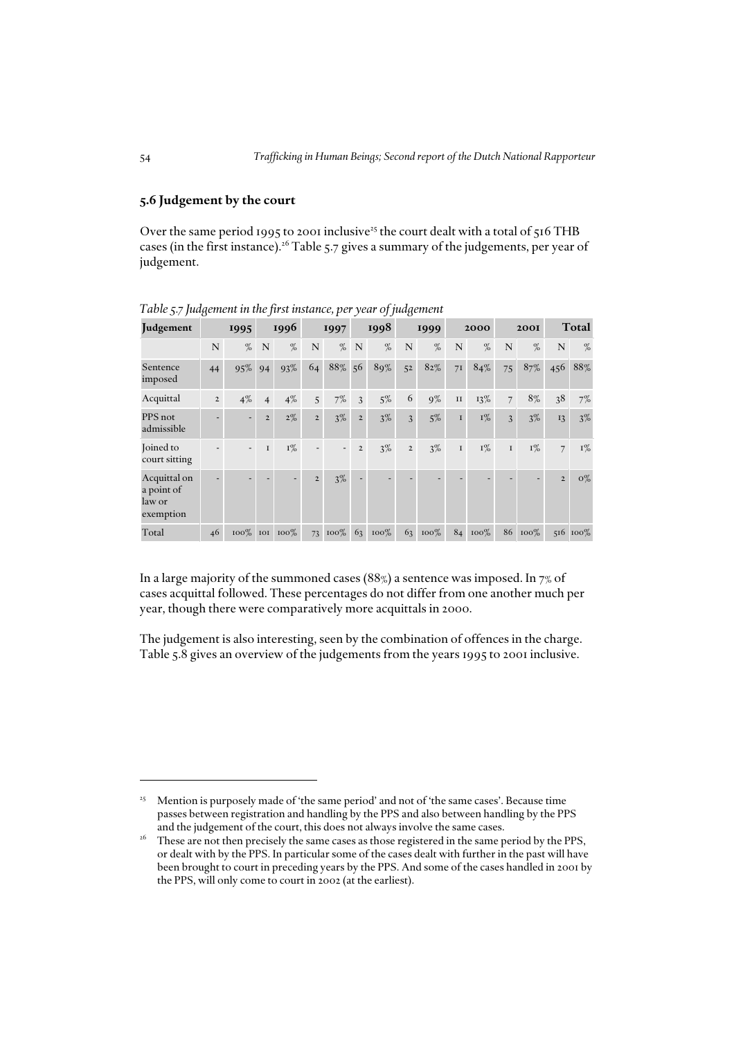## 5.6 Judgement by the court

Over the same period 1995 to 2001 inclusive[25] the court dealt with a total of 516 THB cases (in the first instance).[26] Table 5.7 gives a summary of the judgements, per year of judgement.

*Table 5.7 Judgement in the first instance, per year of judgement*

| Judgement | 1995 | | 1996 | | 1997 | | 1998 | | 1999 | | 2000 | | 2001 | | Total | |
|---|---|---|---|---|---|---|---|---|---|---|---|---|---|---|---|---|
| | N | % | N | % | N | % | N | % | N | % | N | % | N | % | N | % |
| Sentence imposed | 44 | 95% | 94 | 93% | 64 | 88% | 56 | 89% | 52 | 82% | 71 | 84% | 75 | 87% | 456 | 88% |
| Acquittal | 2 | 4% | 4 | 4% | 5 | 7% | 3 | 5% | 6 | 9% | 11 | 13% | 7 | 8% | 38 | 7% |
| PPS not admissible | - | - | 2 | 2% | 2 | 3% | 2 | 3% | 3 | 5% | 1 | 1% | 3 | 3% | 13 | 3% |
| Joined to court sitting | - | - | 1 | 1% | - | - | 2 | 3% | 2 | 3% | 1 | 1% | 1 | 1% | 7 | 1% |
| Acquittal on a point of law or exemption | - | - | - | - | 2 | 3% | - | - | - | - | - | - | - | - | 2 | 0% |
| Total | 46 | 100% | 101 | 100% | 73 | 100% | 63 | 100% | 63 | 100% | 84 | 100% | 86 | 100% | 516 | 100% |

In a large majority of the summoned cases (88%) a sentence was imposed. In 7% of cases acquittal followed. These percentages do not differ from one another much per year, though there were comparatively more acquittals in 2000.

The judgement is also interesting, seen by the combination of offences in the charge. Table 5.8 gives an overview of the judgements from the years 1995 to 2001 inclusive.

---

[25] Mention is purposely made of 'the same period' and not of 'the same cases'. Because time passes between registration and handling by the PPS and also between handling by the PPS and the judgement of the court, this does not always involve the same cases.

[26] These are not then precisely the same cases as those registered in the same period by the PPS, or dealt with by the PPS. In particular some of the cases dealt with further in the past will have been brought to court in preceding years by the PPS. And some of the cases handled in 2001 by the PPS, will only come to court in 2002 (at the earliest).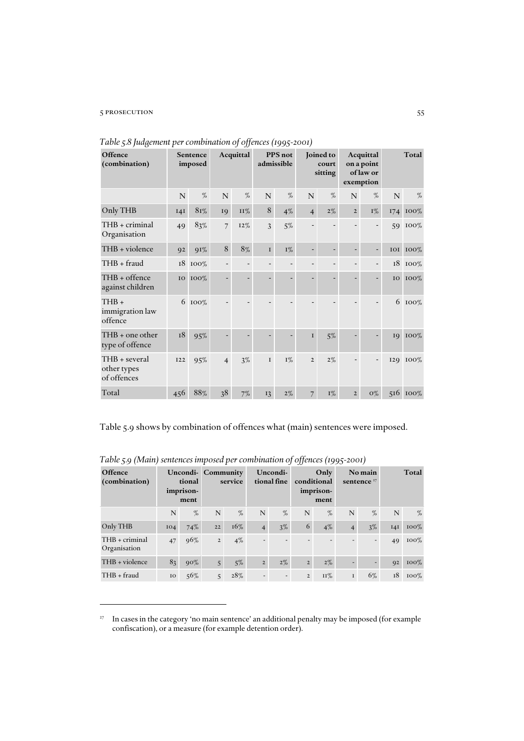*Table 5.8 Judgement per combination of offences (1995-2001)*

| Offence (combination) | Sentence imposed | | Acquittal | | PPS not admissible | | Joined to court sitting | | Acquittal on a point of law or exemption | | Total | |
|---|---|---|---|---|---|---|---|---|---|---|---|---|
| | N | % | N | % | N | % | N | % | N | % | N | % |
| Only THB | 141 | 81% | 19 | 11% | 8 | 4% | 4 | 2% | 2 | 1% | 174 | 100% |
| THB + criminal Organisation | 49 | 83% | 7 | 12% | 3 | 5% | - | - | - | - | 59 | 100% |
| THB + violence | 92 | 91% | 8 | 8% | 1 | 1% | - | - | - | - | 101 | 100% |
| THB + fraud | 18 | 100% | - | - | - | - | - | - | - | - | 18 | 100% |
| THB + offence against children | 10 | 100% | - | - | - | - | - | - | - | - | 10 | 100% |
| THB + immigration law offence | 6 | 100% | - | - | - | - | - | - | - | - | 6 | 100% |
| THB + one other type of offence | 18 | 95% | - | - | - | - | 1 | 5% | - | - | 19 | 100% |
| THB + several other types of offences | 122 | 95% | 4 | 3% | 1 | 1% | 2 | 2% | - | - | 129 | 100% |
| Total | 456 | 88% | 38 | 7% | 13 | 2% | 7 | 1% | 2 | 0% | 516 | 100% |

Table 5.9 shows by combination of offences what (main) sentences were imposed.

*Table 5.9 (Main) sentences imposed per combination of offences (1995-2001)*

| Offence (combination) | Unconditional imprisonment | | Community service | | Unconditional fine | | Only conditional imprisonment | | No main sentence [27] | | Total | |
|---|---|---|---|---|---|---|---|---|---|---|---|---|
| | N | % | N | % | N | % | N | % | N | % | N | % |
| Only THB | 104 | 74% | 22 | 16% | 4 | 3% | 6 | 4% | 4 | 3% | 141 | 100% |
| THB + criminal Organisation | 47 | 96% | 2 | 4% | - | - | - | - | - | - | 49 | 100% |
| THB + violence | 83 | 90% | 5 | 5% | 2 | 2% | 2 | 2% | - | - | 92 | 100% |
| THB + fraud | 10 | 56% | 5 | 28% | - | - | 2 | 11% | 1 | 6% | 18 | 100% |

[27] In cases in the category 'no main sentence' an additional penalty may be imposed (for example confiscation), or a measure (for example detention order).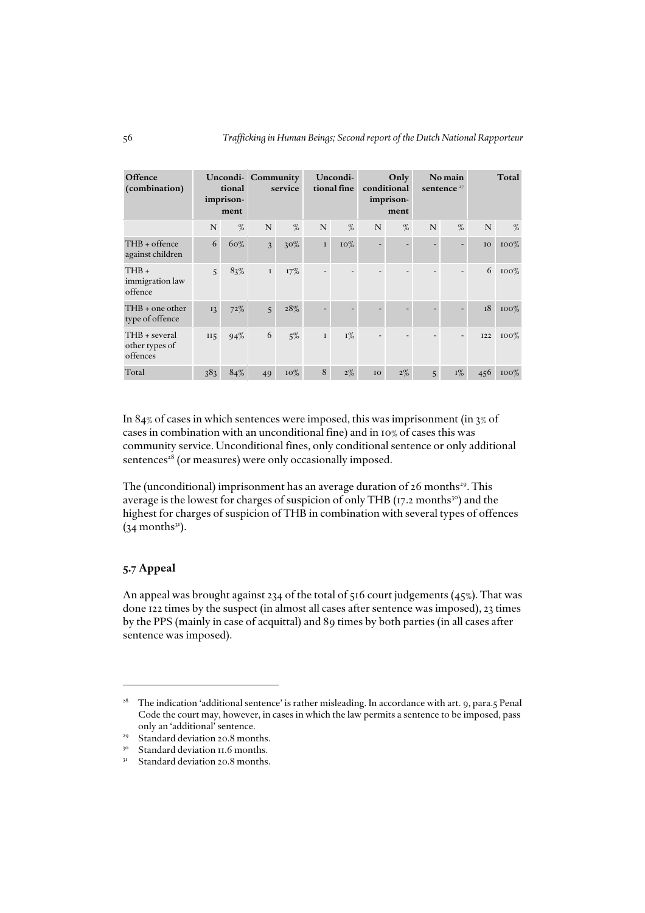| Offence (combination) | Unconditional imprisonment | | Community service | | Unconditional fine | | Only conditional imprisonment | | No main sentence [27] | | Total | |
|---|---|---|---|---|---|---|---|---|---|---|---|---|
| | N | % | N | % | N | % | N | % | N | % | N | % |
| THB + offence against children | 6 | 60% | 3 | 30% | 1 | 10% | - | - | - | - | 10 | 100% |
| THB + immigration law offence | 5 | 83% | 1 | 17% | - | - | - | - | - | - | 6 | 100% |
| THB + one other type of offence | 13 | 72% | 5 | 28% | - | - | - | - | - | - | 18 | 100% |
| THB + several other types of offences | 115 | 94% | 6 | 5% | 1 | 1% | - | - | - | - | 122 | 100% |
| Total | 383 | 84% | 49 | 10% | 8 | 2% | 10 | 2% | 5 | 1% | 456 | 100% |

In 84% of cases in which sentences were imposed, this was imprisonment (in 3% of cases in combination with an unconditional fine) and in 10% of cases this was community service. Unconditional fines, only conditional sentence or only additional sentences[28] (or measures) were only occasionally imposed.

The (unconditional) imprisonment has an average duration of 26 months[29]. This average is the lowest for charges of suspicion of only THB (17.2 months[30]) and the highest for charges of suspicion of THB in combination with several types of offences (34 months[31]).

## 5.7 Appeal

An appeal was brought against 234 of the total of 516 court judgements (45%). That was done 122 times by the suspect (in almost all cases after sentence was imposed), 23 times by the PPS (mainly in case of acquittal) and 89 times by both parties (in all cases after sentence was imposed).

---

[28] The indication 'additional sentence' is rather misleading. In accordance with art. 9, para.5 Penal Code the court may, however, in cases in which the law permits a sentence to be imposed, pass only an 'additional' sentence.

[29] Standard deviation 20.8 months.

[30] Standard deviation 11.6 months.

[31] Standard deviation 20.8 months.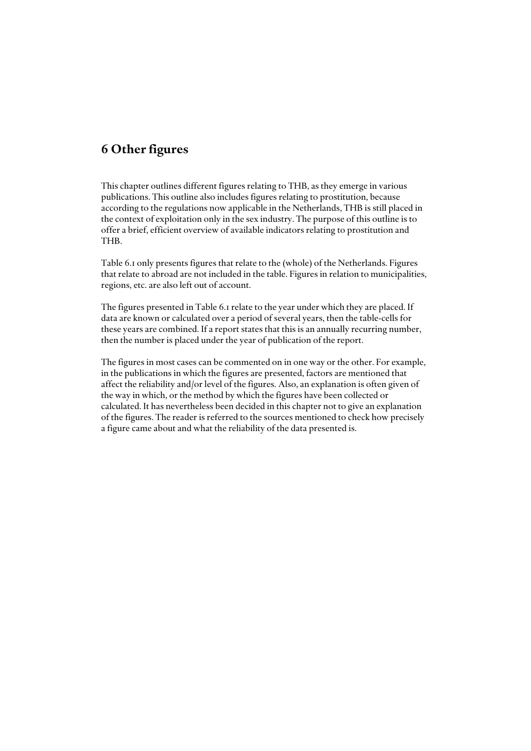# 6 Other figures

This chapter outlines different figures relating to THB, as they emerge in various publications. This outline also includes figures relating to prostitution, because according to the regulations now applicable in the Netherlands, THB is still placed in the context of exploitation only in the sex industry. The purpose of this outline is to offer a brief, efficient overview of available indicators relating to prostitution and THB.

Table 6.1 only presents figures that relate to the (whole) of the Netherlands. Figures that relate to abroad are not included in the table. Figures in relation to municipalities, regions, etc. are also left out of account.

The figures presented in Table 6.1 relate to the year under which they are placed. If data are known or calculated over a period of several years, then the table-cells for these years are combined. If a report states that this is an annually recurring number, then the number is placed under the year of publication of the report.

The figures in most cases can be commented on in one way or the other. For example, in the publications in which the figures are presented, factors are mentioned that affect the reliability and/or level of the figures. Also, an explanation is often given of the way in which, or the method by which the figures have been collected or calculated. It has nevertheless been decided in this chapter not to give an explanation of the figures. The reader is referred to the sources mentioned to check how precisely a figure came about and what the reliability of the data presented is.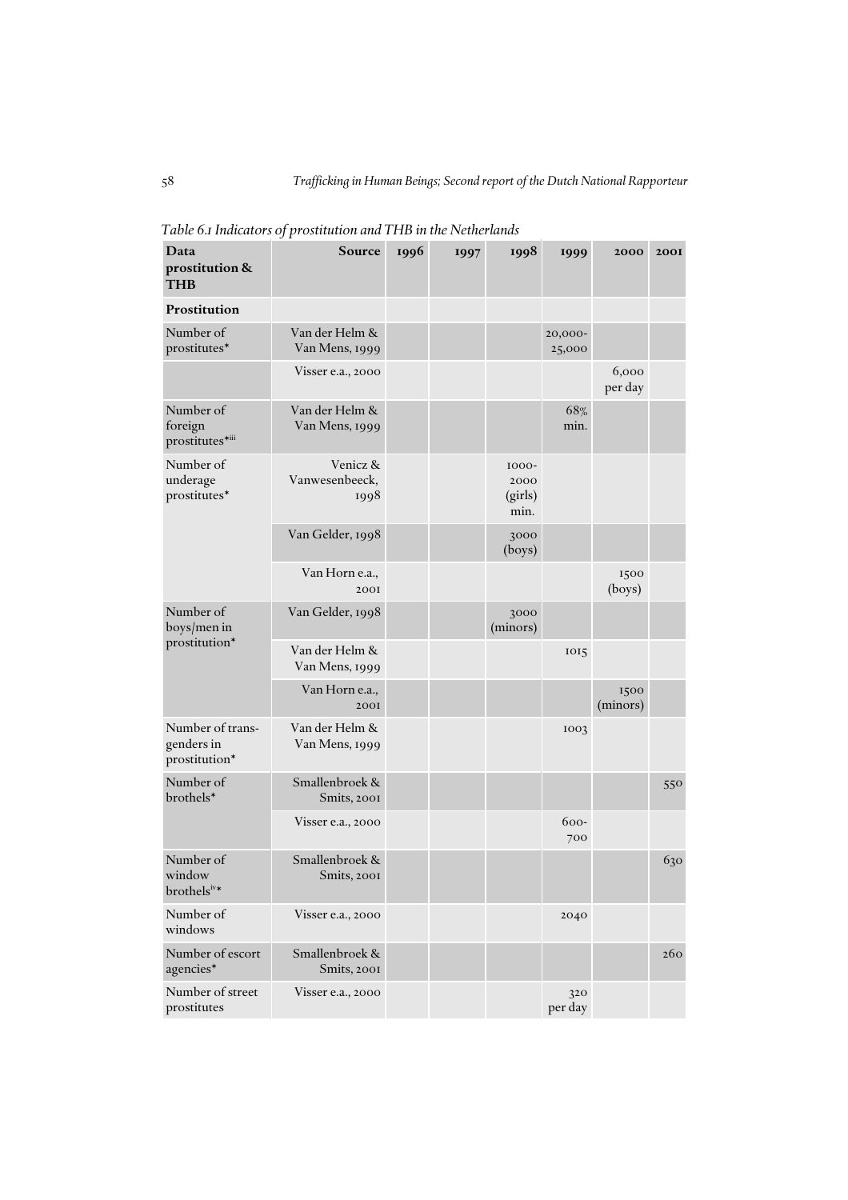*Table 6.1 Indicators of prostitution and THB in the Netherlands*

| Data prostitution & THB | Source | 1996 | 1997 | 1998 | 1999 | 2000 | 2001 |
|---|---|---|---|---|---|---|---|
| **Prostitution** | | | | | | | |
| Number of prostitutes* | Van der Helm & Van Mens, 1999 | | | | 20,000-25,000 | | |
| | Visser e.a., 2000 | | | | | 6,000 per day | |
| Number of foreign prostitutes*[iii] | Van der Helm & Van Mens, 1999 | | | | 68% min. | | |
| Number of underage prostitutes* | Venicz & Vanwesenbeeck, 1998 | | | 1000-2000 (girls) min. | | | |
| | Van Gelder, 1998 | | | 3000 (boys) | | | |
| | Van Horn e.a., 2001 | | | | | 1500 (boys) | |
| Number of boys/men in prostitution* | Van Gelder, 1998 | | | 3000 (minors) | | | |
| | Van der Helm & Van Mens, 1999 | | | | 1015 | | |
| | Van Horn e.a., 2001 | | | | | 1500 (minors) | |
| Number of trans-genders in prostitution* | Van der Helm & Van Mens, 1999 | | | | 1003 | | |
| Number of brothels* | Smallenbroek & Smits, 2001 | | | | | | 550 |
| | Visser e.a., 2000 | | | | 600-700 | | |
| Number of window brothels[iv]* | Smallenbroek & Smits, 2001 | | | | | | 630 |
| Number of windows | Visser e.a., 2000 | | | | 2040 | | |
| Number of escort agencies* | Smallenbroek & Smits, 2001 | | | | | | 260 |
| Number of street prostitutes | Visser e.a., 2000 | | | | 320 per day | | |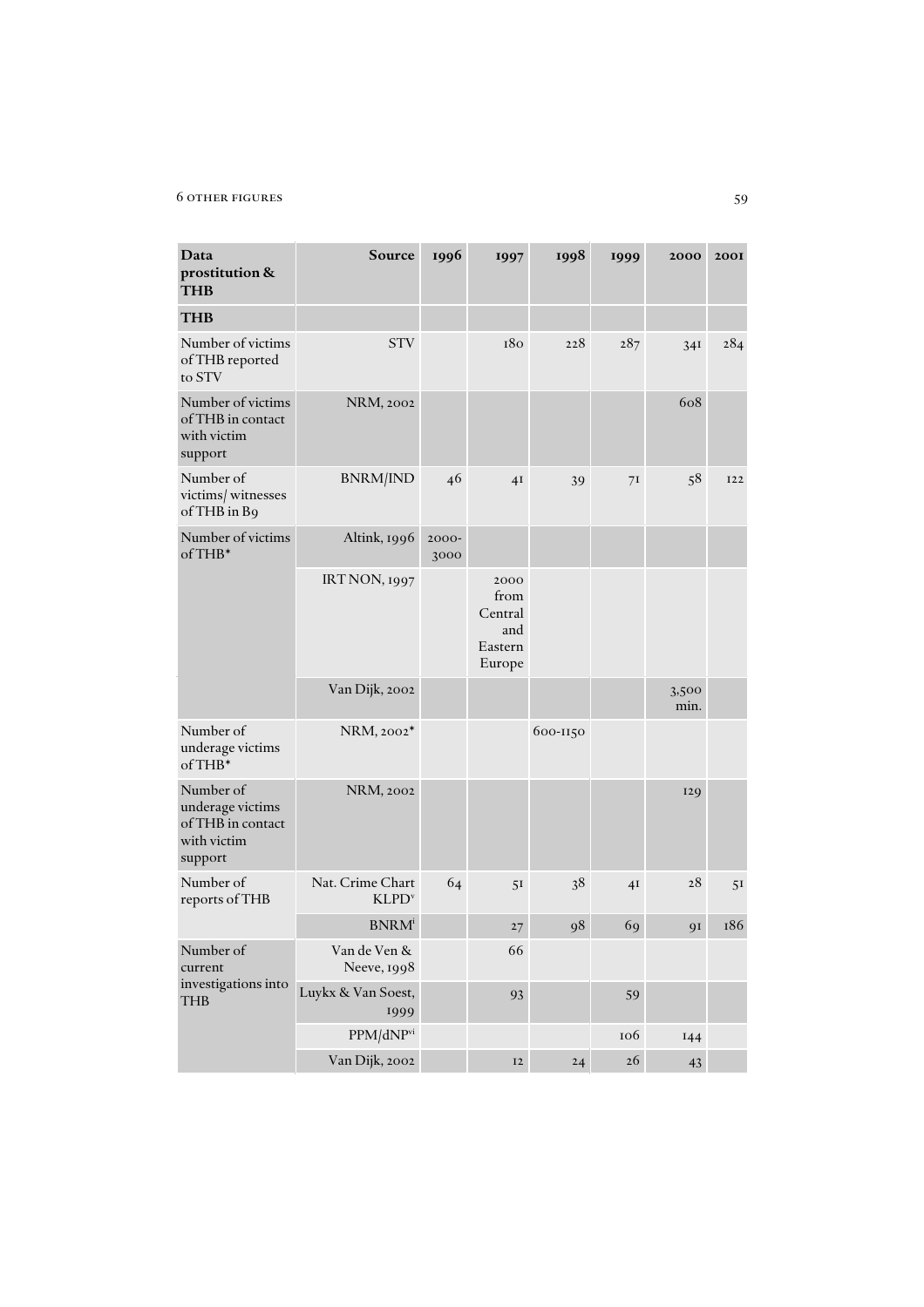| Data prostitution & THB | Source | 1996 | 1997 | 1998 | 1999 | 2000 | 2001 |
|---|---|---|---|---|---|---|---|
| **THB** | | | | | | | |
| Number of victims of THB reported to STV | STV | | 180 | 228 | 287 | 341 | 284 |
| Number of victims of THB in contact with victim support | NRM, 2002 | | | | | 608 | |
| Number of victims/ witnesses of THB in B9 | BNRM/IND | 46 | 41 | 39 | 71 | 58 | 122 |
| Number of victims of THB* | Altink, 1996 | 2000-3000 | | | | | |
| | IRT NON, 1997 | | 2000 from Central and Eastern Europe | | | | |
| | Van Dijk, 2002 | | | | | 3,500 min. | |
| Number of underage victims of THB* | NRM, 2002* | | | 600-1150 | | | |
| Number of underage victims of THB in contact with victim support | NRM, 2002 | | | | | 129 | |
| Number of reports of THB | Nat. Crime Chart KLPD[v] | 64 | 51 | 38 | 41 | 28 | 51 |
| | BNRM[i] | | 27 | 98 | 69 | 91 | 186 |
| Number of current investigations into THB | Van de Ven & Neeve, 1998 | | 66 | | | | |
| | Luykx & Van Soest, 1999 | | 93 | | 59 | | |
| | PPM/dNP[vi] | | | | 106 | 144 | |
| | Van Dijk, 2002 | | 12 | 24 | 26 | 43 | |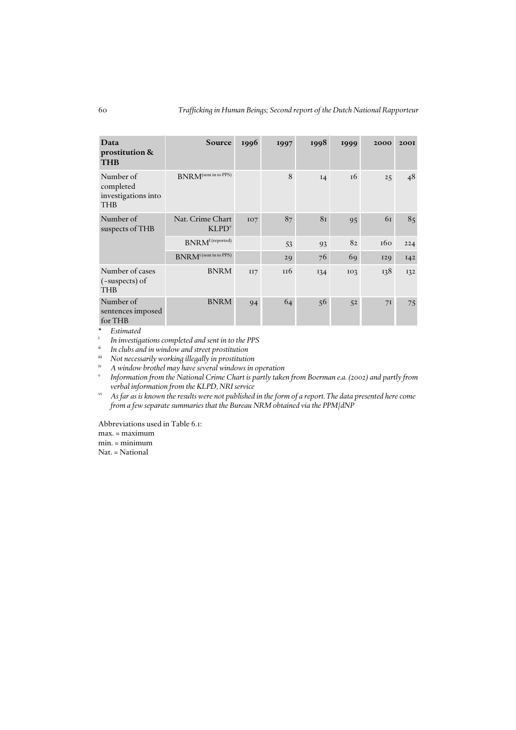| Data prostitution & THB | Source | 1996 | 1997 | 1998 | 1999 | 2000 | 2001 |
|---|---|---|---|---|---|---|---|
| Number of completed investigations into THB | BNRM (sent in to PPS) | | 8 | 14 | 16 | 25 | 48 |
| Number of suspects of THB | Nat. Crime Chart KLPD[v] | 107 | 87 | 81 | 95 | 61 | 85 |
| | BNRM[i] (reported) | | 53 | 93 | 82 | 160 | 224 |
| | BNRM[i] (sent in to PPS) | | 29 | 76 | 69 | 129 | 142 |
| Number of cases (-suspects) of THB | BNRM | 117 | 116 | 134 | 103 | 138 | 132 |
| Number of sentences imposed for THB | BNRM | 94 | 64 | 56 | 52 | 71 | 75 |

\* *Estimated*

[i] *In investigations completed and sent in to the PPS*

[ii] *In clubs and in window and street prostitution*

[iii] *Not necessarily working illegally in prostitution*

[iv] *A window brothel may have several windows in operation*

[v] *Information from the National Crime Chart is partly taken from Boerman e.a. (2002) and partly from verbal information from the KLPD, NRI service*

[vi] *As far as is known the results were not published in the form of a report. The data presented here come from a few separate summaries that the Bureau NRM obtained via the PPM/dNP*

Abbreviations used in Table 6.1:
max. = maximum
min. = minimum
Nat. = National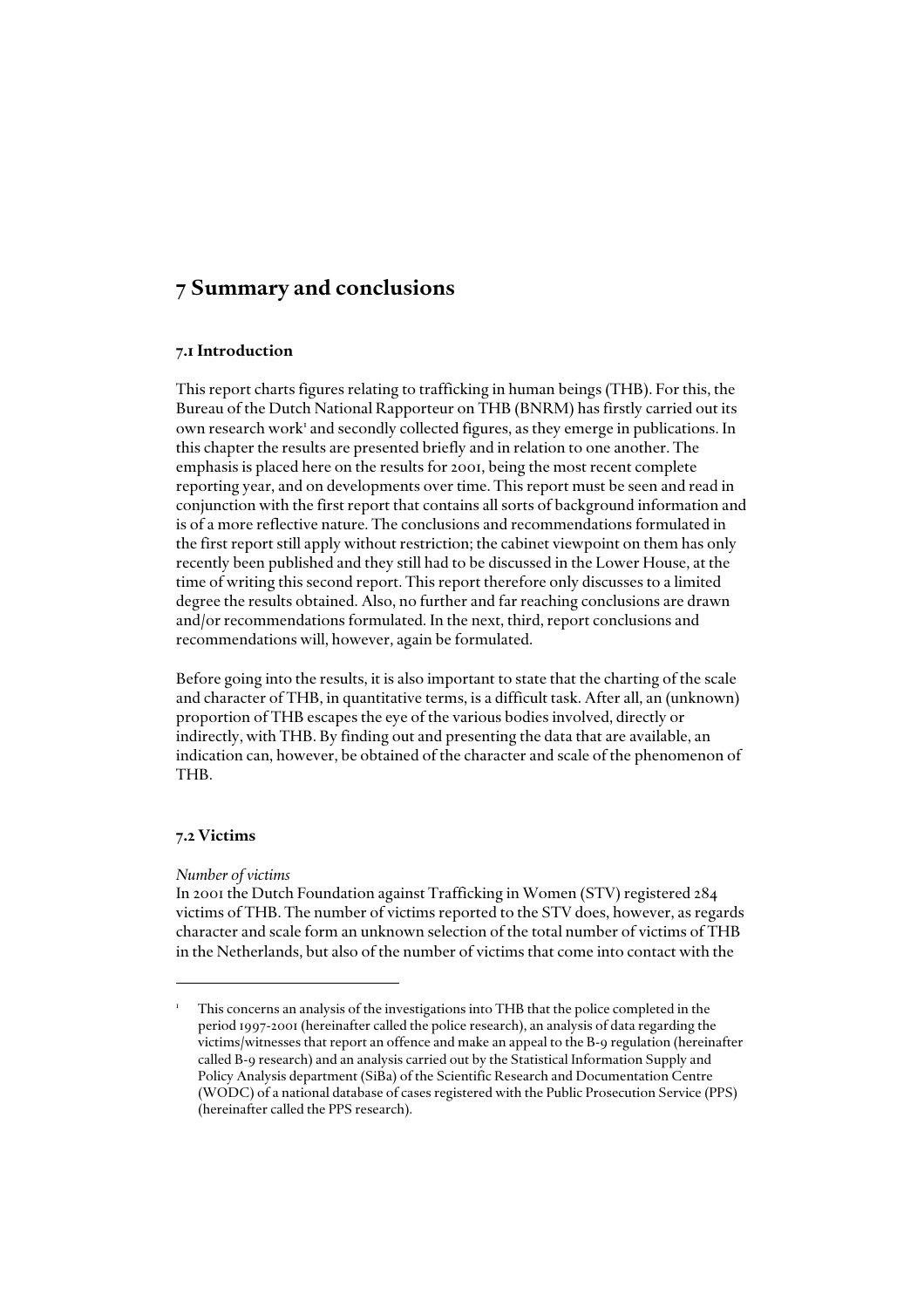# 7 Summary and conclusions

## 7.1 Introduction

This report charts figures relating to trafficking in human beings (THB). For this, the Bureau of the Dutch National Rapporteur on THB (BNRM) has firstly carried out its own research work[1] and secondly collected figures, as they emerge in publications. In this chapter the results are presented briefly and in relation to one another. The emphasis is placed here on the results for 2001, being the most recent complete reporting year, and on developments over time. This report must be seen and read in conjunction with the first report that contains all sorts of background information and is of a more reflective nature. The conclusions and recommendations formulated in the first report still apply without restriction; the cabinet viewpoint on them has only recently been published and they still had to be discussed in the Lower House, at the time of writing this second report. This report therefore only discusses to a limited degree the results obtained. Also, no further and far reaching conclusions are drawn and/or recommendations formulated. In the next, third, report conclusions and recommendations will, however, again be formulated.

Before going into the results, it is also important to state that the charting of the scale and character of THB, in quantitative terms, is a difficult task. After all, an (unknown) proportion of THB escapes the eye of the various bodies involved, directly or indirectly, with THB. By finding out and presenting the data that are available, an indication can, however, be obtained of the character and scale of the phenomenon of THB.

## 7.2 Victims

*Number of victims*

In 2001 the Dutch Foundation against Trafficking in Women (STV) registered 284 victims of THB. The number of victims reported to the STV does, however, as regards character and scale form an unknown selection of the total number of victims of THB in the Netherlands, but also of the number of victims that come into contact with the

---

[1] This concerns an analysis of the investigations into THB that the police completed in the period 1997-2001 (hereinafter called the police research), an analysis of data regarding the victims/witnesses that report an offence and make an appeal to the B-9 regulation (hereinafter called B-9 research) and an analysis carried out by the Statistical Information Supply and Policy Analysis department (SiBa) of the Scientific Research and Documentation Centre (WODC) of a national database of cases registered with the Public Prosecution Service (PPS) (hereinafter called the PPS research).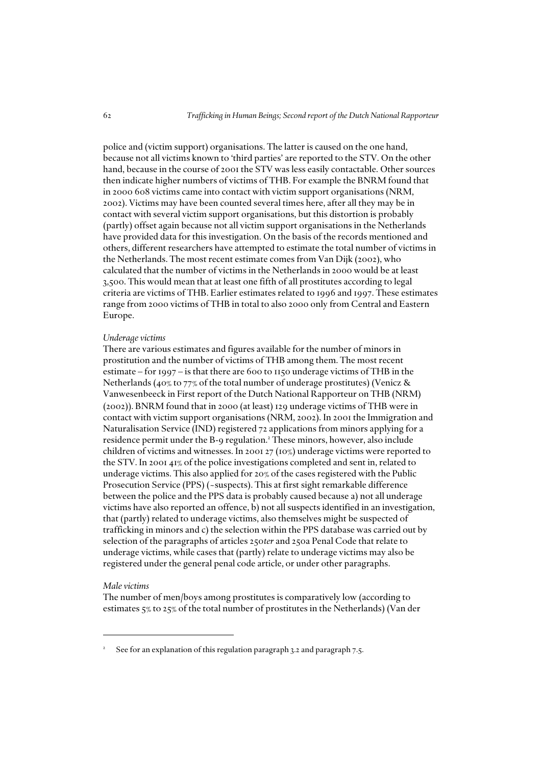police and (victim support) organisations. The latter is caused on the one hand, because not all victims known to 'third parties' are reported to the STV. On the other hand, because in the course of 2001 the STV was less easily contactable. Other sources then indicate higher numbers of victims of THB. For example the BNRM found that in 2000 608 victims came into contact with victim support organisations (NRM, 2002). Victims may have been counted several times here, after all they may be in contact with several victim support organisations, but this distortion is probably (partly) offset again because not all victim support organisations in the Netherlands have provided data for this investigation. On the basis of the records mentioned and others, different researchers have attempted to estimate the total number of victims in the Netherlands. The most recent estimate comes from Van Dijk (2002), who calculated that the number of victims in the Netherlands in 2000 would be at least 3,500. This would mean that at least one fifth of all prostitutes according to legal criteria are victims of THB. Earlier estimates related to 1996 and 1997. These estimates range from 2000 victims of THB in total to also 2000 only from Central and Eastern Europe.

*Underage victims*

There are various estimates and figures available for the number of minors in prostitution and the number of victims of THB among them. The most recent estimate – for 1997 – is that there are 600 to 1150 underage victims of THB in the Netherlands (40% to 77% of the total number of underage prostitutes) (Venicz & Vanwesenbeeck in First report of the Dutch National Rapporteur on THB (NRM) (2002)). BNRM found that in 2000 (at least) 129 underage victims of THB were in contact with victim support organisations (NRM, 2002). In 2001 the Immigration and Naturalisation Service (IND) registered 72 applications from minors applying for a residence permit under the B-9 regulation.[2] These minors, however, also include children of victims and witnesses. In 2001 27 (10%) underage victims were reported to the STV. In 2001 41% of the police investigations completed and sent in, related to underage victims. This also applied for 20% of the cases registered with the Public Prosecution Service (PPS) (~suspects). This at first sight remarkable difference between the police and the PPS data is probably caused because a) not all underage victims have also reported an offence, b) not all suspects identified in an investigation, that (partly) related to underage victims, also themselves might be suspected of trafficking in minors and c) the selection within the PPS database was carried out by selection of the paragraphs of articles 250*ter* and 250a Penal Code that relate to underage victims, while cases that (partly) relate to underage victims may also be registered under the general penal code article, or under other paragraphs.

*Male victims*

The number of men/boys among prostitutes is comparatively low (according to estimates 5% to 25% of the total number of prostitutes in the Netherlands) (Van der

---

[2] See for an explanation of this regulation paragraph 3.2 and paragraph 7.5.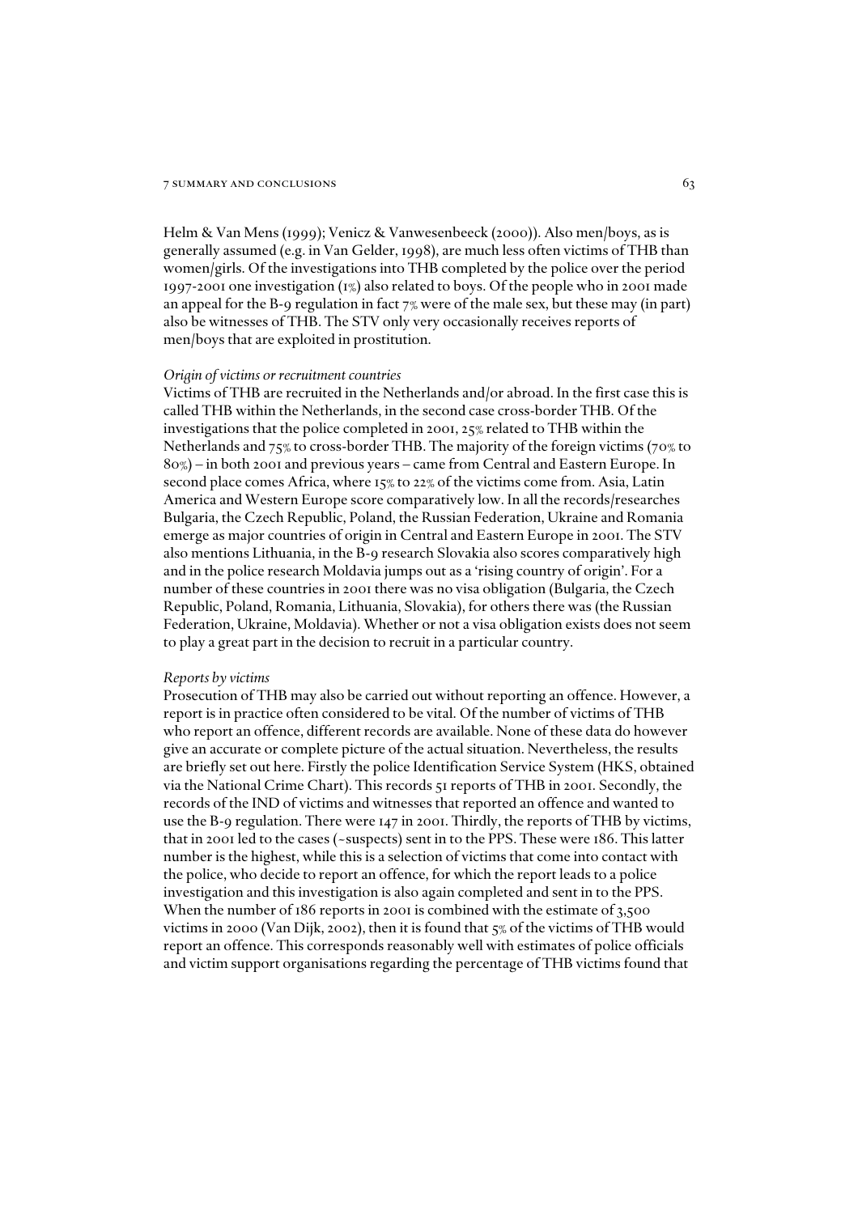Helm & Van Mens (1999); Venicz & Vanwesenbeeck (2000)). Also men/boys, as is generally assumed (e.g. in Van Gelder, 1998), are much less often victims of THB than women/girls. Of the investigations into THB completed by the police over the period 1997-2001 one investigation (1%) also related to boys. Of the people who in 2001 made an appeal for the B-9 regulation in fact 7% were of the male sex, but these may (in part) also be witnesses of THB. The STV only very occasionally receives reports of men/boys that are exploited in prostitution.

*Origin of victims or recruitment countries*

Victims of THB are recruited in the Netherlands and/or abroad. In the first case this is called THB within the Netherlands, in the second case cross-border THB. Of the investigations that the police completed in 2001, 25% related to THB within the Netherlands and 75% to cross-border THB. The majority of the foreign victims (70% to 80%) – in both 2001 and previous years – came from Central and Eastern Europe. In second place comes Africa, where 15% to 22% of the victims come from. Asia, Latin America and Western Europe score comparatively low. In all the records/researches Bulgaria, the Czech Republic, Poland, the Russian Federation, Ukraine and Romania emerge as major countries of origin in Central and Eastern Europe in 2001. The STV also mentions Lithuania, in the B-9 research Slovakia also scores comparatively high and in the police research Moldavia jumps out as a 'rising country of origin'. For a number of these countries in 2001 there was no visa obligation (Bulgaria, the Czech Republic, Poland, Romania, Lithuania, Slovakia), for others there was (the Russian Federation, Ukraine, Moldavia). Whether or not a visa obligation exists does not seem to play a great part in the decision to recruit in a particular country.

*Reports by victims*

Prosecution of THB may also be carried out without reporting an offence. However, a report is in practice often considered to be vital. Of the number of victims of THB who report an offence, different records are available. None of these data do however give an accurate or complete picture of the actual situation. Nevertheless, the results are briefly set out here. Firstly the police Identification Service System (HKS, obtained via the National Crime Chart). This records 51 reports of THB in 2001. Secondly, the records of the IND of victims and witnesses that reported an offence and wanted to use the B-9 regulation. There were 147 in 2001. Thirdly, the reports of THB by victims, that in 2001 led to the cases (~suspects) sent in to the PPS. These were 186. This latter number is the highest, while this is a selection of victims that come into contact with the police, who decide to report an offence, for which the report leads to a police investigation and this investigation is also again completed and sent in to the PPS. When the number of 186 reports in 2001 is combined with the estimate of 3,500 victims in 2000 (Van Dijk, 2002), then it is found that 5% of the victims of THB would report an offence. This corresponds reasonably well with estimates of police officials and victim support organisations regarding the percentage of THB victims found that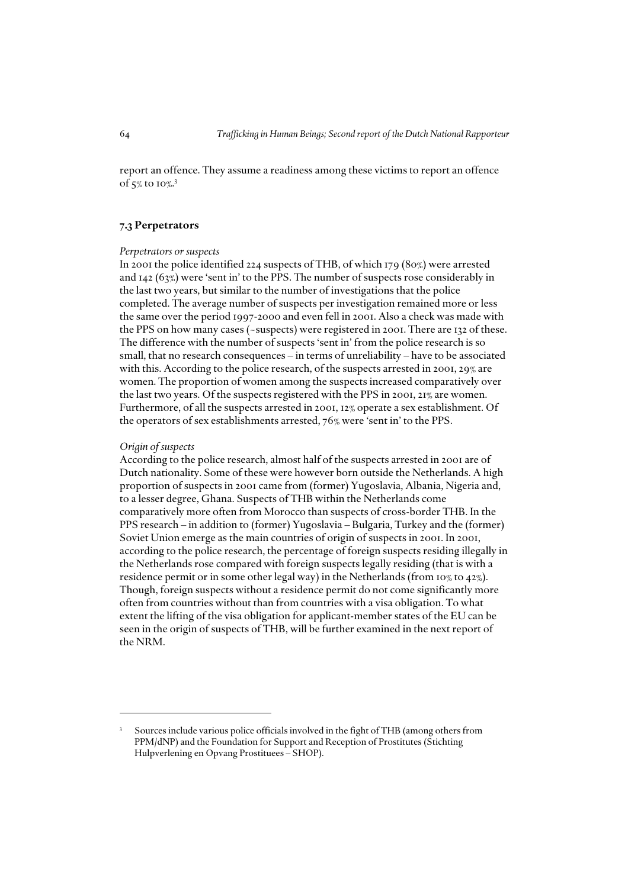report an offence. They assume a readiness among these victims to report an offence of 5% to 10%.[3]

## 7.3 Perpetrators

*Perpetrators or suspects*

In 2001 the police identified 224 suspects of THB, of which 179 (80%) were arrested and 142 (63%) were 'sent in' to the PPS. The number of suspects rose considerably in the last two years, but similar to the number of investigations that the police completed. The average number of suspects per investigation remained more or less the same over the period 1997-2000 and even fell in 2001. Also a check was made with the PPS on how many cases (~suspects) were registered in 2001. There are 132 of these. The difference with the number of suspects 'sent in' from the police research is so small, that no research consequences – in terms of unreliability – have to be associated with this. According to the police research, of the suspects arrested in 2001, 29% are women. The proportion of women among the suspects increased comparatively over the last two years. Of the suspects registered with the PPS in 2001, 21% are women. Furthermore, of all the suspects arrested in 2001, 12% operate a sex establishment. Of the operators of sex establishments arrested, 76% were 'sent in' to the PPS.

*Origin of suspects*

According to the police research, almost half of the suspects arrested in 2001 are of Dutch nationality. Some of these were however born outside the Netherlands. A high proportion of suspects in 2001 came from (former) Yugoslavia, Albania, Nigeria and, to a lesser degree, Ghana. Suspects of THB within the Netherlands come comparatively more often from Morocco than suspects of cross-border THB. In the PPS research – in addition to (former) Yugoslavia – Bulgaria, Turkey and the (former) Soviet Union emerge as the main countries of origin of suspects in 2001. In 2001, according to the police research, the percentage of foreign suspects residing illegally in the Netherlands rose compared with foreign suspects legally residing (that is with a residence permit or in some other legal way) in the Netherlands (from 10% to 42%). Though, foreign suspects without a residence permit do not come significantly more often from countries without than from countries with a visa obligation. To what extent the lifting of the visa obligation for applicant-member states of the EU can be seen in the origin of suspects of THB, will be further examined in the next report of the NRM.

---

[3] Sources include various police officials involved in the fight of THB (among others from PPM/dNP) and the Foundation for Support and Reception of Prostitutes (Stichting Hulpverlening en Opvang Prostituees – SHOP).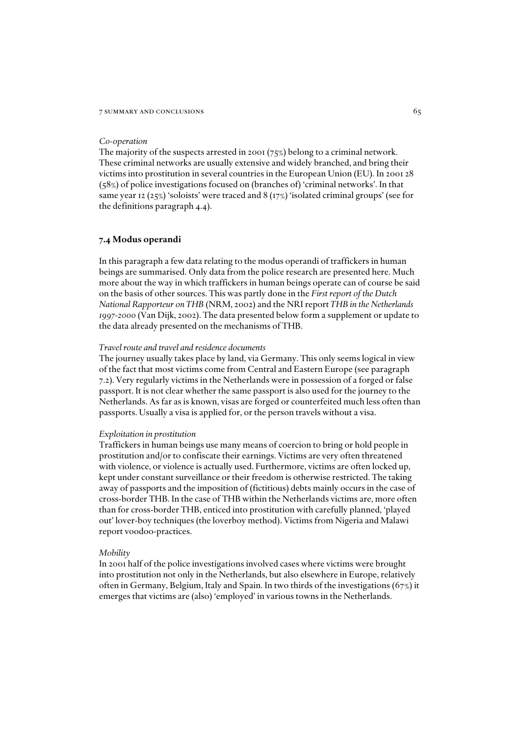*Co-operation*

The majority of the suspects arrested in 2001 (75%) belong to a criminal network. These criminal networks are usually extensive and widely branched, and bring their victims into prostitution in several countries in the European Union (EU). In 2001 28 (58%) of police investigations focused on (branches of) 'criminal networks'. In that same year 12 (25%) 'soloists' were traced and 8 (17%) 'isolated criminal groups' (see for the definitions paragraph 4.4).

## 7.4 Modus operandi

In this paragraph a few data relating to the modus operandi of traffickers in human beings are summarised. Only data from the police research are presented here. Much more about the way in which traffickers in human beings operate can of course be said on the basis of other sources. This was partly done in the *First report of the Dutch National Rapporteur on THB* (NRM, 2002) and the NRI report *THB in the Netherlands 1997-2000* (Van Dijk, 2002). The data presented below form a supplement or update to the data already presented on the mechanisms of THB.

*Travel route and travel and residence documents*

The journey usually takes place by land, via Germany. This only seems logical in view of the fact that most victims come from Central and Eastern Europe (see paragraph 7.2). Very regularly victims in the Netherlands were in possession of a forged or false passport. It is not clear whether the same passport is also used for the journey to the Netherlands. As far as is known, visas are forged or counterfeited much less often than passports. Usually a visa is applied for, or the person travels without a visa.

*Exploitation in prostitution*

Traffickers in human beings use many means of coercion to bring or hold people in prostitution and/or to confiscate their earnings. Victims are very often threatened with violence, or violence is actually used. Furthermore, victims are often locked up, kept under constant surveillance or their freedom is otherwise restricted. The taking away of passports and the imposition of (fictitious) debts mainly occurs in the case of cross-border THB. In the case of THB within the Netherlands victims are, more often than for cross-border THB, enticed into prostitution with carefully planned, 'played out' lover-boy techniques (the loverboy method). Victims from Nigeria and Malawi report voodoo-practices.

*Mobility*

In 2001 half of the police investigations involved cases where victims were brought into prostitution not only in the Netherlands, but also elsewhere in Europe, relatively often in Germany, Belgium, Italy and Spain. In two thirds of the investigations (67%) it emerges that victims are (also) 'employed' in various towns in the Netherlands.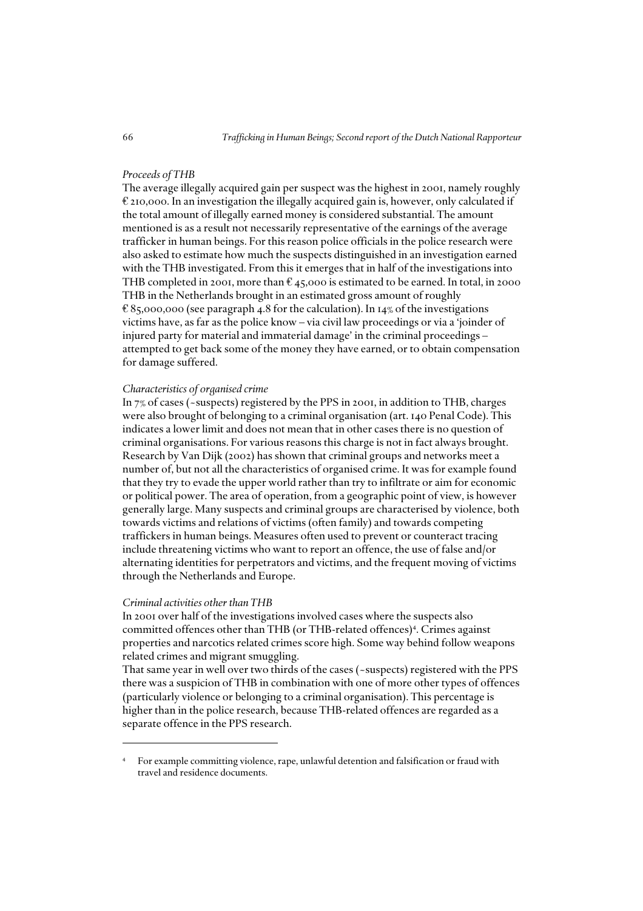*Proceeds of THB*

The average illegally acquired gain per suspect was the highest in 2001, namely roughly € 210,000. In an investigation the illegally acquired gain is, however, only calculated if the total amount of illegally earned money is considered substantial. The amount mentioned is as a result not necessarily representative of the earnings of the average trafficker in human beings. For this reason police officials in the police research were also asked to estimate how much the suspects distinguished in an investigation earned with the THB investigated. From this it emerges that in half of the investigations into THB completed in 2001, more than € 45,000 is estimated to be earned. In total, in 2000 THB in the Netherlands brought in an estimated gross amount of roughly € 85,000,000 (see paragraph 4.8 for the calculation). In 14% of the investigations victims have, as far as the police know – via civil law proceedings or via a 'joinder of injured party for material and immaterial damage' in the criminal proceedings – attempted to get back some of the money they have earned, or to obtain compensation for damage suffered.

*Characteristics of organised crime*

In 7% of cases (~suspects) registered by the PPS in 2001, in addition to THB, charges were also brought of belonging to a criminal organisation (art. 140 Penal Code). This indicates a lower limit and does not mean that in other cases there is no question of criminal organisations. For various reasons this charge is not in fact always brought. Research by Van Dijk (2002) has shown that criminal groups and networks meet a number of, but not all the characteristics of organised crime. It was for example found that they try to evade the upper world rather than try to infiltrate or aim for economic or political power. The area of operation, from a geographic point of view, is however generally large. Many suspects and criminal groups are characterised by violence, both towards victims and relations of victims (often family) and towards competing traffickers in human beings. Measures often used to prevent or counteract tracing include threatening victims who want to report an offence, the use of false and/or alternating identities for perpetrators and victims, and the frequent moving of victims through the Netherlands and Europe.

*Criminal activities other than THB*

In 2001 over half of the investigations involved cases where the suspects also committed offences other than THB (or THB-related offences)[4]. Crimes against properties and narcotics related crimes score high. Some way behind follow weapons related crimes and migrant smuggling.

That same year in well over two thirds of the cases (~suspects) registered with the PPS there was a suspicion of THB in combination with one of more other types of offences (particularly violence or belonging to a criminal organisation). This percentage is higher than in the police research, because THB-related offences are regarded as a separate offence in the PPS research.

---

[4] For example committing violence, rape, unlawful detention and falsification or fraud with travel and residence documents.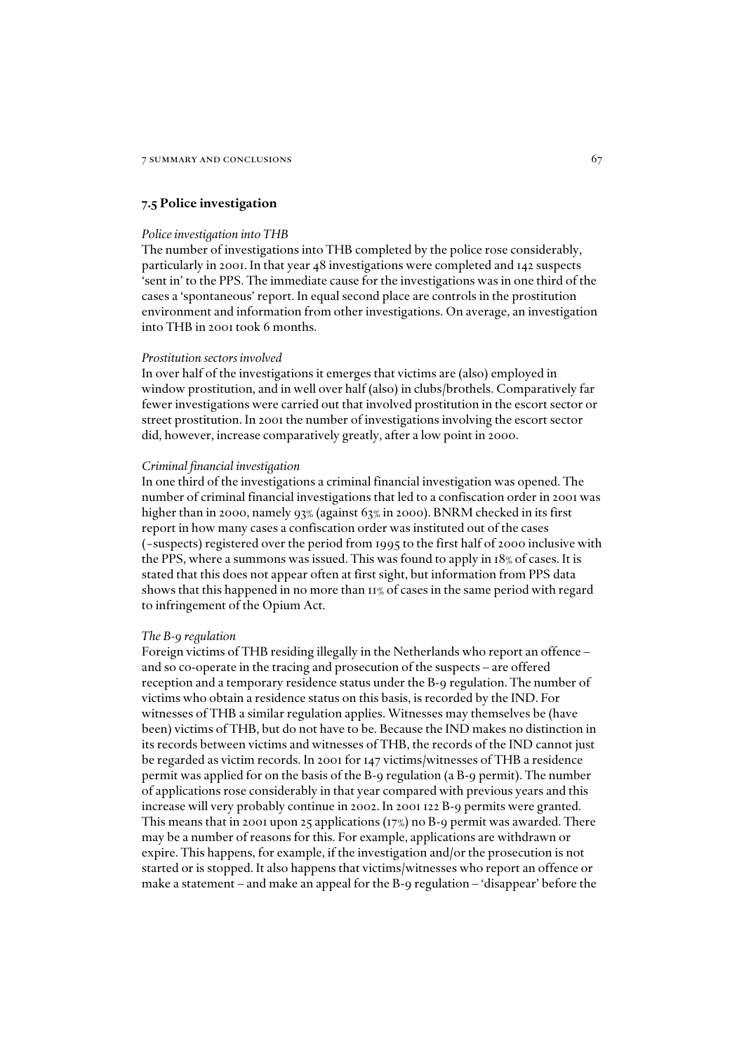## 7.5 Police investigation

*Police investigation into THB*

The number of investigations into THB completed by the police rose considerably, particularly in 2001. In that year 48 investigations were completed and 142 suspects 'sent in' to the PPS. The immediate cause for the investigations was in one third of the cases a 'spontaneous' report. In equal second place are controls in the prostitution environment and information from other investigations. On average, an investigation into THB in 2001 took 6 months.

*Prostitution sectors involved*

In over half of the investigations it emerges that victims are (also) employed in window prostitution, and in well over half (also) in clubs/brothels. Comparatively far fewer investigations were carried out that involved prostitution in the escort sector or street prostitution. In 2001 the number of investigations involving the escort sector did, however, increase comparatively greatly, after a low point in 2000.

*Criminal financial investigation*

In one third of the investigations a criminal financial investigation was opened. The number of criminal financial investigations that led to a confiscation order in 2001 was higher than in 2000, namely 93% (against 63% in 2000). BNRM checked in its first report in how many cases a confiscation order was instituted out of the cases (~suspects) registered over the period from 1995 to the first half of 2000 inclusive with the PPS, where a summons was issued. This was found to apply in 18% of cases. It is stated that this does not appear often at first sight, but information from PPS data shows that this happened in no more than 11% of cases in the same period with regard to infringement of the Opium Act.

*The B-9 regulation*

Foreign victims of THB residing illegally in the Netherlands who report an offence – and so co-operate in the tracing and prosecution of the suspects – are offered reception and a temporary residence status under the B-9 regulation. The number of victims who obtain a residence status on this basis, is recorded by the IND. For witnesses of THB a similar regulation applies. Witnesses may themselves be (have been) victims of THB, but do not have to be. Because the IND makes no distinction in its records between victims and witnesses of THB, the records of the IND cannot just be regarded as victim records. In 2001 for 147 victims/witnesses of THB a residence permit was applied for on the basis of the B-9 regulation (a B-9 permit). The number of applications rose considerably in that year compared with previous years and this increase will very probably continue in 2002. In 2001 122 B-9 permits were granted. This means that in 2001 upon 25 applications (17%) no B-9 permit was awarded. There may be a number of reasons for this. For example, applications are withdrawn or expire. This happens, for example, if the investigation and/or the prosecution is not started or is stopped. It also happens that victims/witnesses who report an offence or make a statement – and make an appeal for the B-9 regulation – 'disappear' before the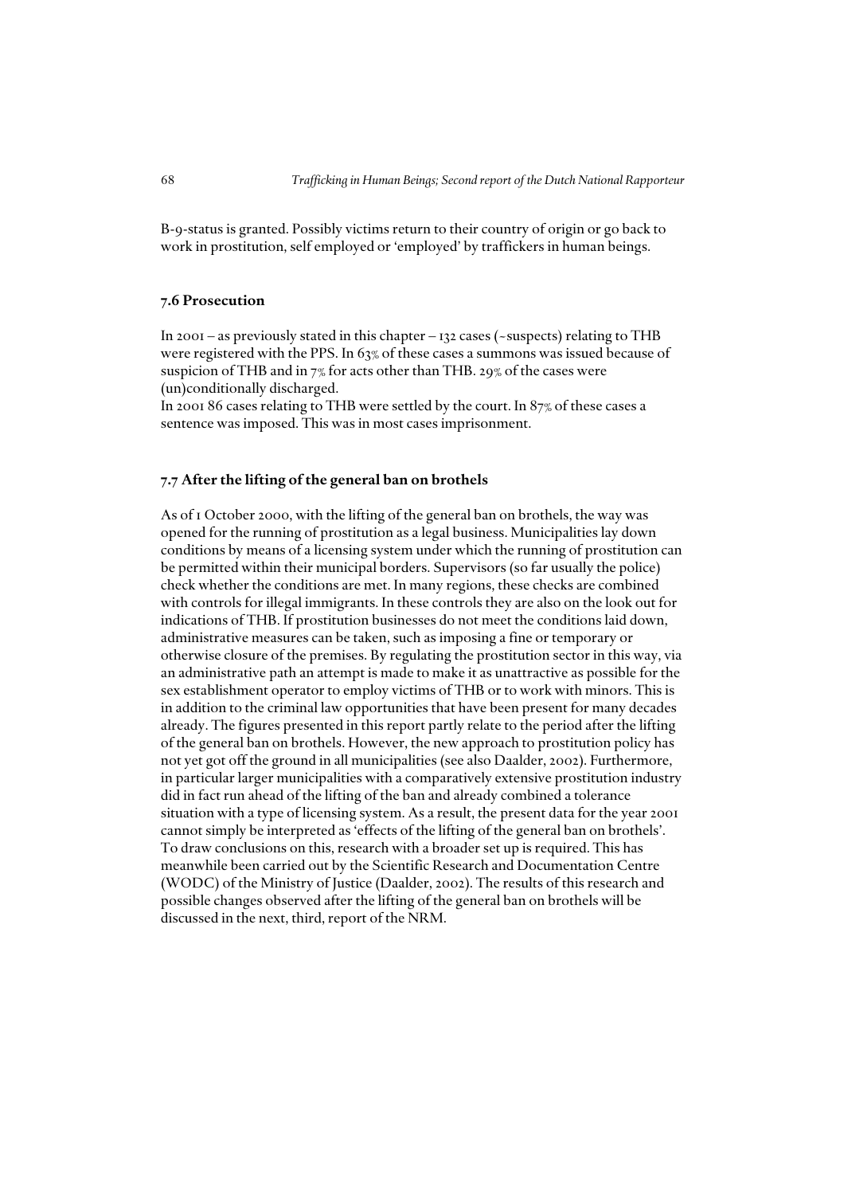B-9-status is granted. Possibly victims return to their country of origin or go back to work in prostitution, self employed or 'employed' by traffickers in human beings.

## 7.6 Prosecution

In 2001 – as previously stated in this chapter – 132 cases (~suspects) relating to THB were registered with the PPS. In 63% of these cases a summons was issued because of suspicion of THB and in 7% for acts other than THB. 29% of the cases were (un)conditionally discharged.

In 2001 86 cases relating to THB were settled by the court. In 87% of these cases a sentence was imposed. This was in most cases imprisonment.

## 7.7 After the lifting of the general ban on brothels

As of 1 October 2000, with the lifting of the general ban on brothels, the way was opened for the running of prostitution as a legal business. Municipalities lay down conditions by means of a licensing system under which the running of prostitution can be permitted within their municipal borders. Supervisors (so far usually the police) check whether the conditions are met. In many regions, these checks are combined with controls for illegal immigrants. In these controls they are also on the look out for indications of THB. If prostitution businesses do not meet the conditions laid down, administrative measures can be taken, such as imposing a fine or temporary or otherwise closure of the premises. By regulating the prostitution sector in this way, via an administrative path an attempt is made to make it as unattractive as possible for the sex establishment operator to employ victims of THB or to work with minors. This is in addition to the criminal law opportunities that have been present for many decades already. The figures presented in this report partly relate to the period after the lifting of the general ban on brothels. However, the new approach to prostitution policy has not yet got off the ground in all municipalities (see also Daalder, 2002). Furthermore, in particular larger municipalities with a comparatively extensive prostitution industry did in fact run ahead of the lifting of the ban and already combined a tolerance situation with a type of licensing system. As a result, the present data for the year 2001 cannot simply be interpreted as 'effects of the lifting of the general ban on brothels'. To draw conclusions on this, research with a broader set up is required. This has meanwhile been carried out by the Scientific Research and Documentation Centre (WODC) of the Ministry of Justice (Daalder, 2002). The results of this research and possible changes observed after the lifting of the general ban on brothels will be discussed in the next, third, report of the NRM.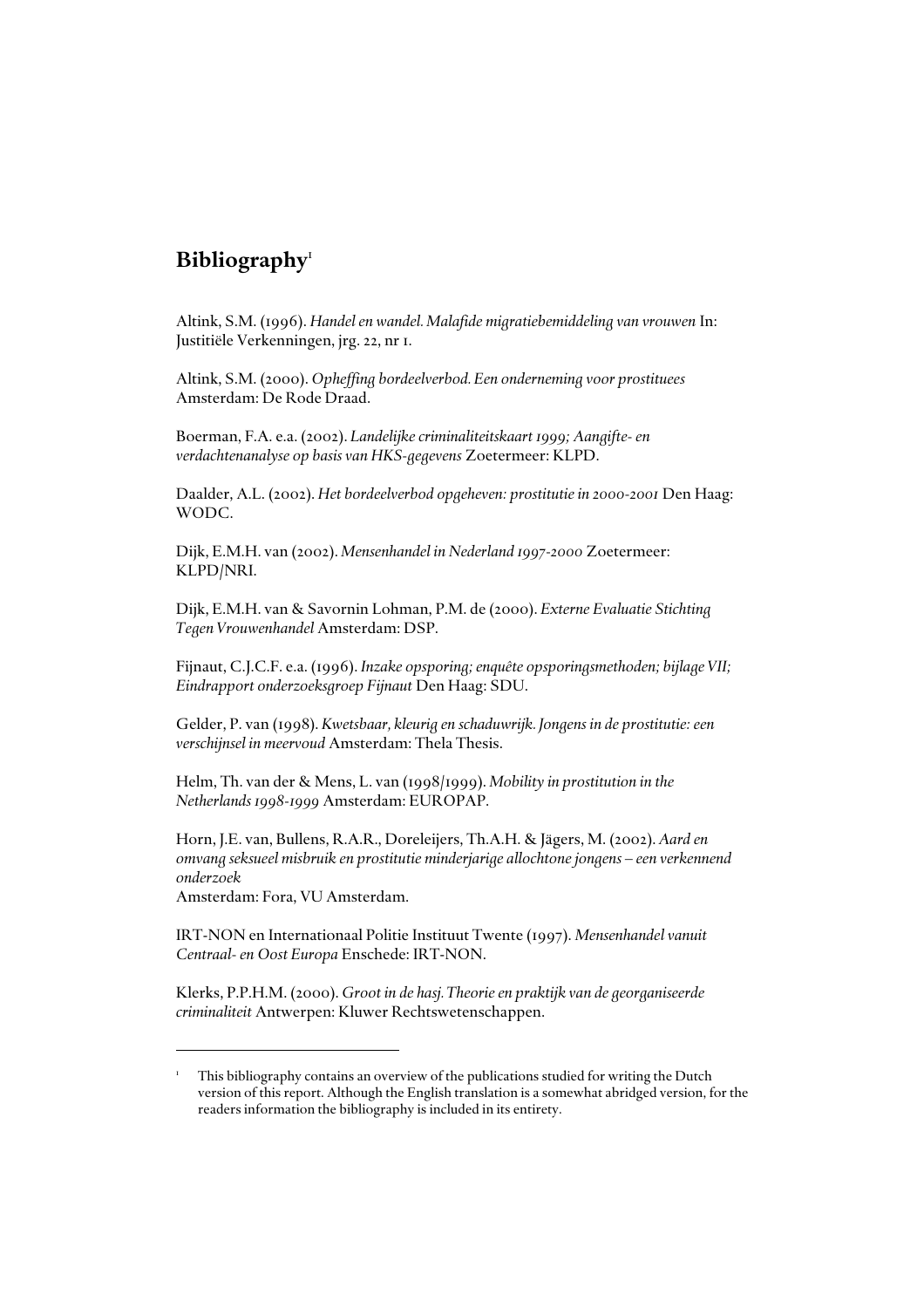## Bibliography[1]

Altink, S.M. (1996). *Handel en wandel. Malafide migratiebemiddeling van vrouwen* In: Justitiële Verkenningen, jrg. 22, nr 1.

Altink, S.M. (2000). *Opheffing bordeelverbod. Een onderneming voor prostituees* Amsterdam: De Rode Draad.

Boerman, F.A. e.a. (2002). *Landelijke criminaliteitskaart 1999; Aangifte- en verdachtenanalyse op basis van HKS-gegevens* Zoetermeer: KLPD.

Daalder, A.L. (2002). *Het bordeelverbod opgeheven: prostitutie in 2000-2001* Den Haag: WODC.

Dijk, E.M.H. van (2002). *Mensenhandel in Nederland 1997-2000* Zoetermeer: KLPD/NRI.

Dijk, E.M.H. van & Savornin Lohman, P.M. de (2000). *Externe Evaluatie Stichting Tegen Vrouwenhandel* Amsterdam: DSP.

Fijnaut, C.J.C.F. e.a. (1996). *Inzake opsporing; enquête opsporingsmethoden; bijlage VII; Eindrapport onderzoeksgroep Fijnaut* Den Haag: SDU.

Gelder, P. van (1998). *Kwetsbaar, kleurig en schaduwrijk. Jongens in de prostitutie: een verschijnsel in meervoud* Amsterdam: Thela Thesis.

Helm, Th. van der & Mens, L. van (1998/1999). *Mobility in prostitution in the Netherlands 1998-1999* Amsterdam: EUROPAP.

Horn, J.E. van, Bullens, R.A.R., Doreleijers, Th.A.H. & Jägers, M. (2002). *Aard en omvang seksueel misbruik en prostitutie minderjarige allochtone jongens – een verkennend onderzoek*
Amsterdam: Fora, VU Amsterdam.

IRT-NON en Internationaal Politie Instituut Twente (1997). *Mensenhandel vanuit Centraal- en Oost Europa* Enschede: IRT-NON.

Klerks, P.P.H.M. (2000). *Groot in de hasj. Theorie en praktijk van de georganiseerde criminaliteit* Antwerpen: Kluwer Rechtswetenschappen.

---

[1] This bibliography contains an overview of the publications studied for writing the Dutch version of this report. Although the English translation is a somewhat abridged version, for the readers information the bibliography is included in its entirety.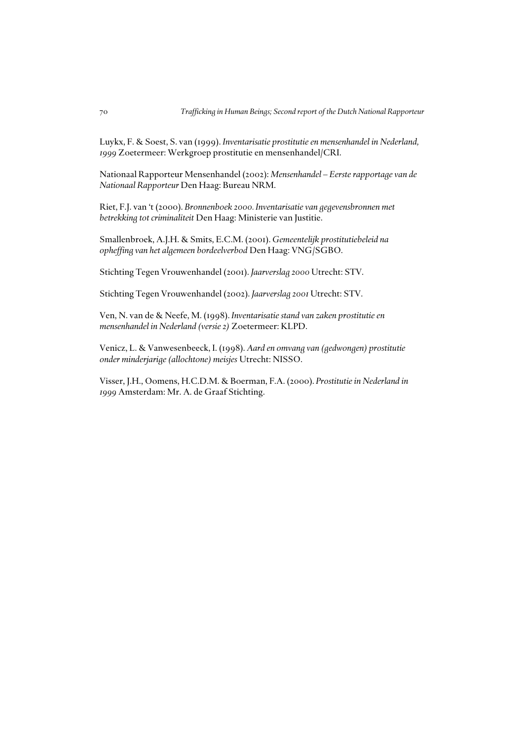Luykx, F. & Soest, S. van (1999). *Inventarisatie prostitutie en mensenhandel in Nederland, 1999* Zoetermeer: Werkgroep prostitutie en mensenhandel/CRI.

Nationaal Rapporteur Mensenhandel (2002): *Mensenhandel – Eerste rapportage van de Nationaal Rapporteur* Den Haag: Bureau NRM.

Riet, F.J. van 't (2000). *Bronnenboek 2000. Inventarisatie van gegevensbronnen met betrekking tot criminaliteit* Den Haag: Ministerie van Justitie.

Smallenbroek, A.J.H. & Smits, E.C.M. (2001). *Gemeentelijk prostitutiebeleid na opheffing van het algemeen bordeelverbod* Den Haag: VNG/SGBO.

Stichting Tegen Vrouwenhandel (2001). *Jaarverslag 2000* Utrecht: STV.

Stichting Tegen Vrouwenhandel (2002). *Jaarverslag 2001* Utrecht: STV.

Ven, N. van de & Neefe, M. (1998). *Inventarisatie stand van zaken prostitutie en mensenhandel in Nederland (versie 2)* Zoetermeer: KLPD.

Venicz, L. & Vanwesenbeeck, I. (1998). *Aard en omvang van (gedwongen) prostitutie onder minderjarige (allochtone) meisjes* Utrecht: NISSO.

Visser, J.H., Oomens, H.C.D.M. & Boerman, F.A. (2000). *Prostitutie in Nederland in 1999* Amsterdam: Mr. A. de Graaf Stichting.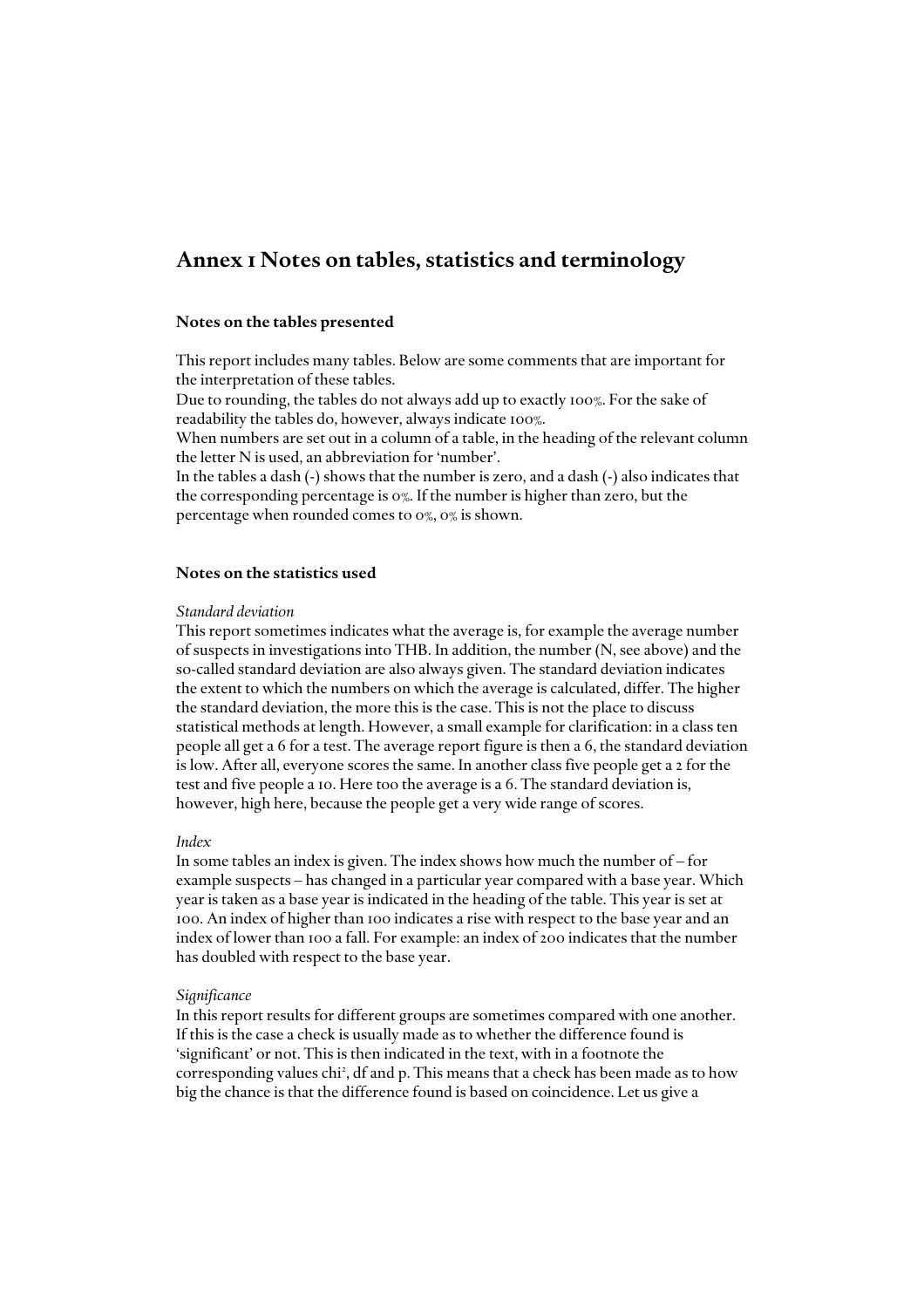# Annex 1 Notes on tables, statistics and terminology

## Notes on the tables presented

This report includes many tables. Below are some comments that are important for the interpretation of these tables.
Due to rounding, the tables do not always add up to exactly 100%. For the sake of readability the tables do, however, always indicate 100%.
When numbers are set out in a column of a table, in the heading of the relevant column the letter N is used, an abbreviation for 'number'.
In the tables a dash (-) shows that the number is zero, and a dash (-) also indicates that the corresponding percentage is 0%. If the number is higher than zero, but the percentage when rounded comes to 0%, 0% is shown.

## Notes on the statistics used

*Standard deviation*
This report sometimes indicates what the average is, for example the average number of suspects in investigations into THB. In addition, the number (N, see above) and the so-called standard deviation are also always given. The standard deviation indicates the extent to which the numbers on which the average is calculated, differ. The higher the standard deviation, the more this is the case. This is not the place to discuss statistical methods at length. However, a small example for clarification: in a class ten people all get a 6 for a test. The average report figure is then a 6, the standard deviation is low. After all, everyone scores the same. In another class five people get a 2 for the test and five people a 10. Here too the average is a 6. The standard deviation is, however, high here, because the people get a very wide range of scores.

*Index*
In some tables an index is given. The index shows how much the number of – for example suspects – has changed in a particular year compared with a base year. Which year is taken as a base year is indicated in the heading of the table. This year is set at 100. An index of higher than 100 indicates a rise with respect to the base year and an index of lower than 100 a fall. For example: an index of 200 indicates that the number has doubled with respect to the base year.

*Significance*
In this report results for different groups are sometimes compared with one another. If this is the case a check is usually made as to whether the difference found is 'significant' or not. This is then indicated in the text, with in a footnote the corresponding values $chi^2$, df and p. This means that a check has been made as to how big the chance is that the difference found is based on coincidence. Let us give a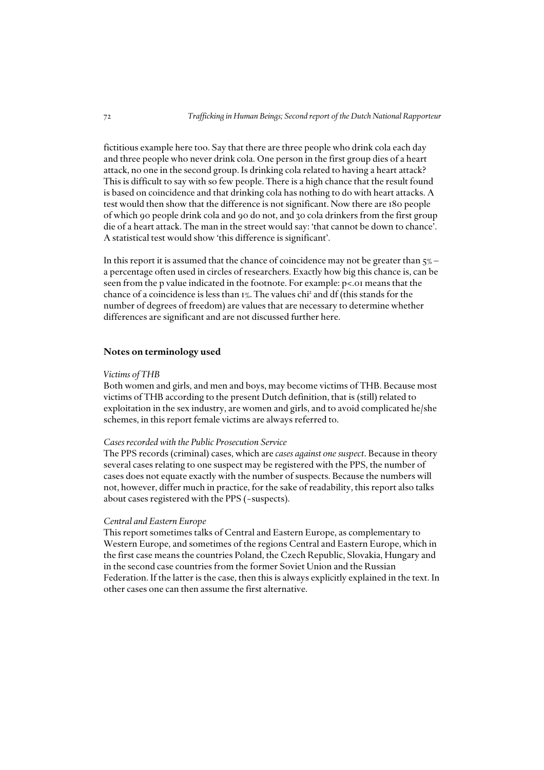fictitious example here too. Say that there are three people who drink cola each day and three people who never drink cola. One person in the first group dies of a heart attack, no one in the second group. Is drinking cola related to having a heart attack? This is difficult to say with so few people. There is a high chance that the result found is based on coincidence and that drinking cola has nothing to do with heart attacks. A test would then show that the difference is not significant. Now there are 180 people of which 90 people drink cola and 90 do not, and 30 cola drinkers from the first group die of a heart attack. The man in the street would say: 'that cannot be down to chance'. A statistical test would show 'this difference is significant'.

In this report it is assumed that the chance of coincidence may not be greater than 5% – a percentage often used in circles of researchers. Exactly how big this chance is, can be seen from the p value indicated in the footnote. For example: $p<.01$ means that the chance of a coincidence is less than 1%. The values $chi^2$ and df (this stands for the number of degrees of freedom) are values that are necessary to determine whether differences are significant and are not discussed further here.

## Notes on terminology used

*Victims of THB*

Both women and girls, and men and boys, may become victims of THB. Because most victims of THB according to the present Dutch definition, that is (still) related to exploitation in the sex industry, are women and girls, and to avoid complicated he/she schemes, in this report female victims are always referred to.

*Cases recorded with the Public Prosecution Service*

The PPS records (criminal) cases, which are *cases against one suspect*. Because in theory several cases relating to one suspect may be registered with the PPS, the number of cases does not equate exactly with the number of suspects. Because the numbers will not, however, differ much in practice, for the sake of readability, this report also talks about cases registered with the PPS (~suspects).

*Central and Eastern Europe*

This report sometimes talks of Central and Eastern Europe, as complementary to Western Europe, and sometimes of the regions Central and Eastern Europe, which in the first case means the countries Poland, the Czech Republic, Slovakia, Hungary and in the second case countries from the former Soviet Union and the Russian Federation. If the latter is the case, then this is always explicitly explained in the text. In other cases one can then assume the first alternative.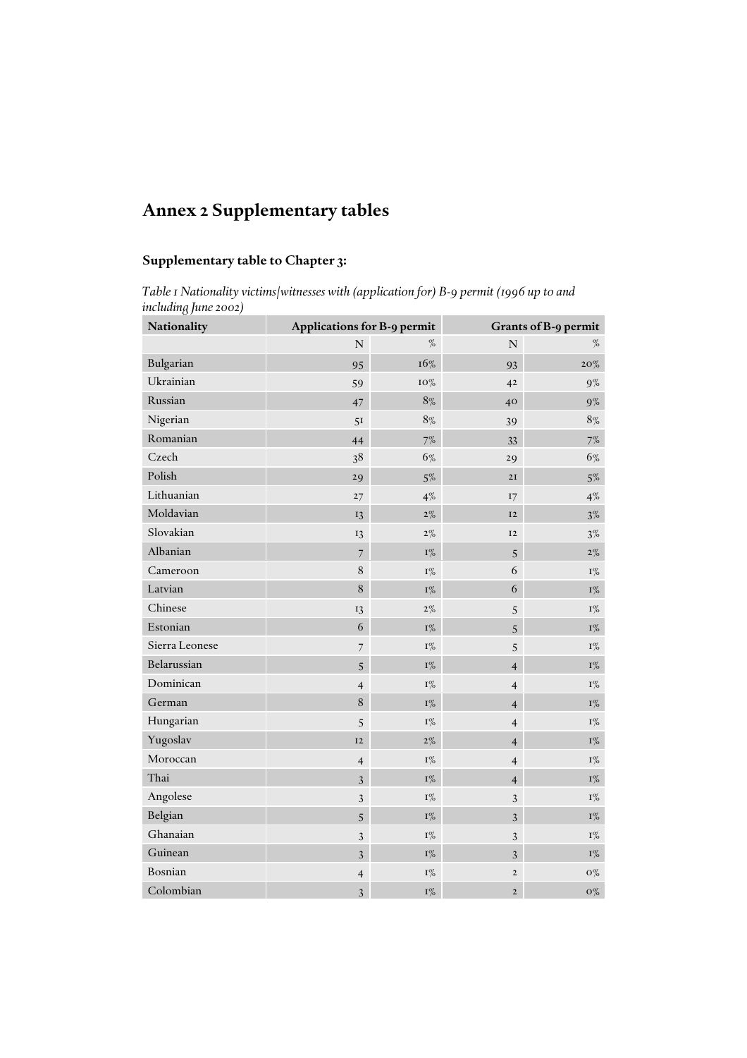# Annex 2 Supplementary tables

### Supplementary table to Chapter 3:

*Table 1 Nationality victims/witnesses with (application for) B-9 permit (1996 up to and including June 2002)*

| Nationality | Applications for B-9 permit | | Grants of B-9 permit | |
|---|---|---|---|---|
| | N | % | N | % |
| Bulgarian | 95 | 16% | 93 | 20% |
| Ukrainian | 59 | 10% | 42 | 9% |
| Russian | 47 | 8% | 40 | 9% |
| Nigerian | 51 | 8% | 39 | 8% |
| Romanian | 44 | 7% | 33 | 7% |
| Czech | 38 | 6% | 29 | 6% |
| Polish | 29 | 5% | 21 | 5% |
| Lithuanian | 27 | 4% | 17 | 4% |
| Moldavian | 13 | 2% | 12 | 3% |
| Slovakian | 13 | 2% | 12 | 3% |
| Albanian | 7 | 1% | 5 | 2% |
| Cameroon | 8 | 1% | 6 | 1% |
| Latvian | 8 | 1% | 6 | 1% |
| Chinese | 13 | 2% | 5 | 1% |
| Estonian | 6 | 1% | 5 | 1% |
| Sierra Leonese | 7 | 1% | 5 | 1% |
| Belarussian | 5 | 1% | 4 | 1% |
| Dominican | 4 | 1% | 4 | 1% |
| German | 8 | 1% | 4 | 1% |
| Hungarian | 5 | 1% | 4 | 1% |
| Yugoslav | 12 | 2% | 4 | 1% |
| Moroccan | 4 | 1% | 4 | 1% |
| Thai | 3 | 1% | 4 | 1% |
| Angolese | 3 | 1% | 3 | 1% |
| Belgian | 5 | 1% | 3 | 1% |
| Ghanaian | 3 | 1% | 3 | 1% |
| Guinean | 3 | 1% | 3 | 1% |
| Bosnian | 4 | 1% | 2 | 0% |
| Colombian | 3 | 1% | 2 | 0% |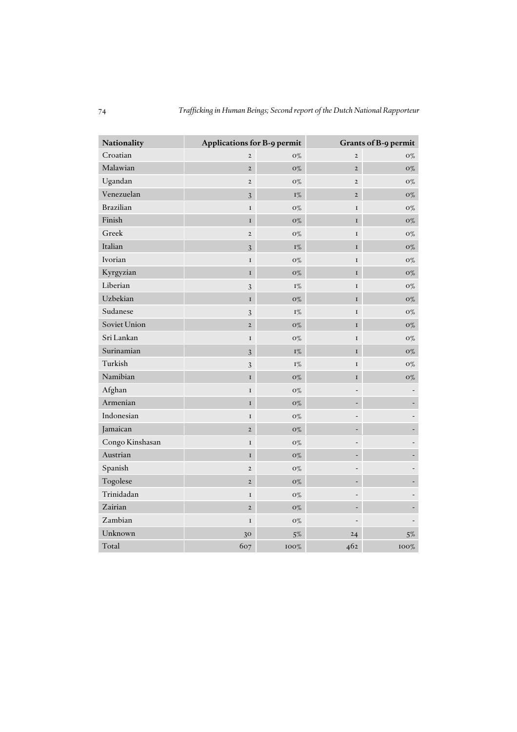| Nationality | Applications for B-9 permit | | Grants of B-9 permit | |
|---|---|---|---|---|
| Croatian | 2 | 0% | 2 | 0% |
| Malawian | 2 | 0% | 2 | 0% |
| Ugandan | 2 | 0% | 2 | 0% |
| Venezuelan | 3 | 1% | 2 | 0% |
| Brazilian | 1 | 0% | 1 | 0% |
| Finish | 1 | 0% | 1 | 0% |
| Greek | 2 | 0% | 1 | 0% |
| Italian | 3 | 1% | 1 | 0% |
| Ivorian | 1 | 0% | 1 | 0% |
| Kyrgyzian | 1 | 0% | 1 | 0% |
| Liberian | 3 | 1% | 1 | 0% |
| Uzbekian | 1 | 0% | 1 | 0% |
| Sudanese | 3 | 1% | 1 | 0% |
| Soviet Union | 2 | 0% | 1 | 0% |
| Sri Lankan | 1 | 0% | 1 | 0% |
| Surinamian | 3 | 1% | 1 | 0% |
| Turkish | 3 | 1% | 1 | 0% |
| Namibian | 1 | 0% | 1 | 0% |
| Afghan | 1 | 0% | - | - |
| Armenian | 1 | 0% | - | - |
| Indonesian | 1 | 0% | - | - |
| Jamaican | 2 | 0% | - | - |
| Congo Kinshasan | 1 | 0% | - | - |
| Austrian | 1 | 0% | - | - |
| Spanish | 2 | 0% | - | - |
| Togolese | 2 | 0% | - | - |
| Trinidadan | 1 | 0% | - | - |
| Zairian | 2 | 0% | - | - |
| Zambian | 1 | 0% | - | - |
| Unknown | 30 | 5% | 24 | 5% |
| Total | 607 | 100% | 462 | 100% |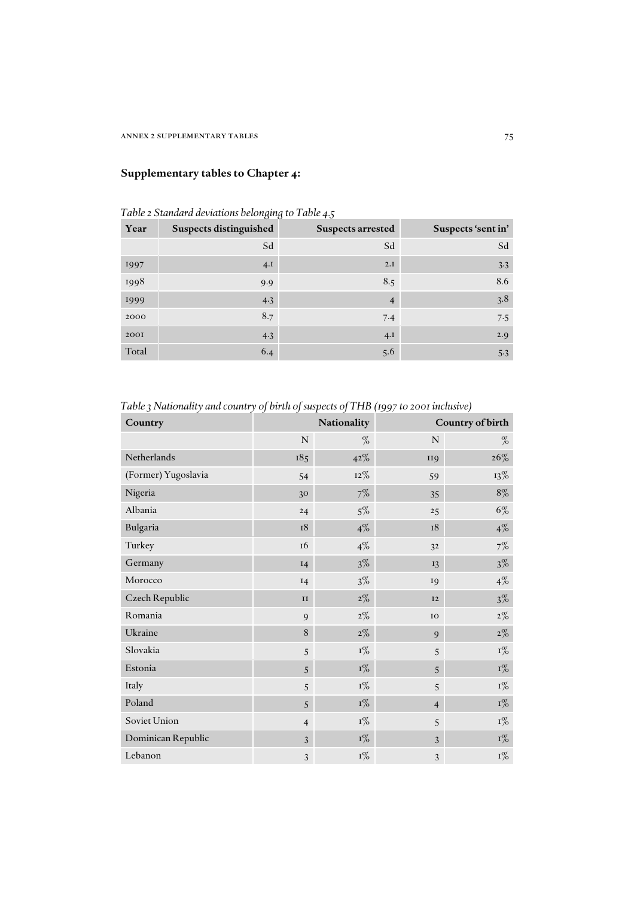## Supplementary tables to Chapter 4:

*Table 2 Standard deviations belonging to Table 4.5*

| Year | Suspects distinguished | Suspects arrested | Suspects 'sent in' |
|---|---|---|---|
| | Sd | Sd | Sd |
| 1997 | 4.1 | 2.1 | 3.3 |
| 1998 | 9.9 | 8.5 | 8.6 |
| 1999 | 4.3 | 4 | 3.8 |
| 2000 | 8.7 | 7.4 | 7.5 |
| 2001 | 4.3 | 4.1 | 2.9 |
| Total | 6.4 | 5.6 | 5.3 |

*Table 3 Nationality and country of birth of suspects of THB (1997 to 2001 inclusive)*

| Country | Nationality | | Country of birth | |
|---|---|---|---|---|
| | N | % | N | % |
| Netherlands | 185 | 42% | 119 | 26% |
| (Former) Yugoslavia | 54 | 12% | 59 | 13% |
| Nigeria | 30 | 7% | 35 | 8% |
| Albania | 24 | 5% | 25 | 6% |
| Bulgaria | 18 | 4% | 18 | 4% |
| Turkey | 16 | 4% | 32 | 7% |
| Germany | 14 | 3% | 13 | 3% |
| Morocco | 14 | 3% | 19 | 4% |
| Czech Republic | 11 | 2% | 12 | 3% |
| Romania | 9 | 2% | 10 | 2% |
| Ukraine | 8 | 2% | 9 | 2% |
| Slovakia | 5 | 1% | 5 | 1% |
| Estonia | 5 | 1% | 5 | 1% |
| Italy | 5 | 1% | 5 | 1% |
| Poland | 5 | 1% | 4 | 1% |
| Soviet Union | 4 | 1% | 5 | 1% |
| Dominican Republic | 3 | 1% | 3 | 1% |
| Lebanon | 3 | 1% | 3 | 1% |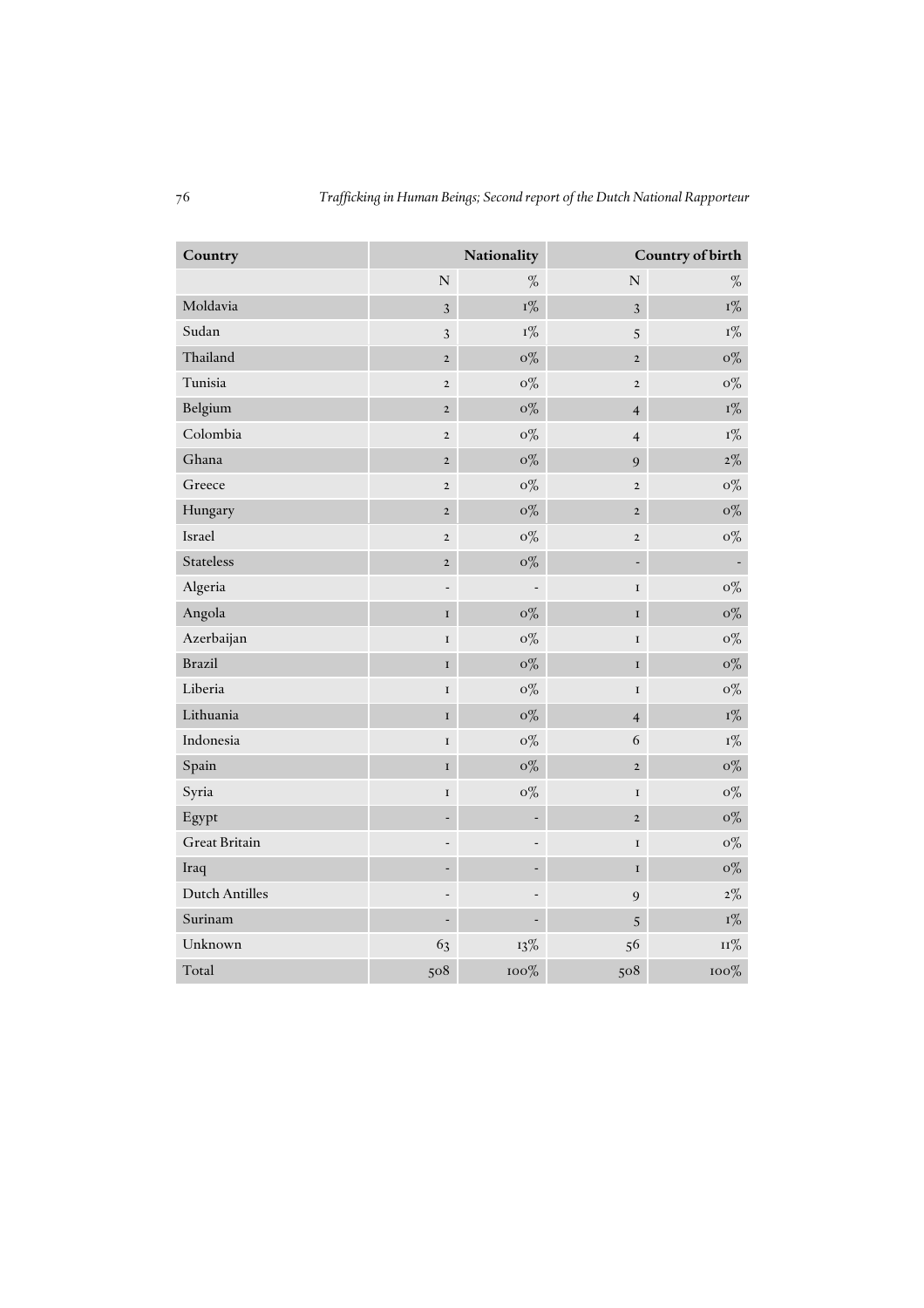| Country | Nationality | | Country of birth | |
|---|---|---|---|---|
| | N | % | N | % |
| Moldavia | 3 | 1% | 3 | 1% |
| Sudan | 3 | 1% | 5 | 1% |
| Thailand | 2 | 0% | 2 | 0% |
| Tunisia | 2 | 0% | 2 | 0% |
| Belgium | 2 | 0% | 4 | 1% |
| Colombia | 2 | 0% | 4 | 1% |
| Ghana | 2 | 0% | 9 | 2% |
| Greece | 2 | 0% | 2 | 0% |
| Hungary | 2 | 0% | 2 | 0% |
| Israel | 2 | 0% | 2 | 0% |
| Stateless | 2 | 0% | - | - |
| Algeria | - | - | 1 | 0% |
| Angola | 1 | 0% | 1 | 0% |
| Azerbaijan | 1 | 0% | 1 | 0% |
| Brazil | 1 | 0% | 1 | 0% |
| Liberia | 1 | 0% | 1 | 0% |
| Lithuania | 1 | 0% | 4 | 1% |
| Indonesia | 1 | 0% | 6 | 1% |
| Spain | 1 | 0% | 2 | 0% |
| Syria | 1 | 0% | 1 | 0% |
| Egypt | - | - | 2 | 0% |
| Great Britain | - | - | 1 | 0% |
| Iraq | - | - | 1 | 0% |
| Dutch Antilles | - | - | 9 | 2% |
| Surinam | - | - | 5 | 1% |
| Unknown | 63 | 13% | 56 | 11% |
| Total | 508 | 100% | 508 | 100% |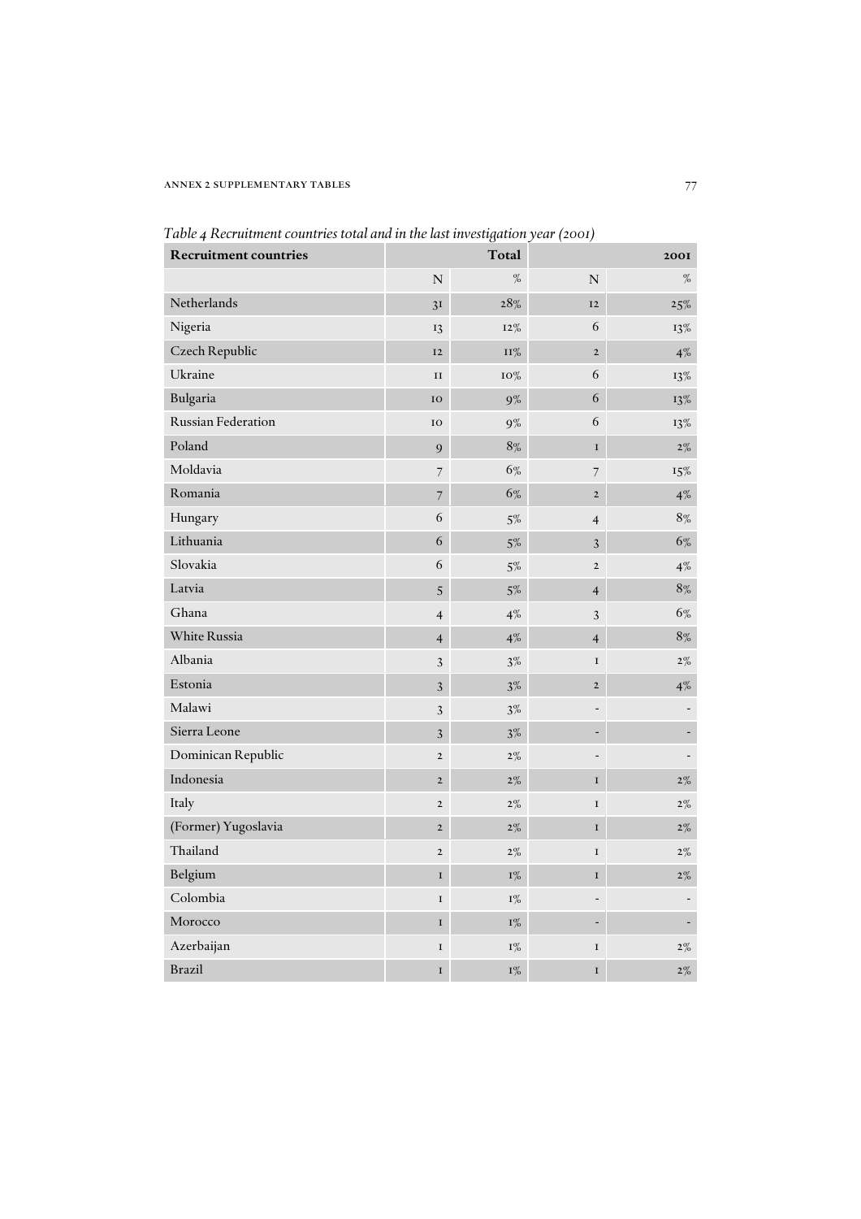*Table 4 Recruitment countries total and in the last investigation year (2001)*

| Recruitment countries | Total | | 2001 | |
|---|---|---|---|---|
| | N | % | N | % |
| Netherlands | 31 | 28% | 12 | 25% |
| Nigeria | 13 | 12% | 6 | 13% |
| Czech Republic | 12 | 11% | 2 | 4% |
| Ukraine | 11 | 10% | 6 | 13% |
| Bulgaria | 10 | 9% | 6 | 13% |
| Russian Federation | 10 | 9% | 6 | 13% |
| Poland | 9 | 8% | 1 | 2% |
| Moldavia | 7 | 6% | 7 | 15% |
| Romania | 7 | 6% | 2 | 4% |
| Hungary | 6 | 5% | 4 | 8% |
| Lithuania | 6 | 5% | 3 | 6% |
| Slovakia | 6 | 5% | 2 | 4% |
| Latvia | 5 | 5% | 4 | 8% |
| Ghana | 4 | 4% | 3 | 6% |
| White Russia | 4 | 4% | 4 | 8% |
| Albania | 3 | 3% | 1 | 2% |
| Estonia | 3 | 3% | 2 | 4% |
| Malawi | 3 | 3% | - | - |
| Sierra Leone | 3 | 3% | - | - |
| Dominican Republic | 2 | 2% | - | - |
| Indonesia | 2 | 2% | 1 | 2% |
| Italy | 2 | 2% | 1 | 2% |
| (Former) Yugoslavia | 2 | 2% | 1 | 2% |
| Thailand | 2 | 2% | 1 | 2% |
| Belgium | 1 | 1% | 1 | 2% |
| Colombia | 1 | 1% | - | - |
| Morocco | 1 | 1% | - | - |
| Azerbaijan | 1 | 1% | 1 | 2% |
| Brazil | 1 | 1% | 1 | 2% |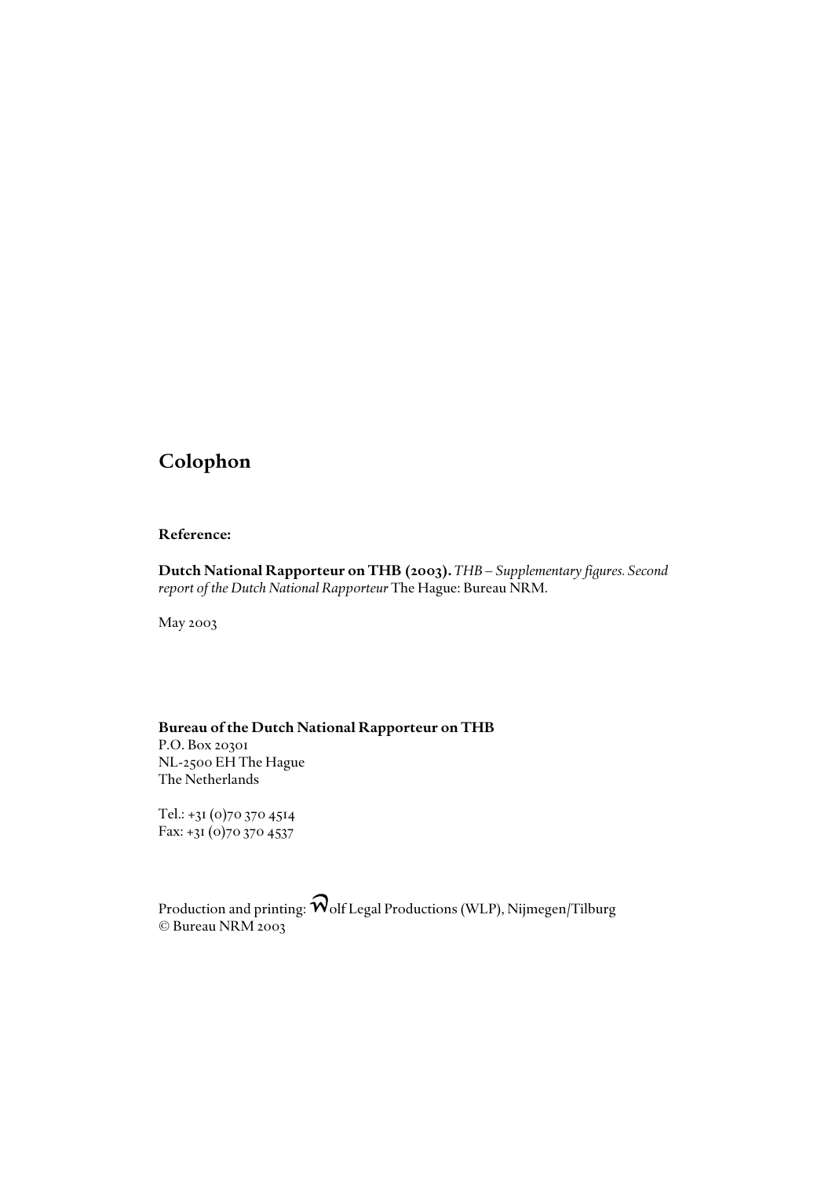# Colophon

**Reference:**

**Dutch National Rapporteur on THB (2003).** *THB – Supplementary figures. Second report of the Dutch National Rapporteur* The Hague: Bureau NRM.

May 2003

**Bureau of the Dutch National Rapporteur on THB**
P.O. Box 20301
NL-2500 EH The Hague
The Netherlands

Tel.: +31 (0)70 370 4514
Fax: +31 (0)70 370 4537

Production and printing: Wolf Legal Productions (WLP), Nijmegen/Tilburg
© Bureau NRM 2003